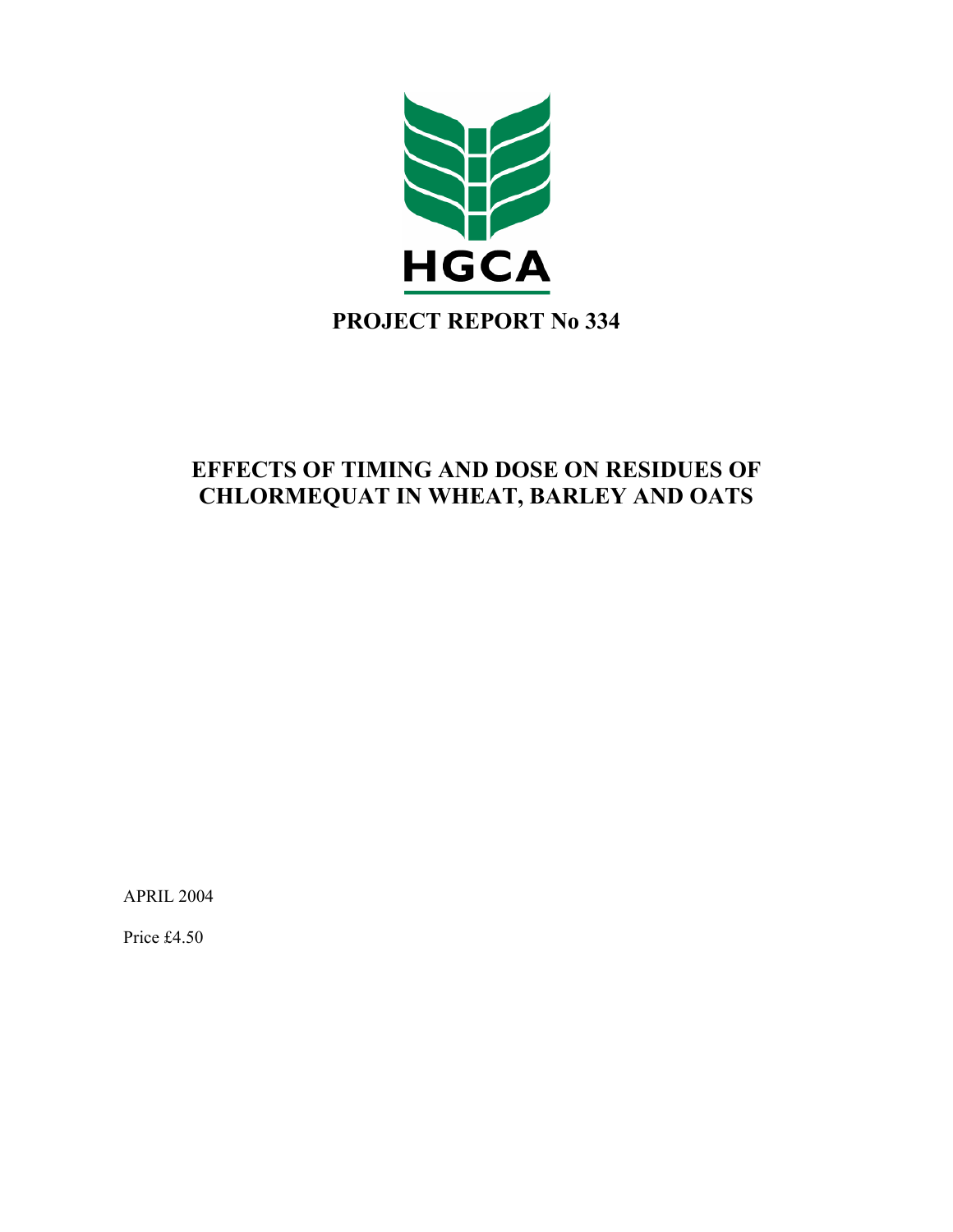HGCA

# PROJECT REPORT No 334

## EFFECTS OF TIMING AND DOSE ON RESIDUES OF CHLORMEQUAT IN WHEAT, BARLEY AND OATS

APRIL 2004

Price £4.50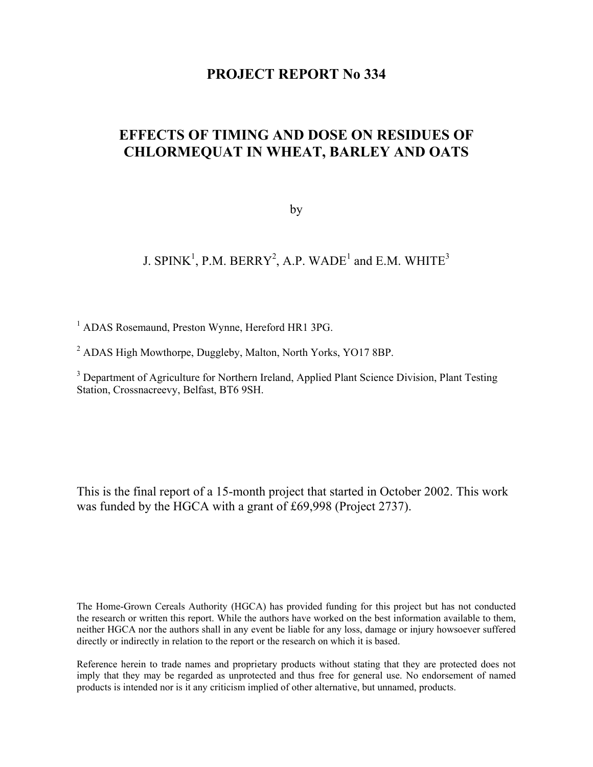# PROJECT REPORT No 334

# EFFECTS OF TIMING AND DOSE ON RESIDUES OF CHLORMEQUAT IN WHEAT, BARLEY AND OATS

by

J. SPINK[1], P.M. BERRY[2], A.P. WADE[1] and E.M. WHITE[3]

[1] ADAS Rosemaund, Preston Wynne, Hereford HR1 3PG.

[2] ADAS High Mowthorpe, Duggleby, Malton, North Yorks, YO17 8BP.

[3] Department of Agriculture for Northern Ireland, Applied Plant Science Division, Plant Testing Station, Crossnacreevy, Belfast, BT6 9SH.

This is the final report of a 15-month project that started in October 2002. This work was funded by the HGCA with a grant of £69,998 (Project 2737).

The Home-Grown Cereals Authority (HGCA) has provided funding for this project but has not conducted the research or written this report. While the authors have worked on the best information available to them, neither HGCA nor the authors shall in any event be liable for any loss, damage or injury howsoever suffered directly or indirectly in relation to the report or the research on which it is based.

Reference herein to trade names and proprietary products without stating that they are protected does not imply that they may be regarded as unprotected and thus free for general use. No endorsement of named products is intended nor is it any criticism implied of other alternative, but unnamed, products.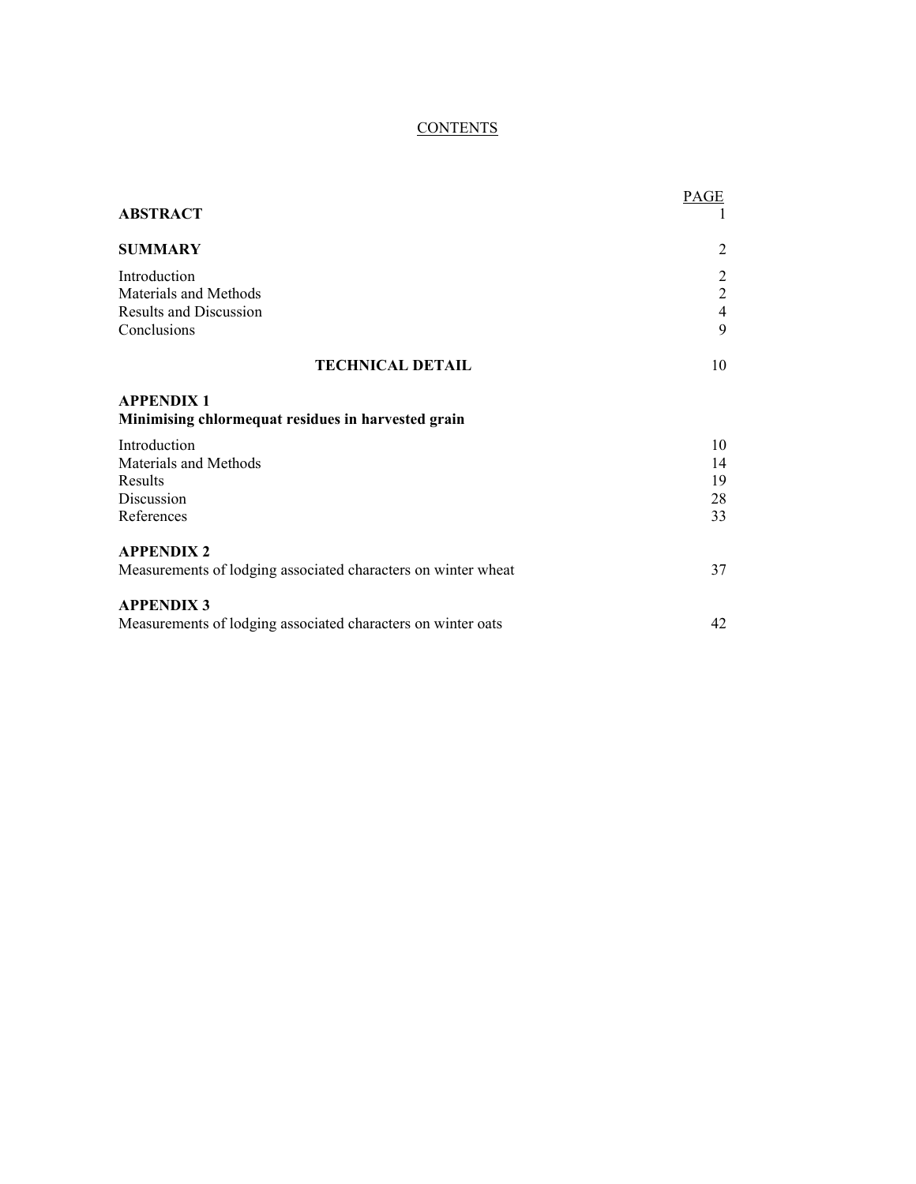# CONTENTS

| | PAGE |
|---|---|
| **ABSTRACT** | 1 |
| **SUMMARY** | 2 |
| Introduction | 2 |
| Materials and Methods | 2 |
| Results and Discussion | 4 |
| Conclusions | 9 |
| **TECHNICAL DETAIL** | 10 |
| **APPENDIX 1** | |
| **Minimising chlormequat residues in harvested grain** | |
| Introduction | 10 |
| Materials and Methods | 14 |
| Results | 19 |
| Discussion | 28 |
| References | 33 |
| **APPENDIX 2** | |
| Measurements of lodging associated characters on winter wheat | 37 |
| **APPENDIX 3** | |
| Measurements of lodging associated characters on winter oats | 42 |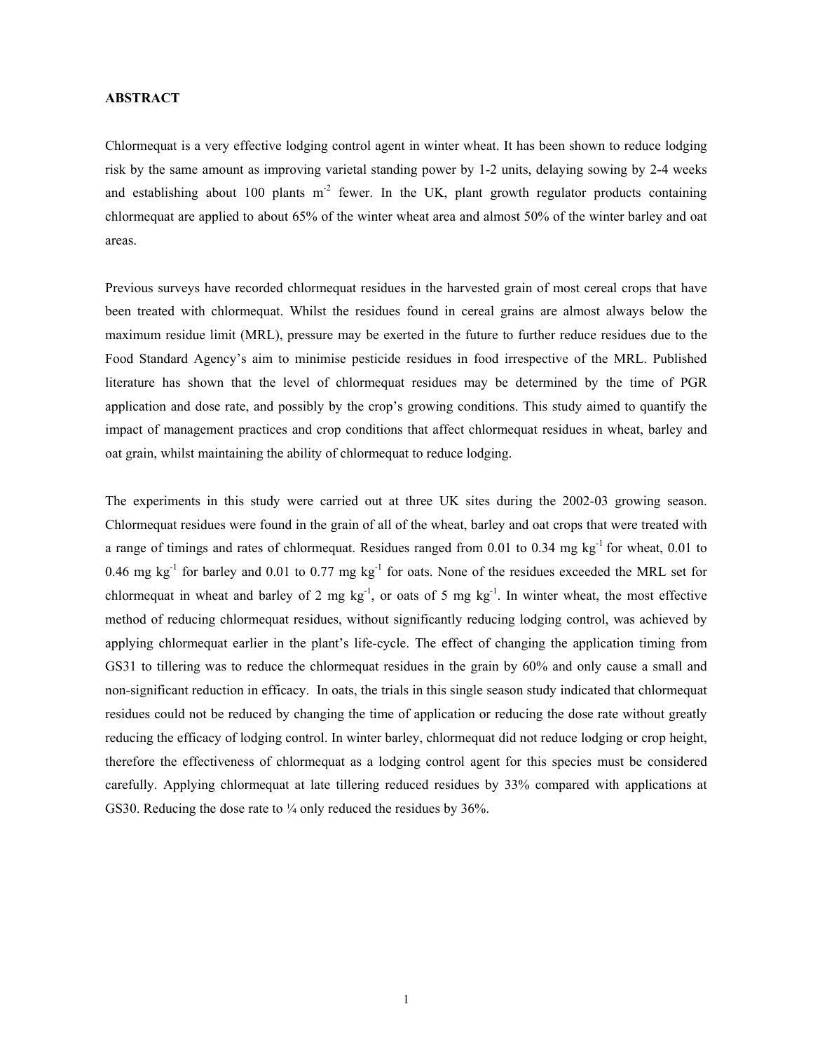## ABSTRACT

Chlormequat is a very effective lodging control agent in winter wheat. It has been shown to reduce lodging risk by the same amount as improving varietal standing power by 1-2 units, delaying sowing by 2-4 weeks and establishing about 100 plants $m^{-2}$ fewer. In the UK, plant growth regulator products containing chlormequat are applied to about 65% of the winter wheat area and almost 50% of the winter barley and oat areas.

Previous surveys have recorded chlormequat residues in the harvested grain of most cereal crops that have been treated with chlormequat. Whilst the residues found in cereal grains are almost always below the maximum residue limit (MRL), pressure may be exerted in the future to further reduce residues due to the Food Standard Agency's aim to minimise pesticide residues in food irrespective of the MRL. Published literature has shown that the level of chlormequat residues may be determined by the time of PGR application and dose rate, and possibly by the crop's growing conditions. This study aimed to quantify the impact of management practices and crop conditions that affect chlormequat residues in wheat, barley and oat grain, whilst maintaining the ability of chlormequat to reduce lodging.

The experiments in this study were carried out at three UK sites during the 2002-03 growing season. Chlormequat residues were found in the grain of all of the wheat, barley and oat crops that were treated with a range of timings and rates of chlormequat. Residues ranged from 0.01 to 0.34 mg $kg^{-1}$ for wheat, 0.01 to 0.46 mg $kg^{-1}$ for barley and 0.01 to 0.77 mg $kg^{-1}$ for oats. None of the residues exceeded the MRL set for chlormequat in wheat and barley of 2 mg $kg^{-1}$, or oats of 5 mg $kg^{-1}$. In winter wheat, the most effective method of reducing chlormequat residues, without significantly reducing lodging control, was achieved by applying chlormequat earlier in the plant's life-cycle. The effect of changing the application timing from GS31 to tillering was to reduce the chlormequat residues in the grain by 60% and only cause a small and non-significant reduction in efficacy. In oats, the trials in this single season study indicated that chlormequat residues could not be reduced by changing the time of application or reducing the dose rate without greatly reducing the efficacy of lodging control. In winter barley, chlormequat did not reduce lodging or crop height, therefore the effectiveness of chlormequat as a lodging control agent for this species must be considered carefully. Applying chlormequat at late tillering reduced residues by 33% compared with applications at GS30. Reducing the dose rate to ¼ only reduced the residues by 36%.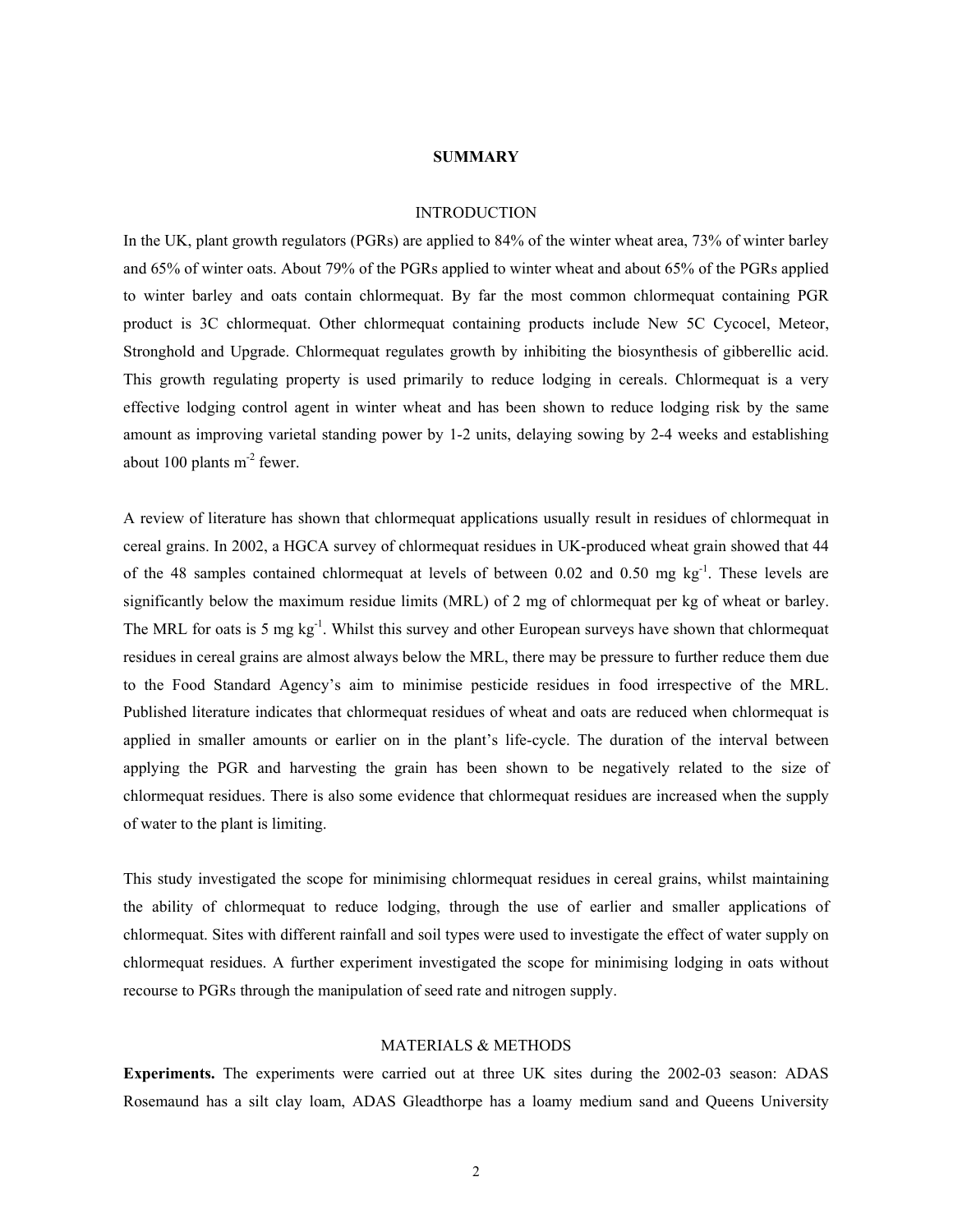# SUMMARY

## INTRODUCTION

In the UK, plant growth regulators (PGRs) are applied to 84% of the winter wheat area, 73% of winter barley and 65% of winter oats. About 79% of the PGRs applied to winter wheat and about 65% of the PGRs applied to winter barley and oats contain chlormequat. By far the most common chlormequat containing PGR product is 3C chlormequat. Other chlormequat containing products include New 5C Cycocel, Meteor, Stronghold and Upgrade. Chlormequat regulates growth by inhibiting the biosynthesis of gibberellic acid. This growth regulating property is used primarily to reduce lodging in cereals. Chlormequat is a very effective lodging control agent in winter wheat and has been shown to reduce lodging risk by the same amount as improving varietal standing power by 1-2 units, delaying sowing by 2-4 weeks and establishing about 100 plants $m^{-2}$ fewer.

A review of literature has shown that chlormequat applications usually result in residues of chlormequat in cereal grains. In 2002, a HGCA survey of chlormequat residues in UK-produced wheat grain showed that 44 of the 48 samples contained chlormequat at levels of between 0.02 and 0.50 mg $kg^{-1}$. These levels are significantly below the maximum residue limits (MRL) of 2 mg of chlormequat per kg of wheat or barley. The MRL for oats is 5 mg $kg^{-1}$. Whilst this survey and other European surveys have shown that chlormequat residues in cereal grains are almost always below the MRL, there may be pressure to further reduce them due to the Food Standard Agency's aim to minimise pesticide residues in food irrespective of the MRL. Published literature indicates that chlormequat residues of wheat and oats are reduced when chlormequat is applied in smaller amounts or earlier on in the plant's life-cycle. The duration of the interval between applying the PGR and harvesting the grain has been shown to be negatively related to the size of chlormequat residues. There is also some evidence that chlormequat residues are increased when the supply of water to the plant is limiting.

This study investigated the scope for minimising chlormequat residues in cereal grains, whilst maintaining the ability of chlormequat to reduce lodging, through the use of earlier and smaller applications of chlormequat. Sites with different rainfall and soil types were used to investigate the effect of water supply on chlormequat residues. A further experiment investigated the scope for minimising lodging in oats without recourse to PGRs through the manipulation of seed rate and nitrogen supply.

## MATERIALS & METHODS

**Experiments.** The experiments were carried out at three UK sites during the 2002-03 season: ADAS Rosemaund has a silt clay loam, ADAS Gleadthorpe has a loamy medium sand and Queens University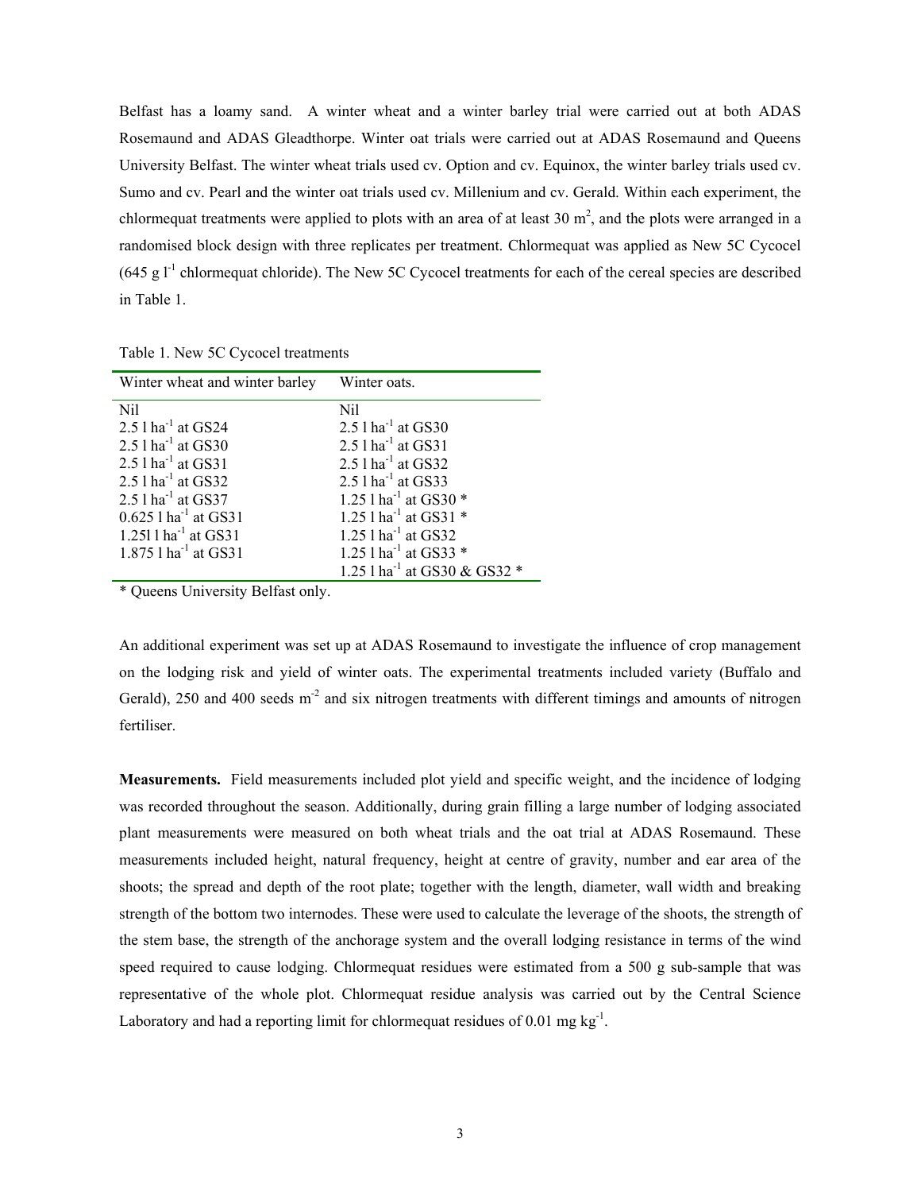Belfast has a loamy sand. A winter wheat and a winter barley trial were carried out at both ADAS Rosemaund and ADAS Gleadthorpe. Winter oat trials were carried out at ADAS Rosemaund and Queens University Belfast. The winter wheat trials used cv. Option and cv. Equinox, the winter barley trials used cv. Sumo and cv. Pearl and the winter oat trials used cv. Millenium and cv. Gerald. Within each experiment, the chlormequat treatments were applied to plots with an area of at least 30 $m^2$, and the plots were arranged in a randomised block design with three replicates per treatment. Chlormequat was applied as New 5C Cycocel (645 g $l^{-1}$ chlormequat chloride). The New 5C Cycocel treatments for each of the cereal species are described in Table 1.

Table 1. New 5C Cycocel treatments

| Winter wheat and winter barley | Winter oats. |
|---|---|
| Nil | Nil |
| 2.5 l $ha^{-1}$ at GS24 | 2.5 l $ha^{-1}$ at GS30 |
| 2.5 l $ha^{-1}$ at GS30 | 2.5 l $ha^{-1}$ at GS31 |
| 2.5 l $ha^{-1}$ at GS31 | 2.5 l $ha^{-1}$ at GS32 |
| 2.5 l $ha^{-1}$ at GS32 | 2.5 l $ha^{-1}$ at GS33 |
| 2.5 l $ha^{-1}$ at GS37 | 1.25 l $ha^{-1}$ at GS30 * |
| 0.625 l $ha^{-1}$ at GS31 | 1.25 l $ha^{-1}$ at GS31 * |
| 1.25l l $ha^{-1}$ at GS31 | 1.25 l $ha^{-1}$ at GS32 |
| 1.875 l $ha^{-1}$ at GS31 | 1.25 l $ha^{-1}$ at GS33 * |
| | 1.25 l $ha^{-1}$ at GS30 & GS32 * |

* Queens University Belfast only.

An additional experiment was set up at ADAS Rosemaund to investigate the influence of crop management on the lodging risk and yield of winter oats. The experimental treatments included variety (Buffalo and Gerald), 250 and 400 seeds $m^{-2}$ and six nitrogen treatments with different timings and amounts of nitrogen fertiliser.

**Measurements.** Field measurements included plot yield and specific weight, and the incidence of lodging was recorded throughout the season. Additionally, during grain filling a large number of lodging associated plant measurements were measured on both wheat trials and the oat trial at ADAS Rosemaund. These measurements included height, natural frequency, height at centre of gravity, number and ear area of the shoots; the spread and depth of the root plate; together with the length, diameter, wall width and breaking strength of the bottom two internodes. These were used to calculate the leverage of the shoots, the strength of the stem base, the strength of the anchorage system and the overall lodging resistance in terms of the wind speed required to cause lodging. Chlormequat residues were estimated from a 500 g sub-sample that was representative of the whole plot. Chlormequat residue analysis was carried out by the Central Science Laboratory and had a reporting limit for chlormequat residues of 0.01 mg $kg^{-1}$.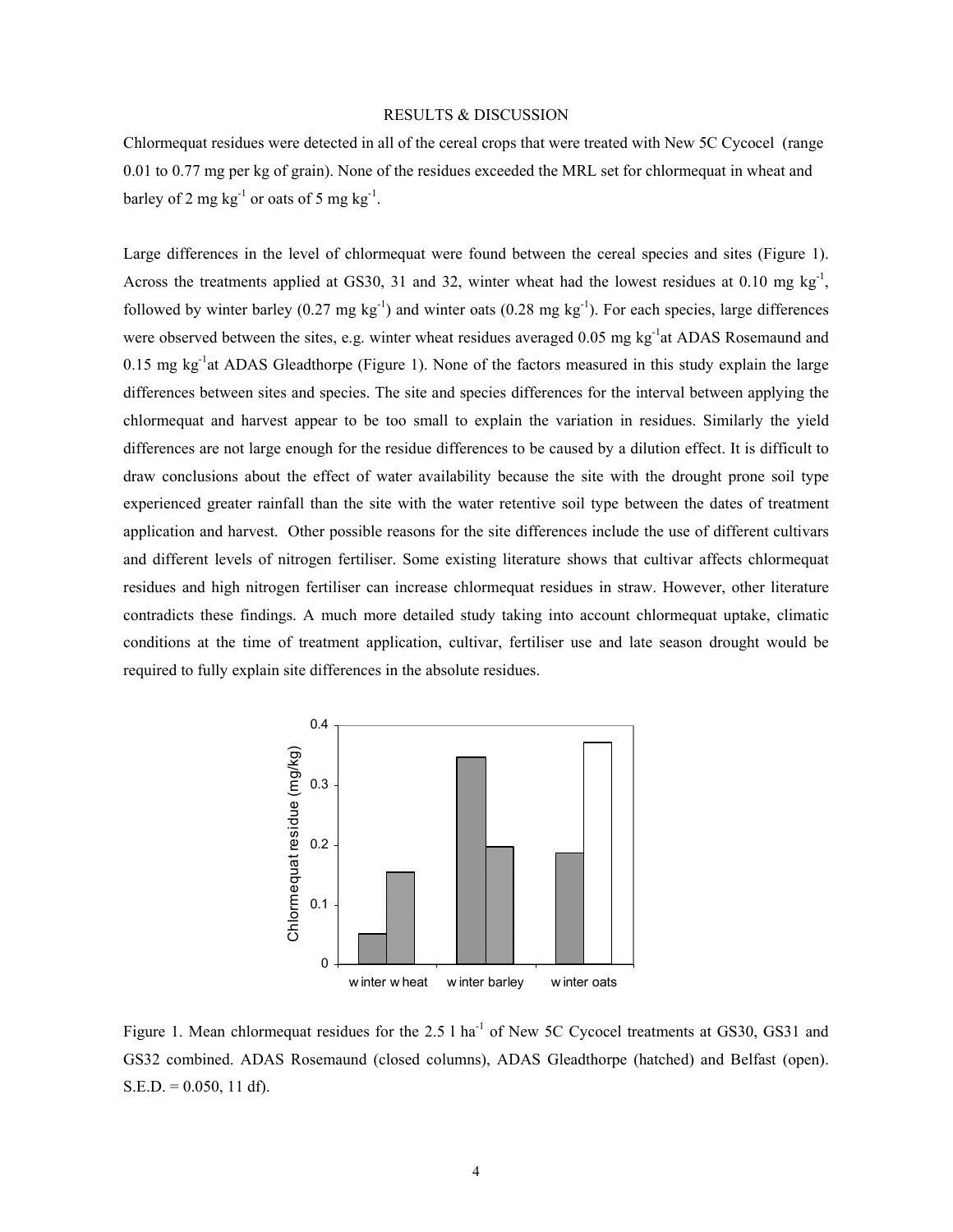## RESULTS & DISCUSSION

Chlormequat residues were detected in all of the cereal crops that were treated with New 5C Cycocel (range 0.01 to 0.77 mg per kg of grain). None of the residues exceeded the MRL set for chlormequat in wheat and barley of 2 mg $kg^{-1}$ or oats of 5 mg $kg^{-1}$.

Large differences in the level of chlormequat were found between the cereal species and sites (Figure 1). Across the treatments applied at GS30, 31 and 32, winter wheat had the lowest residues at 0.10 mg $kg^{-1}$, followed by winter barley (0.27 mg $kg^{-1}$) and winter oats (0.28 mg $kg^{-1}$). For each species, large differences were observed between the sites, e.g. winter wheat residues averaged 0.05 mg $kg^{-1}$at ADAS Rosemaund and 0.15 mg $kg^{-1}$at ADAS Gleadthorpe (Figure 1). None of the factors measured in this study explain the large differences between sites and species. The site and species differences for the interval between applying the chlormequat and harvest appear to be too small to explain the variation in residues. Similarly the yield differences are not large enough for the residue differences to be caused by a dilution effect. It is difficult to draw conclusions about the effect of water availability because the site with the drought prone soil type experienced greater rainfall than the site with the water retentive soil type between the dates of treatment application and harvest. Other possible reasons for the site differences include the use of different cultivars and different levels of nitrogen fertiliser. Some existing literature shows that cultivar affects chlormequat residues and high nitrogen fertiliser can increase chlormequat residues in straw. However, other literature contradicts these findings. A much more detailed study taking into account chlormequat uptake, climatic conditions at the time of treatment application, cultivar, fertiliser use and late season drought would be required to fully explain site differences in the absolute residues.

Figure 1. Mean chlormequat residues for the 2.5 l $ha^{-1}$ of New 5C Cycocel treatments at GS30, GS31 and GS32 combined. ADAS Rosemaund (closed columns), ADAS Gleadthorpe (hatched) and Belfast (open). S.E.D. = 0.050, 11 df).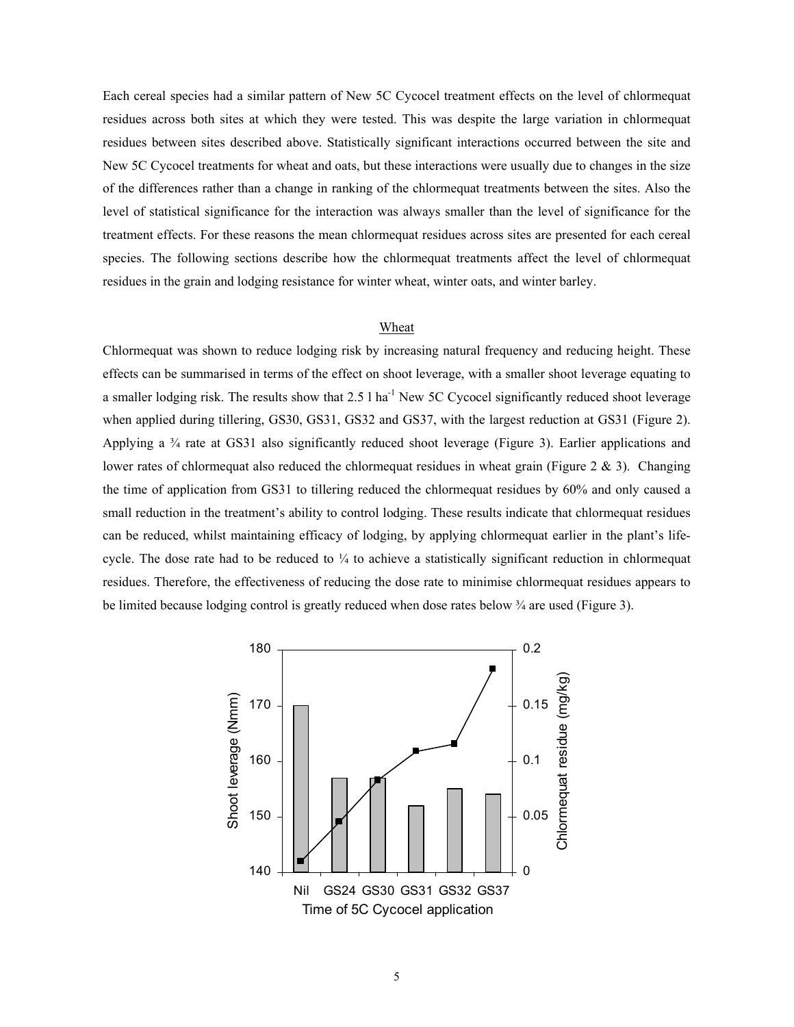Each cereal species had a similar pattern of New 5C Cycocel treatment effects on the level of chlormequat residues across both sites at which they were tested. This was despite the large variation in chlormequat residues between sites described above. Statistically significant interactions occurred between the site and New 5C Cycocel treatments for wheat and oats, but these interactions were usually due to changes in the size of the differences rather than a change in ranking of the chlormequat treatments between the sites. Also the level of statistical significance for the interaction was always smaller than the level of significance for the treatment effects. For these reasons the mean chlormequat residues across sites are presented for each cereal species. The following sections describe how the chlormequat treatments affect the level of chlormequat residues in the grain and lodging resistance for winter wheat, winter oats, and winter barley.

## Wheat

Chlormequat was shown to reduce lodging risk by increasing natural frequency and reducing height. These effects can be summarised in terms of the effect on shoot leverage, with a smaller shoot leverage equating to a smaller lodging risk. The results show that 2.5 l $ha^{-1}$ New 5C Cycocel significantly reduced shoot leverage when applied during tillering, GS30, GS31, GS32 and GS37, with the largest reduction at GS31 (Figure 2). Applying a ¾ rate at GS31 also significantly reduced shoot leverage (Figure 3). Earlier applications and lower rates of chlormequat also reduced the chlormequat residues in wheat grain (Figure 2 & 3). Changing the time of application from GS31 to tillering reduced the chlormequat residues by 60% and only caused a small reduction in the treatment's ability to control lodging. These results indicate that chlormequat residues can be reduced, whilst maintaining efficacy of lodging, by applying chlormequat earlier in the plant's life-cycle. The dose rate had to be reduced to ¼ to achieve a statistically significant reduction in chlormequat residues. Therefore, the effectiveness of reducing the dose rate to minimise chlormequat residues appears to be limited because lodging control is greatly reduced when dose rates below ¾ are used (Figure 3).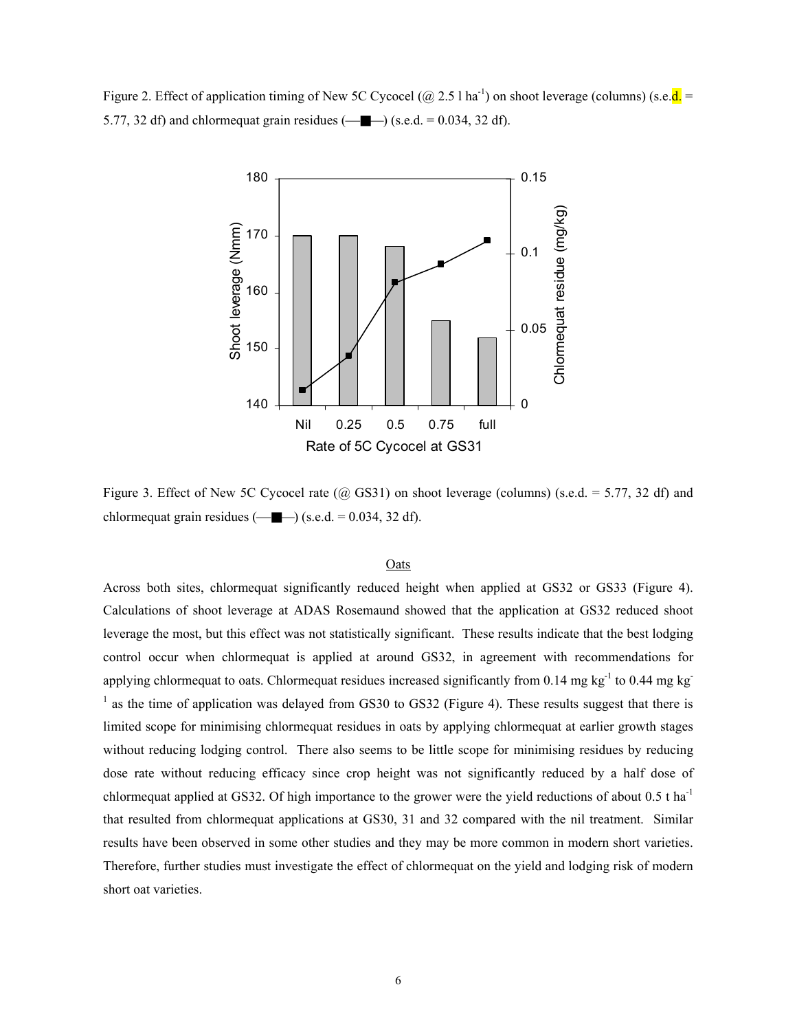Figure 2. Effect of application timing of New 5C Cycocel (@ 2.5 l ha$^{-1}$) on shoot leverage (columns) (s.e.d. = 5.77, 32 df) and chlormequat grain residues (—■—) (s.e.d. = 0.034, 32 df).

Figure 3. Effect of New 5C Cycocel rate (@ GS31) on shoot leverage (columns) (s.e.d. = 5.77, 32 df) and chlormequat grain residues (—■—) (s.e.d. = 0.034, 32 df).

<u>Oats</u>

Across both sites, chlormequat significantly reduced height when applied at GS32 or GS33 (Figure 4). Calculations of shoot leverage at ADAS Rosemaund showed that the application at GS32 reduced shoot leverage the most, but this effect was not statistically significant. These results indicate that the best lodging control occur when chlormequat is applied at around GS32, in agreement with recommendations for applying chlormequat to oats. Chlormequat residues increased significantly from 0.14 mg kg$^{-1}$ to 0.44 mg kg$^{-1}$ as the time of application was delayed from GS30 to GS32 (Figure 4). These results suggest that there is limited scope for minimising chlormequat residues in oats by applying chlormequat at earlier growth stages without reducing lodging control. There also seems to be little scope for minimising residues by reducing dose rate without reducing efficacy since crop height was not significantly reduced by a half dose of chlormequat applied at GS32. Of high importance to the grower were the yield reductions of about 0.5 t ha$^{-1}$ that resulted from chlormequat applications at GS30, 31 and 32 compared with the nil treatment. Similar results have been observed in some other studies and they may be more common in modern short varieties. Therefore, further studies must investigate the effect of chlormequat on the yield and lodging risk of modern short oat varieties.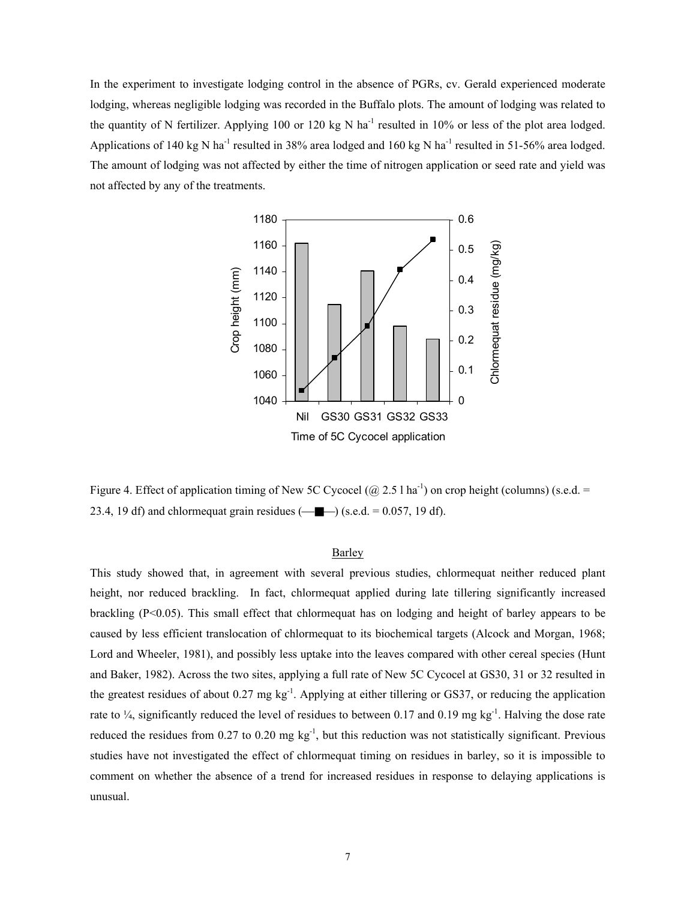In the experiment to investigate lodging control in the absence of PGRs, cv. Gerald experienced moderate lodging, whereas negligible lodging was recorded in the Buffalo plots. The amount of lodging was related to the quantity of N fertilizer. Applying 100 or 120 kg N ha$^{-1}$ resulted in 10% or less of the plot area lodged. Applications of 140 kg N ha$^{-1}$ resulted in 38% area lodged and 160 kg N ha$^{-1}$ resulted in 51-56% area lodged. The amount of lodging was not affected by either the time of nitrogen application or seed rate and yield was not affected by any of the treatments.

Figure 4. Effect of application timing of New 5C Cycocel (@ 2.5 l ha$^{-1}$) on crop height (columns) (s.e.d. = 23.4, 19 df) and chlormequat grain residues (—■—) (s.e.d. = 0.057, 19 df).

## Barley

This study showed that, in agreement with several previous studies, chlormequat neither reduced plant height, nor reduced brackling. In fact, chlormequat applied during late tillering significantly increased brackling ($P<0.05$). This small effect that chlormequat has on lodging and height of barley appears to be caused by less efficient translocation of chlormequat to its biochemical targets (Alcock and Morgan, 1968; Lord and Wheeler, 1981), and possibly less uptake into the leaves compared with other cereal species (Hunt and Baker, 1982). Across the two sites, applying a full rate of New 5C Cycocel at GS30, 31 or 32 resulted in the greatest residues of about 0.27 mg kg$^{-1}$. Applying at either tillering or GS37, or reducing the application rate to ¼, significantly reduced the level of residues to between 0.17 and 0.19 mg kg$^{-1}$. Halving the dose rate reduced the residues from 0.27 to 0.20 mg kg$^{-1}$, but this reduction was not statistically significant. Previous studies have not investigated the effect of chlormequat timing on residues in barley, so it is impossible to comment on whether the absence of a trend for increased residues in response to delaying applications is unusual.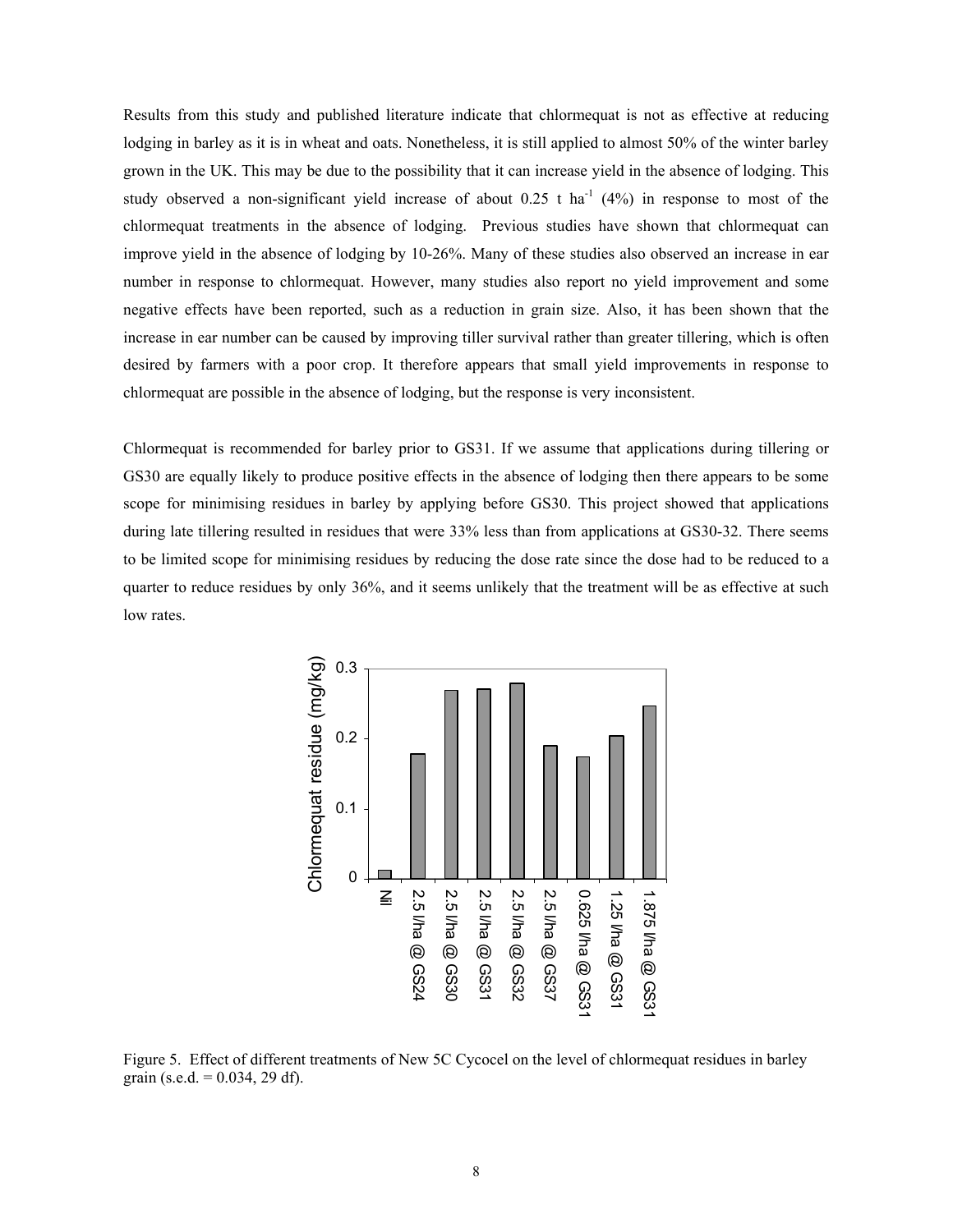Results from this study and published literature indicate that chlormequat is not as effective at reducing lodging in barley as it is in wheat and oats. Nonetheless, it is still applied to almost 50% of the winter barley grown in the UK. This may be due to the possibility that it can increase yield in the absence of lodging. This study observed a non-significant yield increase of about 0.25 t ha$^{-1}$ (4%) in response to most of the chlormequat treatments in the absence of lodging. Previous studies have shown that chlormequat can improve yield in the absence of lodging by 10-26%. Many of these studies also observed an increase in ear number in response to chlormequat. However, many studies also report no yield improvement and some negative effects have been reported, such as a reduction in grain size. Also, it has been shown that the increase in ear number can be caused by improving tiller survival rather than greater tillering, which is often desired by farmers with a poor crop. It therefore appears that small yield improvements in response to chlormequat are possible in the absence of lodging, but the response is very inconsistent.

Chlormequat is recommended for barley prior to GS31. If we assume that applications during tillering or GS30 are equally likely to produce positive effects in the absence of lodging then there appears to be some scope for minimising residues in barley by applying before GS30. This project showed that applications during late tillering resulted in residues that were 33% less than from applications at GS30-32. There seems to be limited scope for minimising residues by reducing the dose rate since the dose had to be reduced to a quarter to reduce residues by only 36%, and it seems unlikely that the treatment will be as effective at such low rates.

Figure 5. Effect of different treatments of New 5C Cycocel on the level of chlormequat residues in barley grain (s.e.d. = 0.034, 29 df).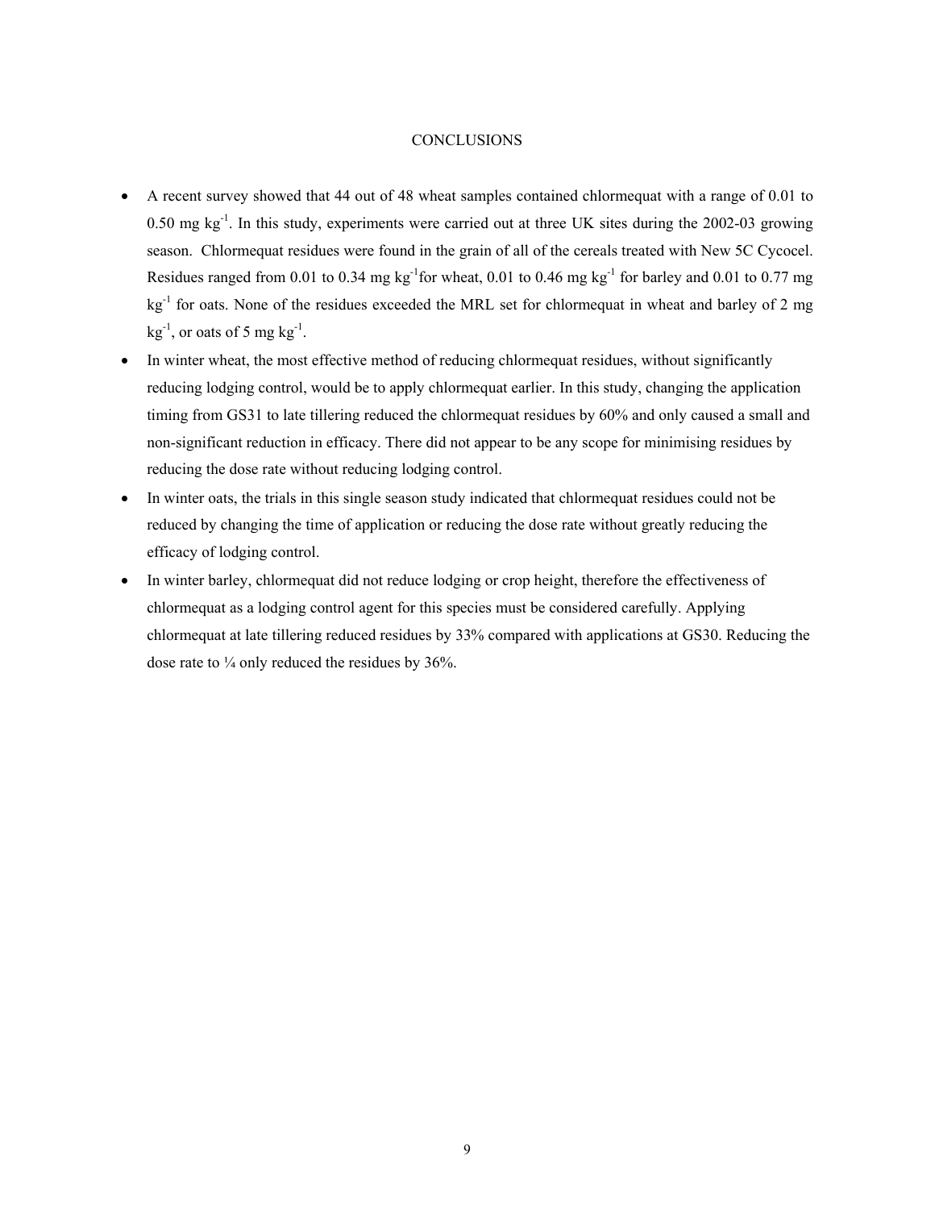# CONCLUSIONS

- A recent survey showed that 44 out of 48 wheat samples contained chlormequat with a range of 0.01 to 0.50 mg $kg^{-1}$. In this study, experiments were carried out at three UK sites during the 2002-03 growing season. Chlormequat residues were found in the grain of all of the cereals treated with New 5C Cycocel. Residues ranged from 0.01 to 0.34 mg $kg^{-1}$for wheat, 0.01 to 0.46 mg $kg^{-1}$ for barley and 0.01 to 0.77 mg $kg^{-1}$ for oats. None of the residues exceeded the MRL set for chlormequat in wheat and barley of 2 mg $kg^{-1}$, or oats of 5 mg $kg^{-1}$.
- In winter wheat, the most effective method of reducing chlormequat residues, without significantly reducing lodging control, would be to apply chlormequat earlier. In this study, changing the application timing from GS31 to late tillering reduced the chlormequat residues by 60% and only caused a small and non-significant reduction in efficacy. There did not appear to be any scope for minimising residues by reducing the dose rate without reducing lodging control.
- In winter oats, the trials in this single season study indicated that chlormequat residues could not be reduced by changing the time of application or reducing the dose rate without greatly reducing the efficacy of lodging control.
- In winter barley, chlormequat did not reduce lodging or crop height, therefore the effectiveness of chlormequat as a lodging control agent for this species must be considered carefully. Applying chlormequat at late tillering reduced residues by 33% compared with applications at GS30. Reducing the dose rate to ¼ only reduced the residues by 36%.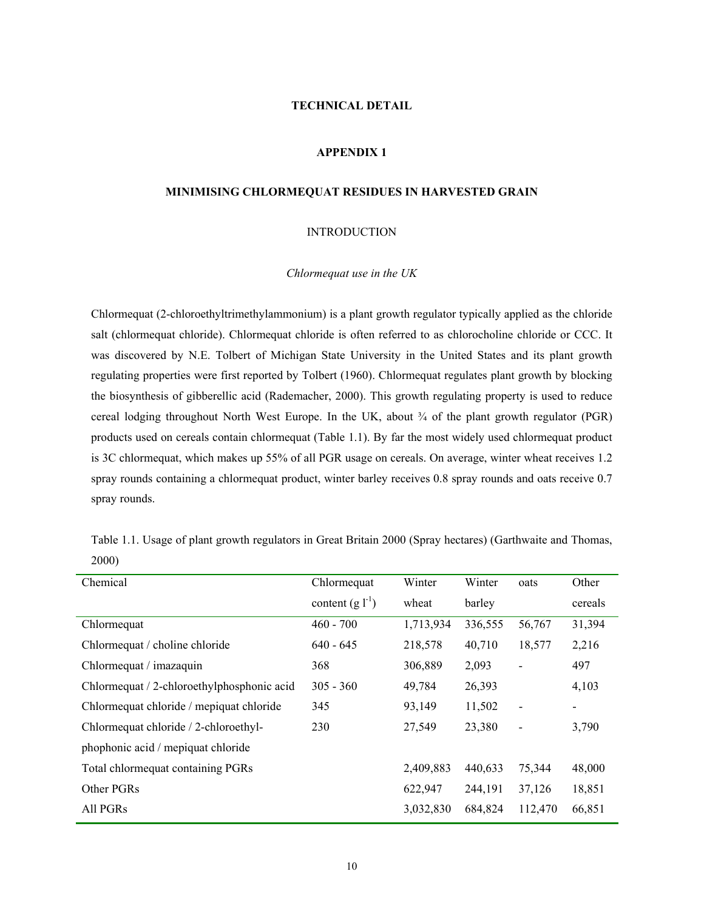# TECHNICAL DETAIL

## APPENDIX 1

## MINIMISING CHLORMEQUAT RESIDUES IN HARVESTED GRAIN

### INTRODUCTION

#### *Chlormequat use in the UK*

Chlormequat (2-chloroethyltrimethylammonium) is a plant growth regulator typically applied as the chloride salt (chlormequat chloride). Chlormequat chloride is often referred to as chlorocholine chloride or CCC. It was discovered by N.E. Tolbert of Michigan State University in the United States and its plant growth regulating properties were first reported by Tolbert (1960). Chlormequat regulates plant growth by blocking the biosynthesis of gibberellic acid (Rademacher, 2000). This growth regulating property is used to reduce cereal lodging throughout North West Europe. In the UK, about ¾ of the plant growth regulator (PGR) products used on cereals contain chlormequat (Table 1.1). By far the most widely used chlormequat product is 3C chlormequat, which makes up 55% of all PGR usage on cereals. On average, winter wheat receives 1.2 spray rounds containing a chlormequat product, winter barley receives 0.8 spray rounds and oats receive 0.7 spray rounds.

Table 1.1. Usage of plant growth regulators in Great Britain 2000 (Spray hectares) (Garthwaite and Thomas, 2000)

| Chemical | Chlormequat content (g $l^{-1}$) | Winter wheat | Winter barley | oats | Other cereals |
|---|---|---|---|---|---|
| Chlormequat | 460 - 700 | 1,713,934 | 336,555 | 56,767 | 31,394 |
| Chlormequat / choline chloride | 640 - 645 | 218,578 | 40,710 | 18,577 | 2,216 |
| Chlormequat / imazaquin | 368 | 306,889 | 2,093 | - | 497 |
| Chlormequat / 2-chloroethylphosphonic acid | 305 - 360 | 49,784 | 26,393 | | 4,103 |
| Chlormequat chloride / mepiquat chloride | 345 | 93,149 | 11,502 | - | - |
| Chlormequat chloride / 2-chloroethyl-phophonic acid / mepiquat chloride | 230 | 27,549 | 23,380 | - | 3,790 |
| Total chlormequat containing PGRs | | 2,409,883 | 440,633 | 75,344 | 48,000 |
| Other PGRs | | 622,947 | 244,191 | 37,126 | 18,851 |
| All PGRs | | 3,032,830 | 684,824 | 112,470 | 66,851 |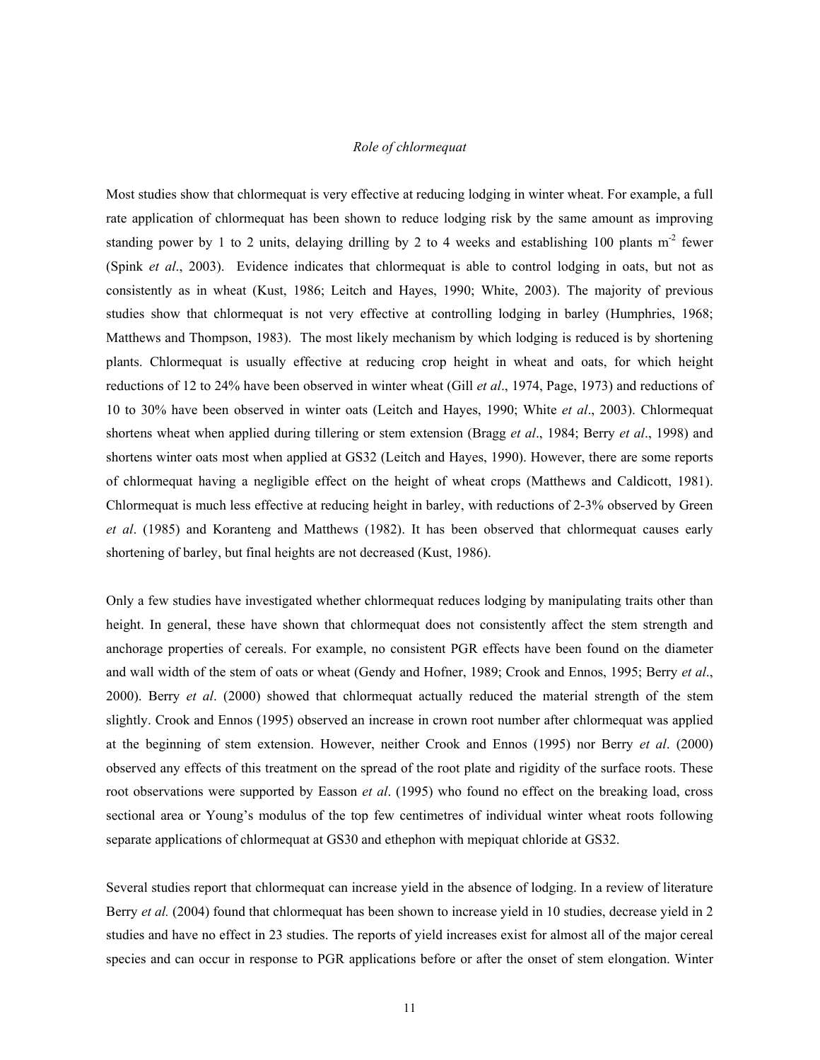*Role of chlormequat*

Most studies show that chlormequat is very effective at reducing lodging in winter wheat. For example, a full rate application of chlormequat has been shown to reduce lodging risk by the same amount as improving standing power by 1 to 2 units, delaying drilling by 2 to 4 weeks and establishing 100 plants $m^{-2}$ fewer (Spink *et al*., 2003). Evidence indicates that chlormequat is able to control lodging in oats, but not as consistently as in wheat (Kust, 1986; Leitch and Hayes, 1990; White, 2003). The majority of previous studies show that chlormequat is not very effective at controlling lodging in barley (Humphries, 1968; Matthews and Thompson, 1983). The most likely mechanism by which lodging is reduced is by shortening plants. Chlormequat is usually effective at reducing crop height in wheat and oats, for which height reductions of 12 to 24% have been observed in winter wheat (Gill *et al*., 1974, Page, 1973) and reductions of 10 to 30% have been observed in winter oats (Leitch and Hayes, 1990; White *et al*., 2003). Chlormequat shortens wheat when applied during tillering or stem extension (Bragg *et al*., 1984; Berry *et al*., 1998) and shortens winter oats most when applied at GS32 (Leitch and Hayes, 1990). However, there are some reports of chlormequat having a negligible effect on the height of wheat crops (Matthews and Caldicott, 1981). Chlormequat is much less effective at reducing height in barley, with reductions of 2-3% observed by Green *et al*. (1985) and Koranteng and Matthews (1982). It has been observed that chlormequat causes early shortening of barley, but final heights are not decreased (Kust, 1986).

Only a few studies have investigated whether chlormequat reduces lodging by manipulating traits other than height. In general, these have shown that chlormequat does not consistently affect the stem strength and anchorage properties of cereals. For example, no consistent PGR effects have been found on the diameter and wall width of the stem of oats or wheat (Gendy and Hofner, 1989; Crook and Ennos, 1995; Berry *et al*., 2000). Berry *et al*. (2000) showed that chlormequat actually reduced the material strength of the stem slightly. Crook and Ennos (1995) observed an increase in crown root number after chlormequat was applied at the beginning of stem extension. However, neither Crook and Ennos (1995) nor Berry *et al*. (2000) observed any effects of this treatment on the spread of the root plate and rigidity of the surface roots. These root observations were supported by Easson *et al*. (1995) who found no effect on the breaking load, cross sectional area or Young's modulus of the top few centimetres of individual winter wheat roots following separate applications of chlormequat at GS30 and ethephon with mepiquat chloride at GS32.

Several studies report that chlormequat can increase yield in the absence of lodging. In a review of literature Berry *et al.* (2004) found that chlormequat has been shown to increase yield in 10 studies, decrease yield in 2 studies and have no effect in 23 studies. The reports of yield increases exist for almost all of the major cereal species and can occur in response to PGR applications before or after the onset of stem elongation. Winter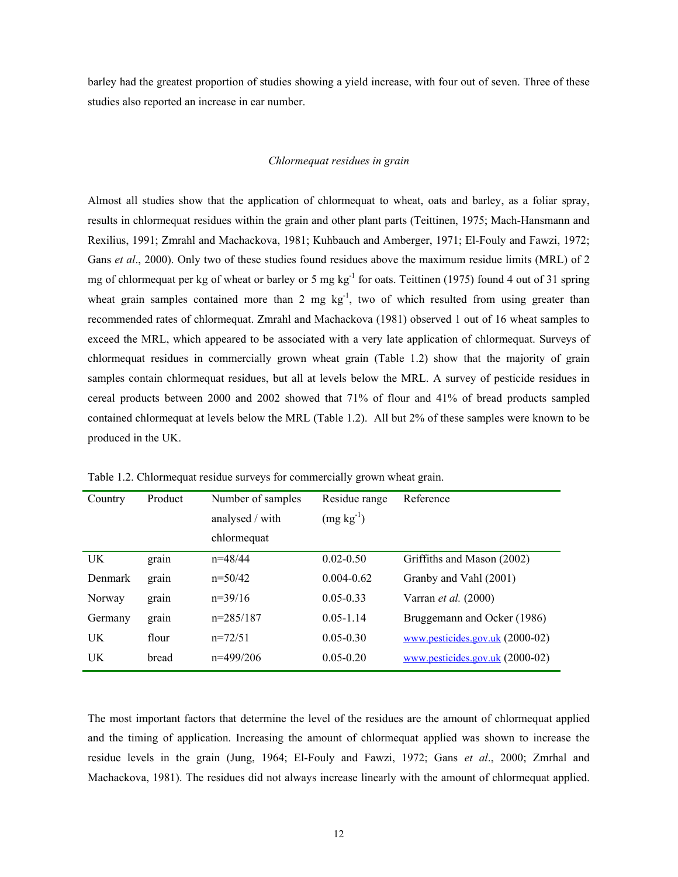barley had the greatest proportion of studies showing a yield increase, with four out of seven. Three of these studies also reported an increase in ear number.

### *Chlormequat residues in grain*

Almost all studies show that the application of chlormequat to wheat, oats and barley, as a foliar spray, results in chlormequat residues within the grain and other plant parts (Teittinen, 1975; Mach-Hansmann and Rexilius, 1991; Zmrahl and Machackova, 1981; Kuhbauch and Amberger, 1971; El-Fouly and Fawzi, 1972; Gans *et al*., 2000). Only two of these studies found residues above the maximum residue limits (MRL) of 2 mg of chlormequat per kg of wheat or barley or 5 mg $kg^{-1}$ for oats. Teittinen (1975) found 4 out of 31 spring wheat grain samples contained more than 2 mg $kg^{-1}$, two of which resulted from using greater than recommended rates of chlormequat. Zmrahl and Machackova (1981) observed 1 out of 16 wheat samples to exceed the MRL, which appeared to be associated with a very late application of chlormequat. Surveys of chlormequat residues in commercially grown wheat grain (Table 1.2) show that the majority of grain samples contain chlormequat residues, but all at levels below the MRL. A survey of pesticide residues in cereal products between 2000 and 2002 showed that 71% of flour and 41% of bread products sampled contained chlormequat at levels below the MRL (Table 1.2). All but 2% of these samples were known to be produced in the UK.

Table 1.2. Chlormequat residue surveys for commercially grown wheat grain.

| Country | Product | Number of samples analysed / with chlormequat | Residue range (mg $kg^{-1}$) | Reference |
|---|---|---|---|---|
| UK | grain | n=48/44 | 0.02-0.50 | Griffiths and Mason (2002) |
| Denmark | grain | n=50/42 | 0.004-0.62 | Granby and Vahl (2001) |
| Norway | grain | n=39/16 | 0.05-0.33 | Varran *et al.* (2000) |
| Germany | grain | n=285/187 | 0.05-1.14 | Bruggemann and Ocker (1986) |
| UK | flour | n=72/51 | 0.05-0.30 | www.pesticides.gov.uk (2000-02) |
| UK | bread | n=499/206 | 0.05-0.20 | www.pesticides.gov.uk (2000-02) |

The most important factors that determine the level of the residues are the amount of chlormequat applied and the timing of application. Increasing the amount of chlormequat applied was shown to increase the residue levels in the grain (Jung, 1964; El-Fouly and Fawzi, 1972; Gans *et al*., 2000; Zmrhal and Machackova, 1981). The residues did not always increase linearly with the amount of chlormequat applied.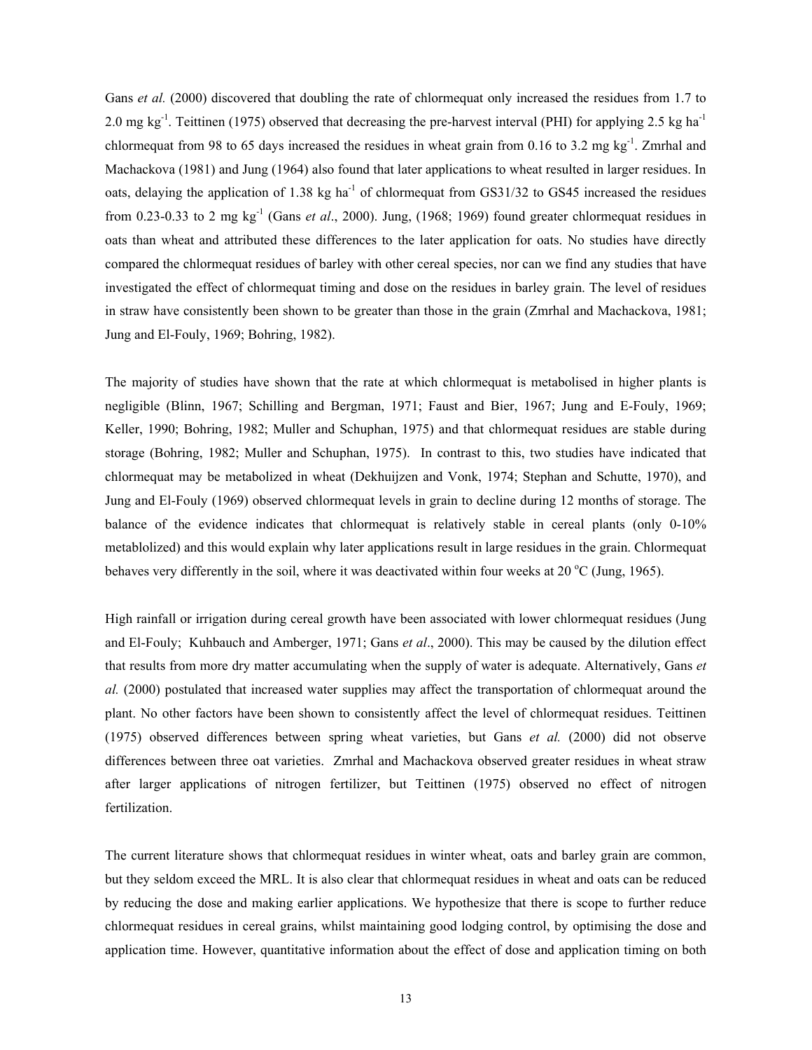Gans *et al.* (2000) discovered that doubling the rate of chlormequat only increased the residues from 1.7 to 2.0 mg $kg^{-1}$. Teittinen (1975) observed that decreasing the pre-harvest interval (PHI) for applying 2.5 kg $ha^{-1}$ chlormequat from 98 to 65 days increased the residues in wheat grain from 0.16 to 3.2 mg $kg^{-1}$. Zmrhal and Machackova (1981) and Jung (1964) also found that later applications to wheat resulted in larger residues. In oats, delaying the application of 1.38 kg $ha^{-1}$ of chlormequat from GS31/32 to GS45 increased the residues from 0.23-0.33 to 2 mg $kg^{-1}$ (Gans *et al*., 2000). Jung, (1968; 1969) found greater chlormequat residues in oats than wheat and attributed these differences to the later application for oats. No studies have directly compared the chlormequat residues of barley with other cereal species, nor can we find any studies that have investigated the effect of chlormequat timing and dose on the residues in barley grain. The level of residues in straw have consistently been shown to be greater than those in the grain (Zmrhal and Machackova, 1981; Jung and El-Fouly, 1969; Bohring, 1982).

The majority of studies have shown that the rate at which chlormequat is metabolised in higher plants is negligible (Blinn, 1967; Schilling and Bergman, 1971; Faust and Bier, 1967; Jung and E-Fouly, 1969; Keller, 1990; Bohring, 1982; Muller and Schuphan, 1975) and that chlormequat residues are stable during storage (Bohring, 1982; Muller and Schuphan, 1975). In contrast to this, two studies have indicated that chlormequat may be metabolized in wheat (Dekhuijzen and Vonk, 1974; Stephan and Schutte, 1970), and Jung and El-Fouly (1969) observed chlormequat levels in grain to decline during 12 months of storage. The balance of the evidence indicates that chlormequat is relatively stable in cereal plants (only 0-10% metablolized) and this would explain why later applications result in large residues in the grain. Chlormequat behaves very differently in the soil, where it was deactivated within four weeks at 20 $^{o}$C (Jung, 1965).

High rainfall or irrigation during cereal growth have been associated with lower chlormequat residues (Jung and El-Fouly; Kuhbauch and Amberger, 1971; Gans *et al*., 2000). This may be caused by the dilution effect that results from more dry matter accumulating when the supply of water is adequate. Alternatively, Gans *et al.* (2000) postulated that increased water supplies may affect the transportation of chlormequat around the plant. No other factors have been shown to consistently affect the level of chlormequat residues. Teittinen (1975) observed differences between spring wheat varieties, but Gans *et al.* (2000) did not observe differences between three oat varieties. Zmrhal and Machackova observed greater residues in wheat straw after larger applications of nitrogen fertilizer, but Teittinen (1975) observed no effect of nitrogen fertilization.

The current literature shows that chlormequat residues in winter wheat, oats and barley grain are common, but they seldom exceed the MRL. It is also clear that chlormequat residues in wheat and oats can be reduced by reducing the dose and making earlier applications. We hypothesize that there is scope to further reduce chlormequat residues in cereal grains, whilst maintaining good lodging control, by optimising the dose and application time. However, quantitative information about the effect of dose and application timing on both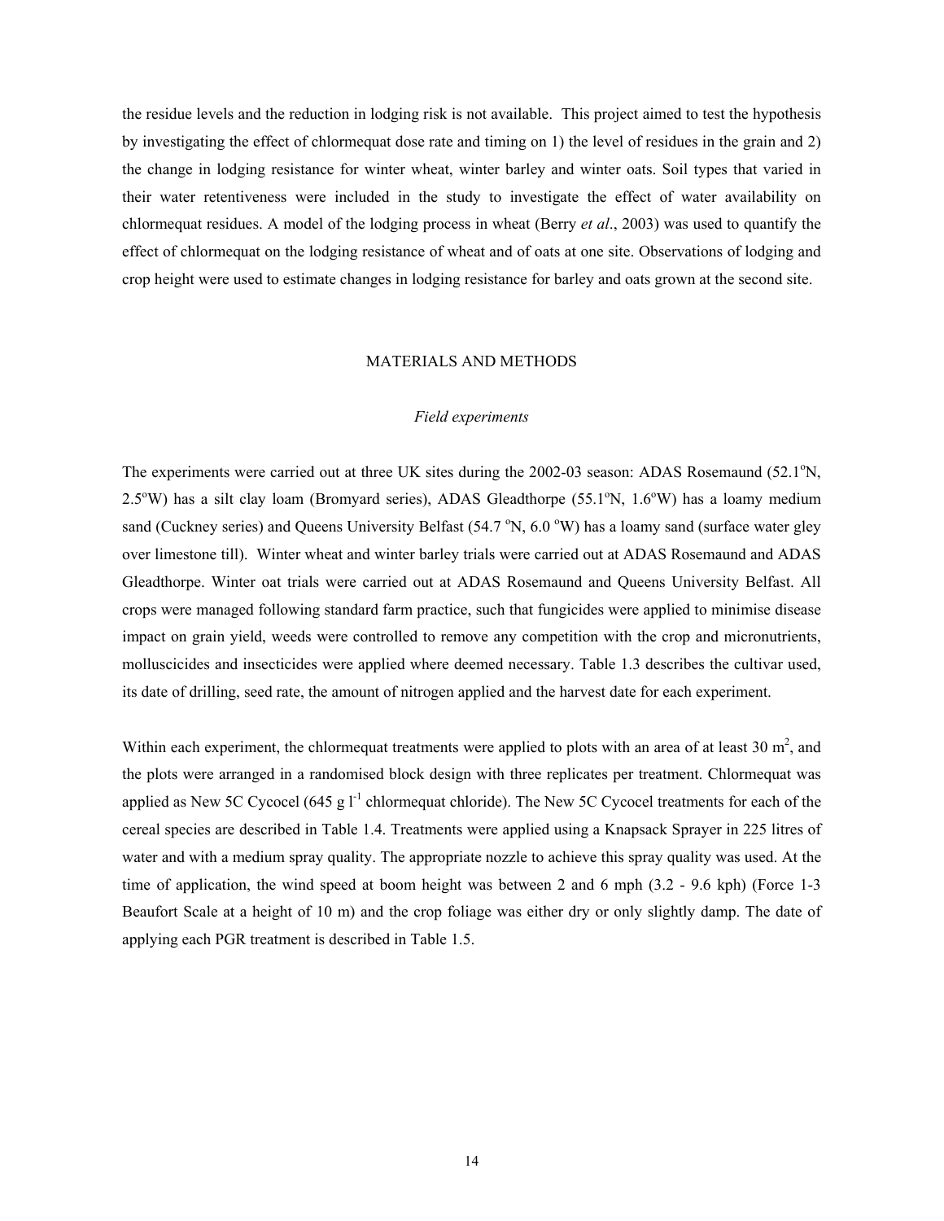the residue levels and the reduction in lodging risk is not available. This project aimed to test the hypothesis by investigating the effect of chlormequat dose rate and timing on 1) the level of residues in the grain and 2) the change in lodging resistance for winter wheat, winter barley and winter oats. Soil types that varied in their water retentiveness were included in the study to investigate the effect of water availability on chlormequat residues. A model of the lodging process in wheat (Berry *et al*., 2003) was used to quantify the effect of chlormequat on the lodging resistance of wheat and of oats at one site. Observations of lodging and crop height were used to estimate changes in lodging resistance for barley and oats grown at the second site.

## MATERIALS AND METHODS

### *Field experiments*

The experiments were carried out at three UK sites during the 2002-03 season: ADAS Rosemaund (52.1°N, 2.5°W) has a silt clay loam (Bromyard series), ADAS Gleadthorpe (55.1°N, 1.6°W) has a loamy medium sand (Cuckney series) and Queens University Belfast (54.7 °N, 6.0 °W) has a loamy sand (surface water gley over limestone till). Winter wheat and winter barley trials were carried out at ADAS Rosemaund and ADAS Gleadthorpe. Winter oat trials were carried out at ADAS Rosemaund and Queens University Belfast. All crops were managed following standard farm practice, such that fungicides were applied to minimise disease impact on grain yield, weeds were controlled to remove any competition with the crop and micronutrients, molluscicides and insecticides were applied where deemed necessary. Table 1.3 describes the cultivar used, its date of drilling, seed rate, the amount of nitrogen applied and the harvest date for each experiment.

Within each experiment, the chlormequat treatments were applied to plots with an area of at least 30 $m^2$, and the plots were arranged in a randomised block design with three replicates per treatment. Chlormequat was applied as New 5C Cycocel (645 g $l^{-1}$ chlormequat chloride). The New 5C Cycocel treatments for each of the cereal species are described in Table 1.4. Treatments were applied using a Knapsack Sprayer in 225 litres of water and with a medium spray quality. The appropriate nozzle to achieve this spray quality was used. At the time of application, the wind speed at boom height was between 2 and 6 mph (3.2 - 9.6 kph) (Force 1-3 Beaufort Scale at a height of 10 m) and the crop foliage was either dry or only slightly damp. The date of applying each PGR treatment is described in Table 1.5.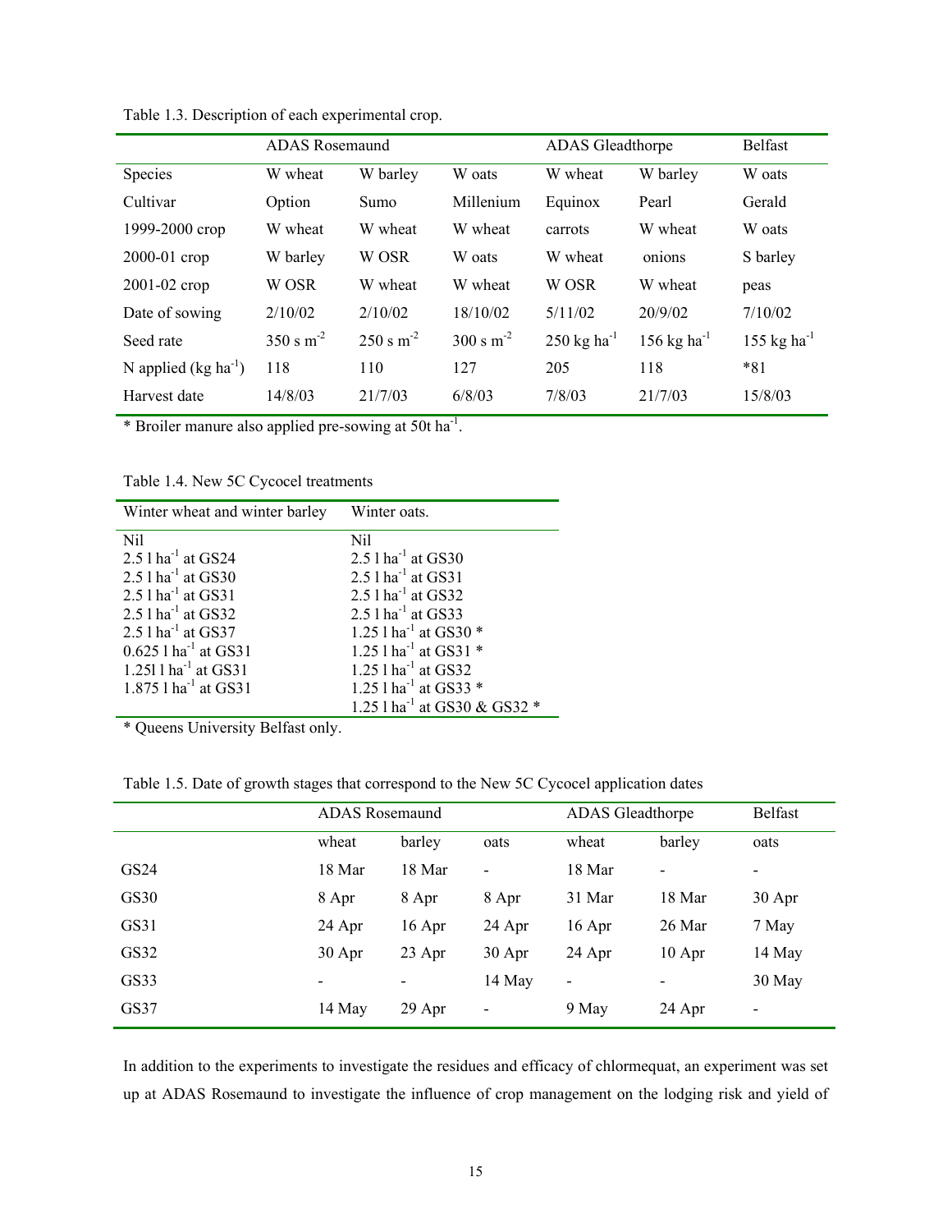Table 1.3. Description of each experimental crop.

| | ADAS Rosemaund | | | ADAS Gleadthorpe | | Belfast |
|---|---|---|---|---|---|---|
| Species | W wheat | W barley | W oats | W wheat | W barley | W oats |
| Cultivar | Option | Sumo | Millenium | Equinox | Pearl | Gerald |
| 1999-2000 crop | W wheat | W wheat | W wheat | carrots | W wheat | W oats |
| 2000-01 crop | W barley | W OSR | W oats | W wheat | onions | S barley |
| 2001-02 crop | W OSR | W wheat | W wheat | W OSR | W wheat | peas |
| Date of sowing | 2/10/02 | 2/10/02 | 18/10/02 | 5/11/02 | 20/9/02 | 7/10/02 |
| Seed rate | 350 s $m^{-2}$ | 250 s $m^{-2}$ | 300 s $m^{-2}$ | 250 kg $ha^{-1}$ | 156 kg $ha^{-1}$ | 155 kg $ha^{-1}$ |
| N applied (kg $ha^{-1}$) | 118 | 110 | 127 | 205 | 118 | *81 |
| Harvest date | 14/8/03 | 21/7/03 | 6/8/03 | 7/8/03 | 21/7/03 | 15/8/03 |

* Broiler manure also applied pre-sowing at 50t $ha^{-1}$.

Table 1.4. New 5C Cycocel treatments

| Winter wheat and winter barley | Winter oats. |
|---|---|
| Nil | Nil |
| 2.5 l $ha^{-1}$ at GS24 | 2.5 l $ha^{-1}$ at GS30 |
| 2.5 l $ha^{-1}$ at GS30 | 2.5 l $ha^{-1}$ at GS31 |
| 2.5 l $ha^{-1}$ at GS31 | 2.5 l $ha^{-1}$ at GS32 |
| 2.5 l $ha^{-1}$ at GS32 | 2.5 l $ha^{-1}$ at GS33 |
| 2.5 l $ha^{-1}$ at GS37 | 1.25 l $ha^{-1}$ at GS30 * |
| 0.625 l $ha^{-1}$ at GS31 | 1.25 l $ha^{-1}$ at GS31 * |
| 1.25l l $ha^{-1}$ at GS31 | 1.25 l $ha^{-1}$ at GS32 |
| 1.875 l $ha^{-1}$ at GS31 | 1.25 l $ha^{-1}$ at GS33 * |
| | 1.25 l $ha^{-1}$ at GS30 & GS32 * |

* Queens University Belfast only.

Table 1.5. Date of growth stages that correspond to the New 5C Cycocel application dates

| | ADAS Rosemaund | | | ADAS Gleadthorpe | | Belfast |
|---|---|---|---|---|---|---|
| | wheat | barley | oats | wheat | barley | oats |
| GS24 | 18 Mar | 18 Mar | - | 18 Mar | - | - |
| GS30 | 8 Apr | 8 Apr | 8 Apr | 31 Mar | 18 Mar | 30 Apr |
| GS31 | 24 Apr | 16 Apr | 24 Apr | 16 Apr | 26 Mar | 7 May |
| GS32 | 30 Apr | 23 Apr | 30 Apr | 24 Apr | 10 Apr | 14 May |
| GS33 | - | - | 14 May | - | - | 30 May |
| GS37 | 14 May | 29 Apr | - | 9 May | 24 Apr | - |

In addition to the experiments to investigate the residues and efficacy of chlormequat, an experiment was set up at ADAS Rosemaund to investigate the influence of crop management on the lodging risk and yield of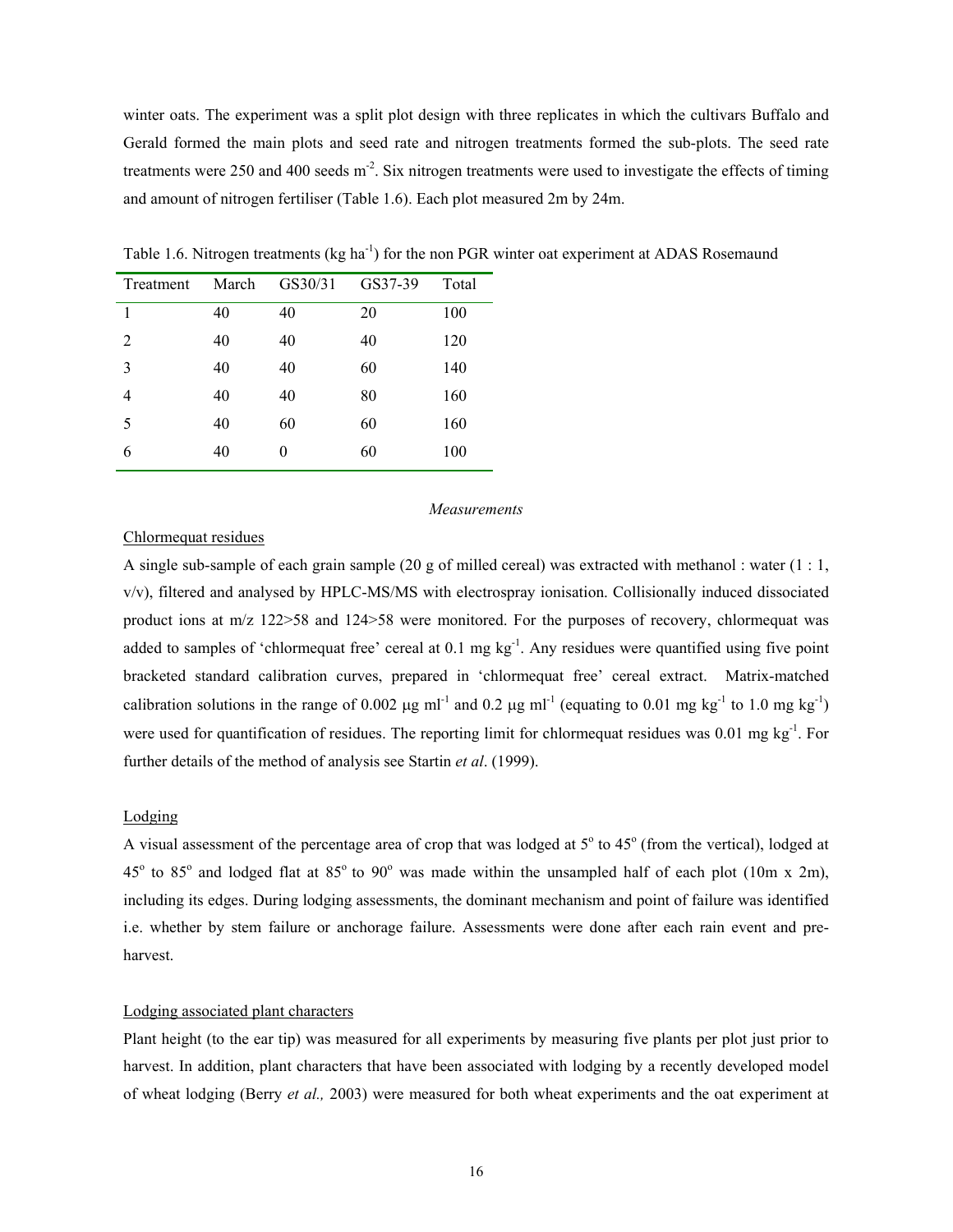winter oats. The experiment was a split plot design with three replicates in which the cultivars Buffalo and Gerald formed the main plots and seed rate and nitrogen treatments formed the sub-plots. The seed rate treatments were 250 and 400 seeds $m^{-2}$. Six nitrogen treatments were used to investigate the effects of timing and amount of nitrogen fertiliser (Table 1.6). Each plot measured 2m by 24m.

Table 1.6. Nitrogen treatments (kg $ha^{-1}$) for the non PGR winter oat experiment at ADAS Rosemaund

| Treatment | March | GS30/31 | GS37-39 | Total |
|---|---|---|---|---|
| 1 | 40 | 40 | 20 | 100 |
| 2 | 40 | 40 | 40 | 120 |
| 3 | 40 | 40 | 60 | 140 |
| 4 | 40 | 40 | 80 | 160 |
| 5 | 40 | 60 | 60 | 160 |
| 6 | 40 | 0 | 60 | 100 |

*Measurements*

Chlormequat residues

A single sub-sample of each grain sample (20 g of milled cereal) was extracted with methanol : water (1 : 1, v/v), filtered and analysed by HPLC-MS/MS with electrospray ionisation. Collisionally induced dissociated product ions at m/z 122>58 and 124>58 were monitored. For the purposes of recovery, chlormequat was added to samples of 'chlormequat free' cereal at 0.1 mg $kg^{-1}$. Any residues were quantified using five point bracketed standard calibration curves, prepared in 'chlormequat free' cereal extract. Matrix-matched calibration solutions in the range of 0.002 μg $ml^{-1}$ and 0.2 μg $ml^{-1}$ (equating to 0.01 mg $kg^{-1}$ to 1.0 mg $kg^{-1}$) were used for quantification of residues. The reporting limit for chlormequat residues was 0.01 mg $kg^{-1}$. For further details of the method of analysis see Startin *et al*. (1999).

Lodging

A visual assessment of the percentage area of crop that was lodged at $5^o$ to $45^o$ (from the vertical), lodged at $45^o$ to $85^o$ and lodged flat at $85^o$ to $90^o$ was made within the unsampled half of each plot (10m x 2m), including its edges. During lodging assessments, the dominant mechanism and point of failure was identified i.e. whether by stem failure or anchorage failure. Assessments were done after each rain event and pre-harvest.

Lodging associated plant characters

Plant height (to the ear tip) was measured for all experiments by measuring five plants per plot just prior to harvest. In addition, plant characters that have been associated with lodging by a recently developed model of wheat lodging (Berry *et al.,* 2003) were measured for both wheat experiments and the oat experiment at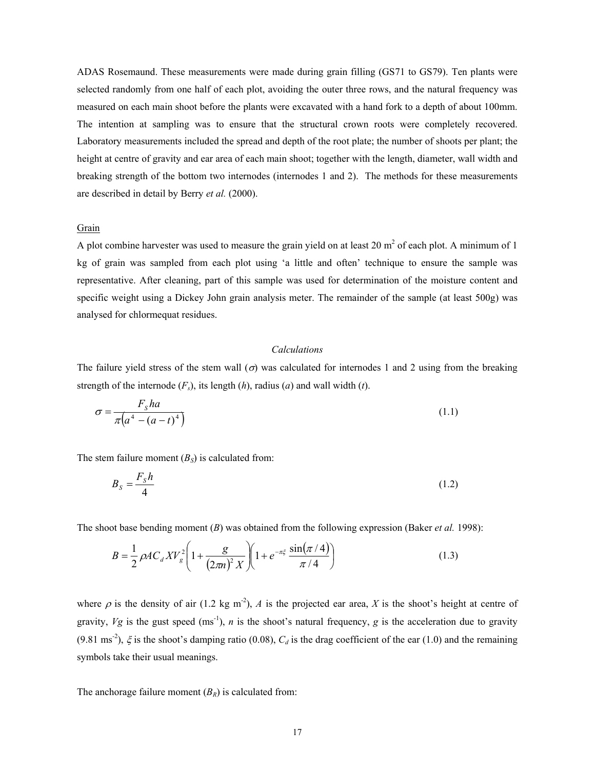ADAS Rosemaund. These measurements were made during grain filling (GS71 to GS79). Ten plants were selected randomly from one half of each plot, avoiding the outer three rows, and the natural frequency was measured on each main shoot before the plants were excavated with a hand fork to a depth of about 100mm. The intention at sampling was to ensure that the structural crown roots were completely recovered. Laboratory measurements included the spread and depth of the root plate; the number of shoots per plant; the height at centre of gravity and ear area of each main shoot; together with the length, diameter, wall width and breaking strength of the bottom two internodes (internodes 1 and 2). The methods for these measurements are described in detail by Berry *et al.* (2000).

Grain

A plot combine harvester was used to measure the grain yield on at least 20 $m^2$ of each plot. A minimum of 1 kg of grain was sampled from each plot using 'a little and often' technique to ensure the sample was representative. After cleaning, part of this sample was used for determination of the moisture content and specific weight using a Dickey John grain analysis meter. The remainder of the sample (at least 500g) was analysed for chlormequat residues.

*Calculations*

The failure yield stress of the stem wall ($\sigma$) was calculated for internodes 1 and 2 using from the breaking strength of the internode ($F_s$), its length ($h$), radius ($a$) and wall width ($t$).

$$\sigma = \frac{F_S ha}{\pi\left(a^4 - (a-t)^4\right)} \tag{1.1}$$

The stem failure moment ($B_S$) is calculated from:

$$B_S = \frac{F_S h}{4} \tag{1.2}$$

The shoot base bending moment ($B$) was obtained from the following expression (Baker *et al.* 1998):

$$B = \frac{1}{2}\rho A C_d X V_g^2 \left(1 + \frac{g}{(2\pi n)^2 X}\right)\left(1 + e^{-\pi\xi}\frac{\sin(\pi/4)}{\pi/4}\right) \tag{1.3}$$

where $\rho$ is the density of air (1.2 kg $m^{-2}$), $A$ is the projected ear area, $X$ is the shoot's height at centre of gravity, $Vg$ is the gust speed ($ms^{-1}$), $n$ is the shoot's natural frequency, $g$ is the acceleration due to gravity (9.81 $ms^{-2}$), $\xi$ is the shoot's damping ratio (0.08), $C_d$ is the drag coefficient of the ear (1.0) and the remaining symbols take their usual meanings.

The anchorage failure moment ($B_R$) is calculated from: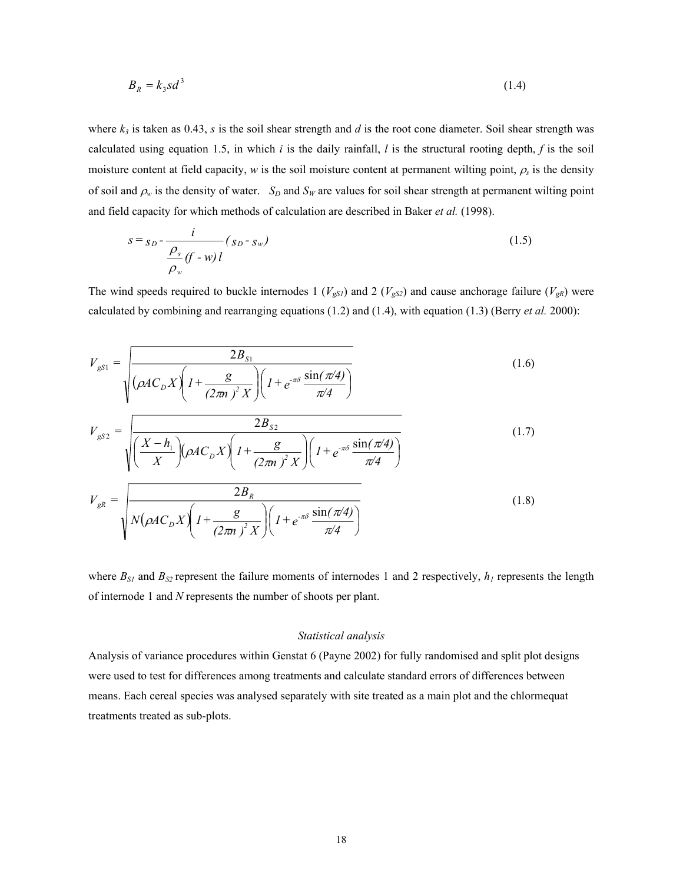$$B_R = k_3 s d^3 \tag{1.4}$$

where $k_3$ is taken as 0.43, $s$ is the soil shear strength and $d$ is the root cone diameter. Soil shear strength was calculated using equation 1.5, in which $i$ is the daily rainfall, $l$ is the structural rooting depth, $f$ is the soil moisture content at field capacity, $w$ is the soil moisture content at permanent wilting point, $\rho_s$ is the density of soil and $\rho_w$ is the density of water. $S_D$ and $S_W$ are values for soil shear strength at permanent wilting point and field capacity for which methods of calculation are described in Baker *et al.* (1998).

$$s = s_D - \frac{i}{\frac{\rho_s}{\rho_w}(f - w)\, l}(s_D - s_w) \tag{1.5}$$

The wind speeds required to buckle internodes 1 ($V_{gS1}$) and 2 ($V_{gS2}$) and cause anchorage failure ($V_{gR}$) were calculated by combining and rearranging equations (1.2) and (1.4), with equation (1.3) (Berry *et al.* 2000):

$$V_{gS1} = \sqrt{\frac{2B_{S1}}{\left(\rho A C_D X\right)\left(1 + \frac{g}{(2\pi n)^2 X}\right)\left(1 + e^{-\pi\delta}\frac{\sin(\pi/4)}{\pi/4}\right)}} \tag{1.6}$$

$$V_{gS2} = \sqrt{\frac{2B_{S2}}{\left(\frac{X - h_1}{X}\right)\left(\rho A C_D X\right)\left(1 + \frac{g}{(2\pi n)^2 X}\right)\left(1 + e^{-\pi\delta}\frac{\sin(\pi/4)}{\pi/4}\right)}} \tag{1.7}$$

$$V_{gR} = \sqrt{\frac{2B_R}{N\left(\rho A C_D X\right)\left(1 + \frac{g}{(2\pi n)^2 X}\right)\left(1 + e^{-\pi\delta}\frac{\sin(\pi/4)}{\pi/4}\right)}} \tag{1.8}$$

where $B_{S1}$ and $B_{S2}$ represent the failure moments of internodes 1 and 2 respectively, $h_1$ represents the length of internode 1 and $N$ represents the number of shoots per plant.

### *Statistical analysis*

Analysis of variance procedures within Genstat 6 (Payne 2002) for fully randomised and split plot designs were used to test for differences among treatments and calculate standard errors of differences between means. Each cereal species was analysed separately with site treated as a main plot and the chlormequat treatments treated as sub-plots.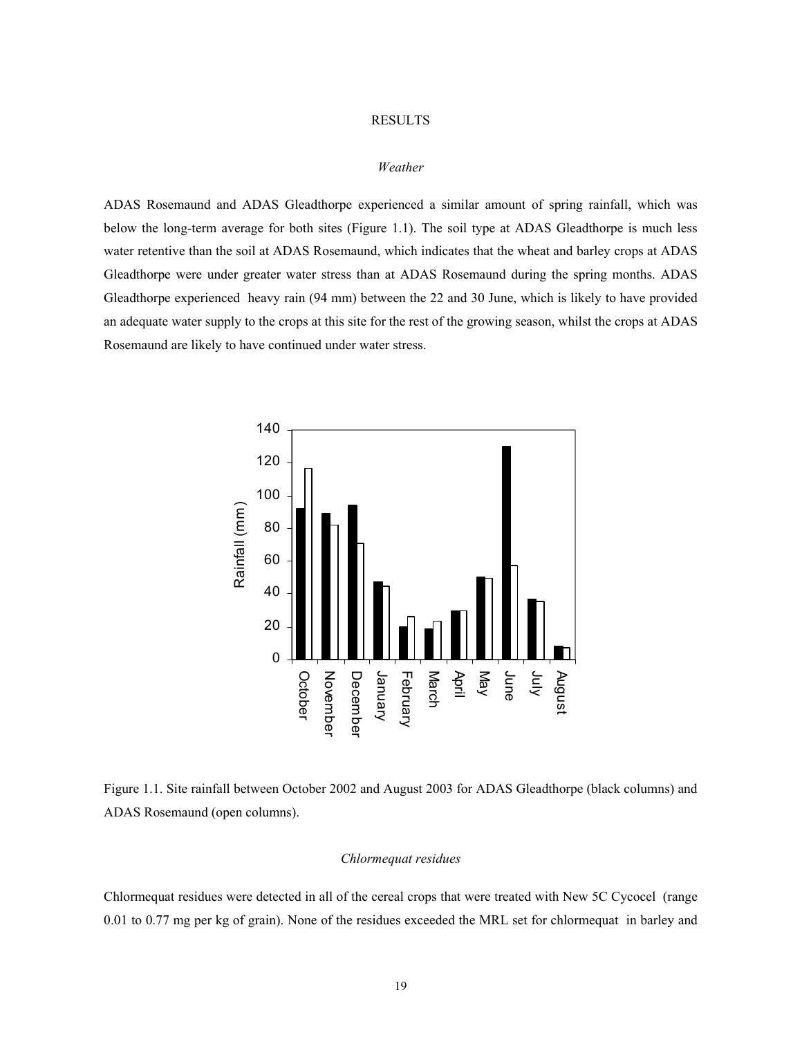## RESULTS

### *Weather*

ADAS Rosemaund and ADAS Gleadthorpe experienced a similar amount of spring rainfall, which was below the long-term average for both sites (Figure 1.1). The soil type at ADAS Gleadthorpe is much less water retentive than the soil at ADAS Rosemaund, which indicates that the wheat and barley crops at ADAS Gleadthorpe were under greater water stress than at ADAS Rosemaund during the spring months. ADAS Gleadthorpe experienced heavy rain (94 mm) between the 22 and 30 June, which is likely to have provided an adequate water supply to the crops at this site for the rest of the growing season, whilst the crops at ADAS Rosemaund are likely to have continued under water stress.

Figure 1.1. Site rainfall between October 2002 and August 2003 for ADAS Gleadthorpe (black columns) and ADAS Rosemaund (open columns).

### *Chlormequat residues*

Chlormequat residues were detected in all of the cereal crops that were treated with New 5C Cycocel (range 0.01 to 0.77 mg per kg of grain). None of the residues exceeded the MRL set for chlormequat in barley and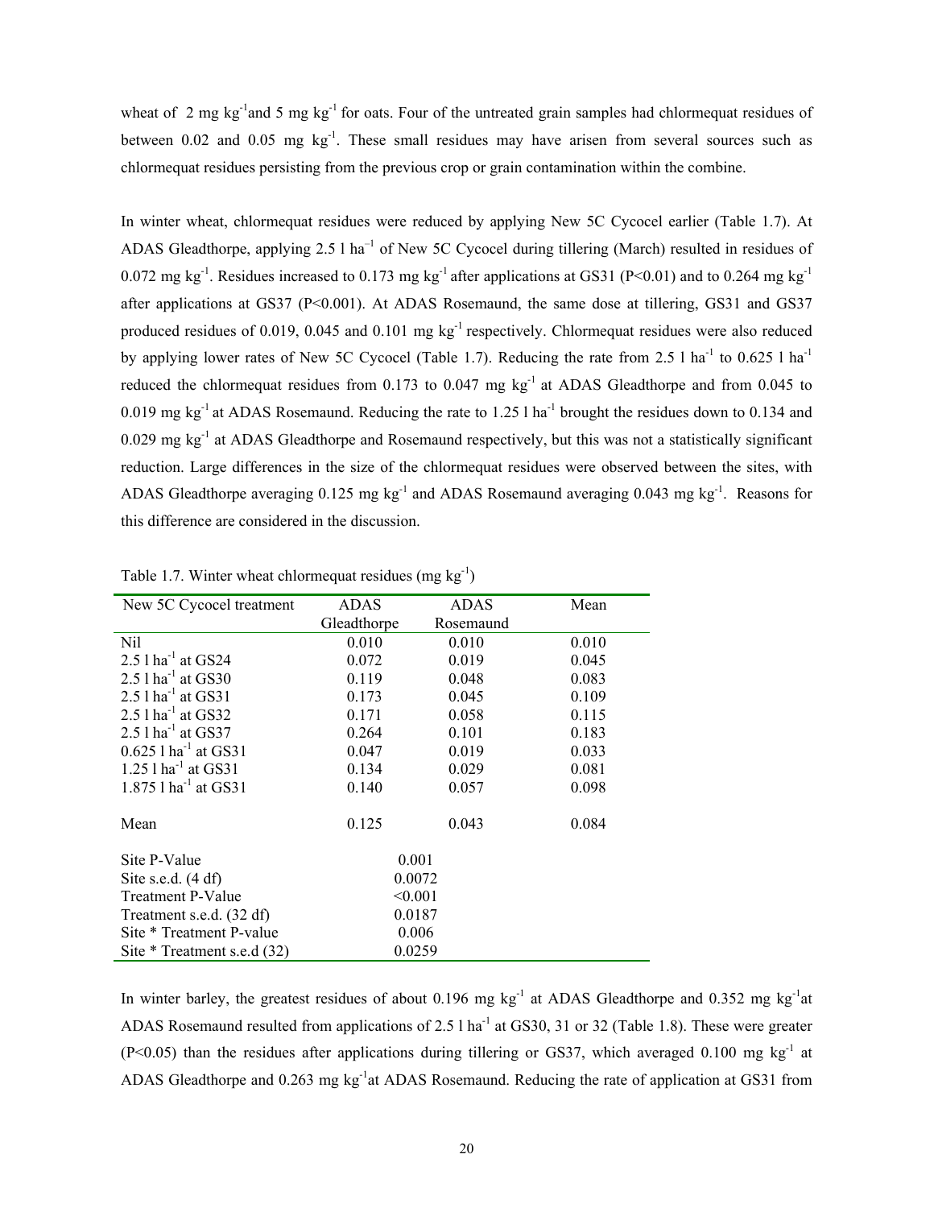wheat of 2 mg $kg^{-1}$ and 5 mg $kg^{-1}$ for oats. Four of the untreated grain samples had chlormequat residues of between 0.02 and 0.05 mg $kg^{-1}$. These small residues may have arisen from several sources such as chlormequat residues persisting from the previous crop or grain contamination within the combine.

In winter wheat, chlormequat residues were reduced by applying New 5C Cycocel earlier (Table 1.7). At ADAS Gleadthorpe, applying 2.5 l $ha^{-1}$ of New 5C Cycocel during tillering (March) resulted in residues of 0.072 mg $kg^{-1}$. Residues increased to 0.173 mg $kg^{-1}$ after applications at GS31 ($P<0.01$) and to 0.264 mg $kg^{-1}$ after applications at GS37 ($P<0.001$). At ADAS Rosemaund, the same dose at tillering, GS31 and GS37 produced residues of 0.019, 0.045 and 0.101 mg $kg^{-1}$ respectively. Chlormequat residues were also reduced by applying lower rates of New 5C Cycocel (Table 1.7). Reducing the rate from 2.5 l $ha^{-1}$ to 0.625 l $ha^{-1}$ reduced the chlormequat residues from 0.173 to 0.047 mg $kg^{-1}$ at ADAS Gleadthorpe and from 0.045 to 0.019 mg $kg^{-1}$ at ADAS Rosemaund. Reducing the rate to 1.25 l $ha^{-1}$ brought the residues down to 0.134 and 0.029 mg $kg^{-1}$ at ADAS Gleadthorpe and Rosemaund respectively, but this was not a statistically significant reduction. Large differences in the size of the chlormequat residues were observed between the sites, with ADAS Gleadthorpe averaging 0.125 mg $kg^{-1}$ and ADAS Rosemaund averaging 0.043 mg $kg^{-1}$. Reasons for this difference are considered in the discussion.

Table 1.7. Winter wheat chlormequat residues (mg $kg^{-1}$)

| New 5C Cycocel treatment | ADAS Gleadthorpe | ADAS Rosemaund | Mean |
|---|---|---|---|
| Nil | 0.010 | 0.010 | 0.010 |
| 2.5 l $ha^{-1}$ at GS24 | 0.072 | 0.019 | 0.045 |
| 2.5 l $ha^{-1}$ at GS30 | 0.119 | 0.048 | 0.083 |
| 2.5 l $ha^{-1}$ at GS31 | 0.173 | 0.045 | 0.109 |
| 2.5 l $ha^{-1}$ at GS32 | 0.171 | 0.058 | 0.115 |
| 2.5 l $ha^{-1}$ at GS37 | 0.264 | 0.101 | 0.183 |
| 0.625 l $ha^{-1}$ at GS31 | 0.047 | 0.019 | 0.033 |
| 1.25 l $ha^{-1}$ at GS31 | 0.134 | 0.029 | 0.081 |
| 1.875 l $ha^{-1}$ at GS31 | 0.140 | 0.057 | 0.098 |
| Mean | 0.125 | 0.043 | 0.084 |
| Site P-Value | 0.001 | | |
| Site s.e.d. (4 df) | 0.0072 | | |
| Treatment P-Value | <0.001 | | |
| Treatment s.e.d. (32 df) | 0.0187 | | |
| Site * Treatment P-value | 0.006 | | |
| Site * Treatment s.e.d (32) | 0.0259 | | |

In winter barley, the greatest residues of about 0.196 mg $kg^{-1}$ at ADAS Gleadthorpe and 0.352 mg $kg^{-1}$ at ADAS Rosemaund resulted from applications of 2.5 l $ha^{-1}$ at GS30, 31 or 32 (Table 1.8). These were greater ($P<0.05$) than the residues after applications during tillering or GS37, which averaged 0.100 mg $kg^{-1}$ at ADAS Gleadthorpe and 0.263 mg $kg^{-1}$ at ADAS Rosemaund. Reducing the rate of application at GS31 from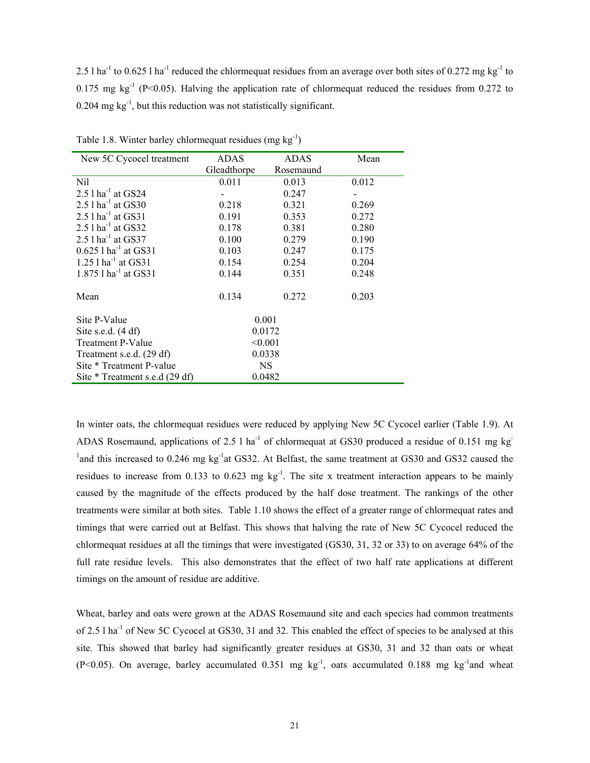2.5 l $ha^{-1}$ to 0.625 l $ha^{-1}$ reduced the chlormequat residues from an average over both sites of 0.272 mg $kg^{-1}$ to 0.175 mg $kg^{-1}$ ($P<0.05$). Halving the application rate of chlormequat reduced the residues from 0.272 to 0.204 mg $kg^{-1}$, but this reduction was not statistically significant.

Table 1.8. Winter barley chlormequat residues (mg $kg^{-1}$)

| New 5C Cycocel treatment | ADAS Gleadthorpe | ADAS Rosemaund | Mean |
|---|---|---|---|
| Nil | 0.011 | 0.013 | 0.012 |
| 2.5 l $ha^{-1}$ at GS24 | - | 0.247 | - |
| 2.5 l $ha^{-1}$ at GS30 | 0.218 | 0.321 | 0.269 |
| 2.5 l $ha^{-1}$ at GS31 | 0.191 | 0.353 | 0.272 |
| 2.5 l $ha^{-1}$ at GS32 | 0.178 | 0.381 | 0.280 |
| 2.5 l $ha^{-1}$ at GS37 | 0.100 | 0.279 | 0.190 |
| 0.625 l $ha^{-1}$ at GS31 | 0.103 | 0.247 | 0.175 |
| 1.25 l $ha^{-1}$ at GS31 | 0.154 | 0.254 | 0.204 |
| 1.875 l $ha^{-1}$ at GS31 | 0.144 | 0.351 | 0.248 |
| Mean | 0.134 | 0.272 | 0.203 |
| Site P-Value | 0.001 | | |
| Site s.e.d. (4 df) | 0.0172 | | |
| Treatment P-Value | <0.001 | | |
| Treatment s.e.d. (29 df) | 0.0338 | | |
| Site * Treatment P-value | NS | | |
| Site * Treatment s.e.d (29 df) | 0.0482 | | |

In winter oats, the chlormequat residues were reduced by applying New 5C Cycocel earlier (Table 1.9). At ADAS Rosemaund, applications of 2.5 l $ha^{-1}$ of chlormequat at GS30 produced a residue of 0.151 mg $kg^{-1}$ and this increased to 0.246 mg $kg^{-1}$ at GS32. At Belfast, the same treatment at GS30 and GS32 caused the residues to increase from 0.133 to 0.623 mg $kg^{-1}$. The site x treatment interaction appears to be mainly caused by the magnitude of the effects produced by the half dose treatment. The rankings of the other treatments were similar at both sites. Table 1.10 shows the effect of a greater range of chlormequat rates and timings that were carried out at Belfast. This shows that halving the rate of New 5C Cycocel reduced the chlormequat residues at all the timings that were investigated (GS30, 31, 32 or 33) to on average 64% of the full rate residue levels. This also demonstrates that the effect of two half rate applications at different timings on the amount of residue are additive.

Wheat, barley and oats were grown at the ADAS Rosemaund site and each species had common treatments of 2.5 l $ha^{-1}$ of New 5C Cycocel at GS30, 31 and 32. This enabled the effect of species to be analysed at this site. This showed that barley had significantly greater residues at GS30, 31 and 32 than oats or wheat ($P<0.05$). On average, barley accumulated 0.351 mg $kg^{-1}$, oats accumulated 0.188 mg $kg^{-1}$ and wheat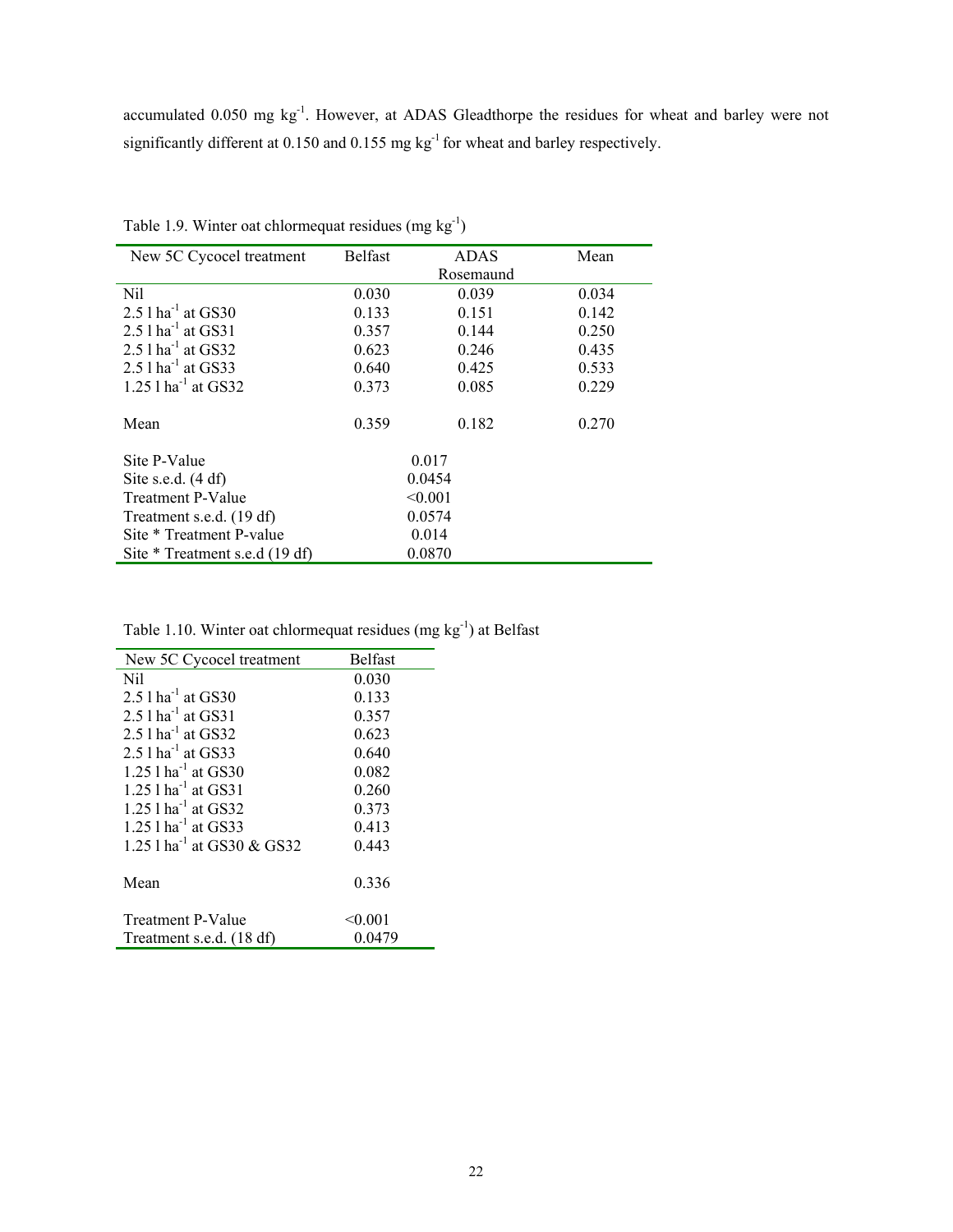accumulated 0.050 mg kg$^{-1}$. However, at ADAS Gleadthorpe the residues for wheat and barley were not significantly different at 0.150 and 0.155 mg kg$^{-1}$ for wheat and barley respectively.

Table 1.9. Winter oat chlormequat residues (mg kg$^{-1}$)

| New 5C Cycocel treatment | Belfast | ADAS Rosemaund | Mean |
|---|---|---|---|
| Nil | 0.030 | 0.039 | 0.034 |
| 2.5 l ha$^{-1}$ at GS30 | 0.133 | 0.151 | 0.142 |
| 2.5 l ha$^{-1}$ at GS31 | 0.357 | 0.144 | 0.250 |
| 2.5 l ha$^{-1}$ at GS32 | 0.623 | 0.246 | 0.435 |
| 2.5 l ha$^{-1}$ at GS33 | 0.640 | 0.425 | 0.533 |
| 1.25 l ha$^{-1}$ at GS32 | 0.373 | 0.085 | 0.229 |
| | | | |
| Mean | 0.359 | 0.182 | 0.270 |
| | | | |
| Site P-Value | 0.017 | | |
| Site s.e.d. (4 df) | 0.0454 | | |
| Treatment P-Value | <0.001 | | |
| Treatment s.e.d. (19 df) | 0.0574 | | |
| Site * Treatment P-value | 0.014 | | |
| Site * Treatment s.e.d (19 df) | 0.0870 | | |

Table 1.10. Winter oat chlormequat residues (mg kg$^{-1}$) at Belfast

| New 5C Cycocel treatment | Belfast |
|---|---|
| Nil | 0.030 |
| 2.5 l ha$^{-1}$ at GS30 | 0.133 |
| 2.5 l ha$^{-1}$ at GS31 | 0.357 |
| 2.5 l ha$^{-1}$ at GS32 | 0.623 |
| 2.5 l ha$^{-1}$ at GS33 | 0.640 |
| 1.25 l ha$^{-1}$ at GS30 | 0.082 |
| 1.25 l ha$^{-1}$ at GS31 | 0.260 |
| 1.25 l ha$^{-1}$ at GS32 | 0.373 |
| 1.25 l ha$^{-1}$ at GS33 | 0.413 |
| 1.25 l ha$^{-1}$ at GS30 & GS32 | 0.443 |
| | |
| Mean | 0.336 |
| | |
| Treatment P-Value | <0.001 |
| Treatment s.e.d. (18 df) | 0.0479 |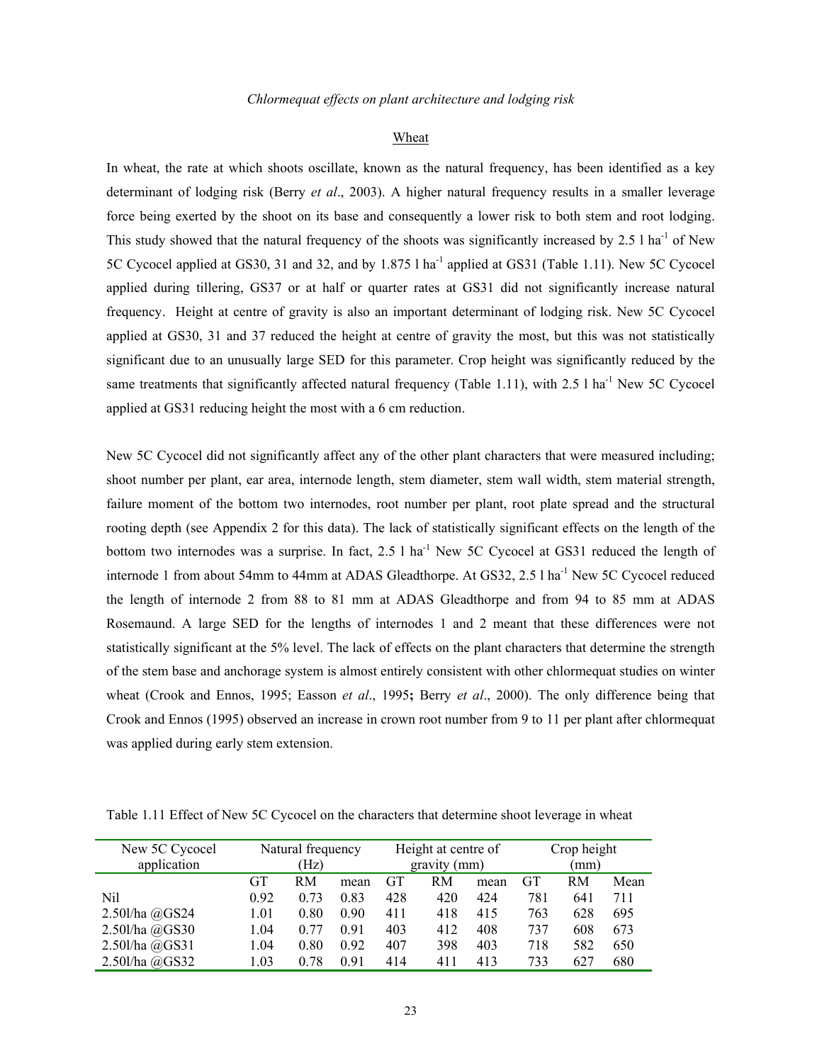*Chlormequat effects on plant architecture and lodging risk*

Wheat

In wheat, the rate at which shoots oscillate, known as the natural frequency, has been identified as a key determinant of lodging risk (Berry *et al*., 2003). A higher natural frequency results in a smaller leverage force being exerted by the shoot on its base and consequently a lower risk to both stem and root lodging. This study showed that the natural frequency of the shoots was significantly increased by 2.5 l ha$^{-1}$ of New 5C Cycocel applied at GS30, 31 and 32, and by 1.875 l ha$^{-1}$ applied at GS31 (Table 1.11). New 5C Cycocel applied during tillering, GS37 or at half or quarter rates at GS31 did not significantly increase natural frequency. Height at centre of gravity is also an important determinant of lodging risk. New 5C Cycocel applied at GS30, 31 and 37 reduced the height at centre of gravity the most, but this was not statistically significant due to an unusually large SED for this parameter. Crop height was significantly reduced by the same treatments that significantly affected natural frequency (Table 1.11), with 2.5 l ha$^{-1}$ New 5C Cycocel applied at GS31 reducing height the most with a 6 cm reduction.

New 5C Cycocel did not significantly affect any of the other plant characters that were measured including; shoot number per plant, ear area, internode length, stem diameter, stem wall width, stem material strength, failure moment of the bottom two internodes, root number per plant, root plate spread and the structural rooting depth (see Appendix 2 for this data). The lack of statistically significant effects on the length of the bottom two internodes was a surprise. In fact, 2.5 l ha$^{-1}$ New 5C Cycocel at GS31 reduced the length of internode 1 from about 54mm to 44mm at ADAS Gleadthorpe. At GS32, 2.5 l ha$^{-1}$ New 5C Cycocel reduced the length of internode 2 from 88 to 81 mm at ADAS Gleadthorpe and from 94 to 85 mm at ADAS Rosemaund. A large SED for the lengths of internodes 1 and 2 meant that these differences were not statistically significant at the 5% level. The lack of effects on the plant characters that determine the strength of the stem base and anchorage system is almost entirely consistent with other chlormequat studies on winter wheat (Crook and Ennos, 1995; Easson *et al*., 1995**;** Berry *et al*., 2000). The only difference being that Crook and Ennos (1995) observed an increase in crown root number from 9 to 11 per plant after chlormequat was applied during early stem extension.

Table 1.11 Effect of New 5C Cycocel on the characters that determine shoot leverage in wheat

| New 5C Cycocel application | Natural frequency (Hz) | | | Height at centre of gravity (mm) | | | Crop height (mm) | | |
|---|---|---|---|---|---|---|---|---|---|
| | GT | RM | mean | GT | RM | mean | GT | RM | Mean |
| Nil | 0.92 | 0.73 | 0.83 | 428 | 420 | 424 | 781 | 641 | 711 |
| 2.50l/ha @GS24 | 1.01 | 0.80 | 0.90 | 411 | 418 | 415 | 763 | 628 | 695 |
| 2.50l/ha @GS30 | 1.04 | 0.77 | 0.91 | 403 | 412 | 408 | 737 | 608 | 673 |
| 2.50l/ha @GS31 | 1.04 | 0.80 | 0.92 | 407 | 398 | 403 | 718 | 582 | 650 |
| 2.50l/ha @GS32 | 1.03 | 0.78 | 0.91 | 414 | 411 | 413 | 733 | 627 | 680 |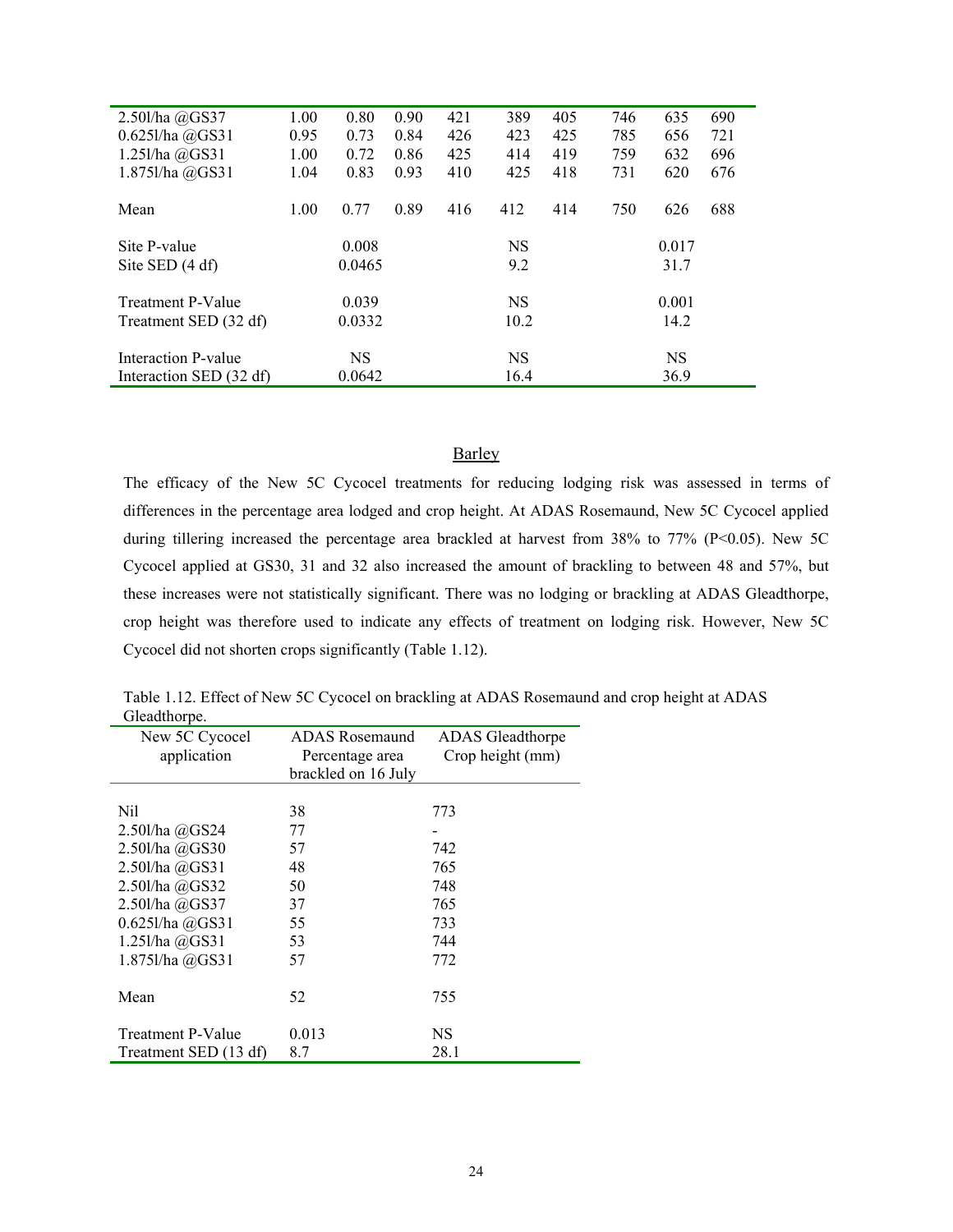| | | | | | | | | | |
|---|---|---|---|---|---|---|---|---|---|
| 2.50l/ha @GS37 | 1.00 | 0.80 | 0.90 | 421 | 389 | 405 | 746 | 635 | 690 |
| 0.625l/ha @GS31 | 0.95 | 0.73 | 0.84 | 426 | 423 | 425 | 785 | 656 | 721 |
| 1.25l/ha @GS31 | 1.00 | 0.72 | 0.86 | 425 | 414 | 419 | 759 | 632 | 696 |
| 1.875l/ha @GS31 | 1.04 | 0.83 | 0.93 | 410 | 425 | 418 | 731 | 620 | 676 |
| Mean | 1.00 | 0.77 | 0.89 | 416 | 412 | 414 | 750 | 626 | 688 |
| Site P-value | | 0.008 | | | NS | | | 0.017 | |
| Site SED (4 df) | | 0.0465 | | | 9.2 | | | 31.7 | |
| Treatment P-Value | | 0.039 | | | NS | | | 0.001 | |
| Treatment SED (32 df) | | 0.0332 | | | 10.2 | | | 14.2 | |
| Interaction P-value | | NS | | | NS | | | NS | |
| Interaction SED (32 df) | | 0.0642 | | | 16.4 | | | 36.9 | |

## Barley

The efficacy of the New 5C Cycocel treatments for reducing lodging risk was assessed in terms of differences in the percentage area lodged and crop height. At ADAS Rosemaund, New 5C Cycocel applied during tillering increased the percentage area brackled at harvest from 38% to 77% ($P<0.05$). New 5C Cycocel applied at GS30, 31 and 32 also increased the amount of brackling to between 48 and 57%, but these increases were not statistically significant. There was no lodging or brackling at ADAS Gleadthorpe, crop height was therefore used to indicate any effects of treatment on lodging risk. However, New 5C Cycocel did not shorten crops significantly (Table 1.12).

Table 1.12. Effect of New 5C Cycocel on brackling at ADAS Rosemaund and crop height at ADAS Gleadthorpe.

| New 5C Cycocel application | ADAS Rosemaund Percentage area brackled on 16 July | ADAS Gleadthorpe Crop height (mm) |
|---|---|---|
| Nil | 38 | 773 |
| 2.50l/ha @GS24 | 77 | - |
| 2.50l/ha @GS30 | 57 | 742 |
| 2.50l/ha @GS31 | 48 | 765 |
| 2.50l/ha @GS32 | 50 | 748 |
| 2.50l/ha @GS37 | 37 | 765 |
| 0.625l/ha @GS31 | 55 | 733 |
| 1.25l/ha @GS31 | 53 | 744 |
| 1.875l/ha @GS31 | 57 | 772 |
| Mean | 52 | 755 |
| Treatment P-Value | 0.013 | NS |
| Treatment SED (13 df) | 8.7 | 28.1 |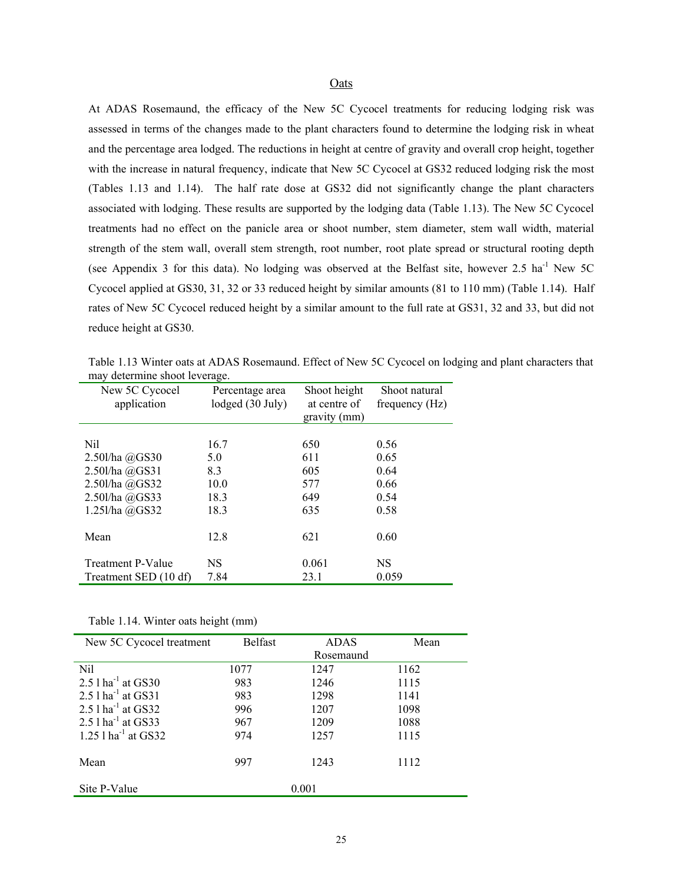## Oats

At ADAS Rosemaund, the efficacy of the New 5C Cycocel treatments for reducing lodging risk was assessed in terms of the changes made to the plant characters found to determine the lodging risk in wheat and the percentage area lodged. The reductions in height at centre of gravity and overall crop height, together with the increase in natural frequency, indicate that New 5C Cycocel at GS32 reduced lodging risk the most (Tables 1.13 and 1.14). The half rate dose at GS32 did not significantly change the plant characters associated with lodging. These results are supported by the lodging data (Table 1.13). The New 5C Cycocel treatments had no effect on the panicle area or shoot number, stem diameter, stem wall width, material strength of the stem wall, overall stem strength, root number, root plate spread or structural rooting depth (see Appendix 3 for this data). No lodging was observed at the Belfast site, however 2.5 $ha^{-1}$ New 5C Cycocel applied at GS30, 31, 32 or 33 reduced height by similar amounts (81 to 110 mm) (Table 1.14). Half rates of New 5C Cycocel reduced height by a similar amount to the full rate at GS31, 32 and 33, but did not reduce height at GS30.

Table 1.13 Winter oats at ADAS Rosemaund. Effect of New 5C Cycocel on lodging and plant characters that may determine shoot leverage.

| New 5C Cycocel application | Percentage area lodged (30 July) | Shoot height at centre of gravity (mm) | Shoot natural frequency (Hz) |
|---|---|---|---|
| Nil | 16.7 | 650 | 0.56 |
| 2.50l/ha @GS30 | 5.0 | 611 | 0.65 |
| 2.50l/ha @GS31 | 8.3 | 605 | 0.64 |
| 2.50l/ha @GS32 | 10.0 | 577 | 0.66 |
| 2.50l/ha @GS33 | 18.3 | 649 | 0.54 |
| 1.25l/ha @GS32 | 18.3 | 635 | 0.58 |
| Mean | 12.8 | 621 | 0.60 |
| Treatment P-Value | NS | 0.061 | NS |
| Treatment SED (10 df) | 7.84 | 23.1 | 0.059 |

Table 1.14. Winter oats height (mm)

| New 5C Cycocel treatment | Belfast | ADAS Rosemaund | Mean |
|---|---|---|---|
| Nil | 1077 | 1247 | 1162 |
| 2.5 l $ha^{-1}$ at GS30 | 983 | 1246 | 1115 |
| 2.5 l $ha^{-1}$ at GS31 | 983 | 1298 | 1141 |
| 2.5 l $ha^{-1}$ at GS32 | 996 | 1207 | 1098 |
| 2.5 l $ha^{-1}$ at GS33 | 967 | 1209 | 1088 |
| 1.25 l $ha^{-1}$ at GS32 | 974 | 1257 | 1115 |
| Mean | 997 | 1243 | 1112 |
| Site P-Value | | 0.001 | |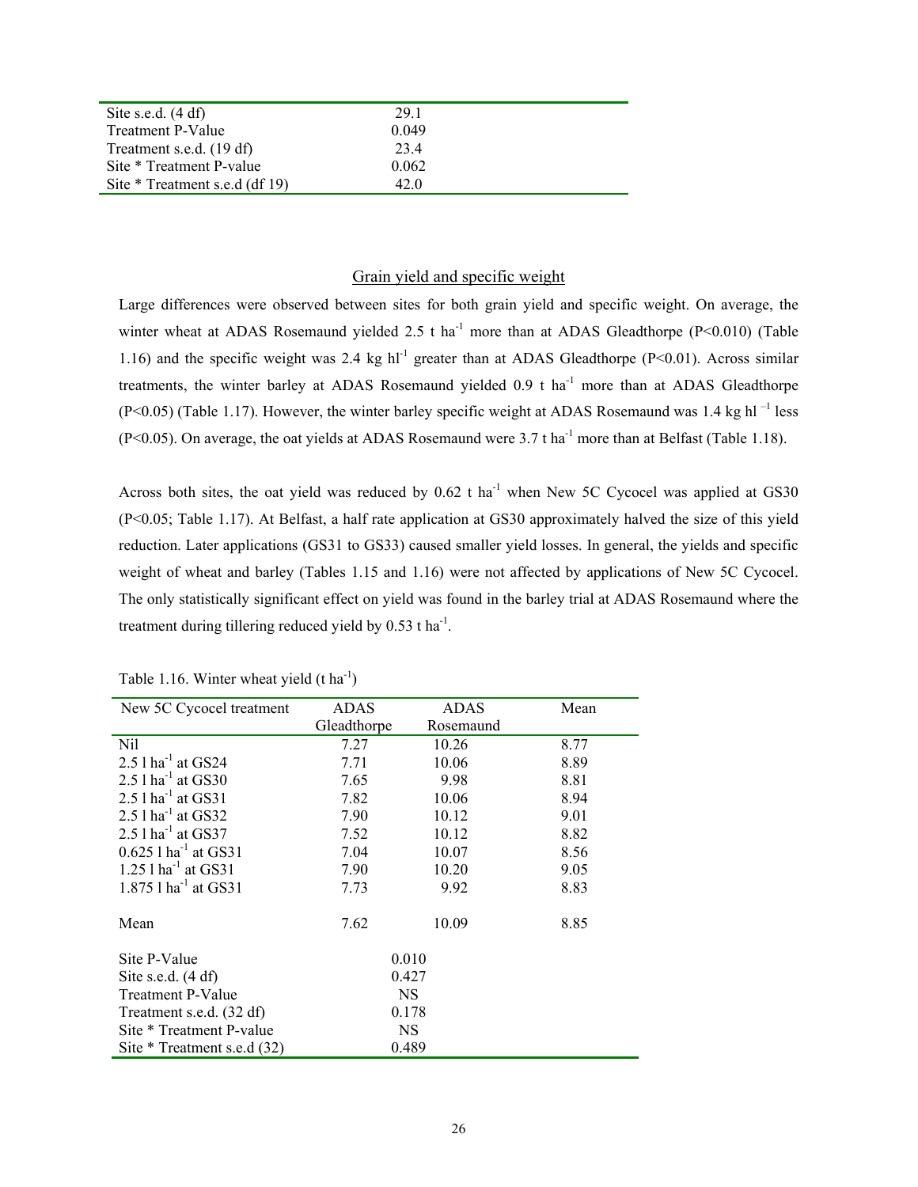| | |
|---|---|
| Site s.e.d. (4 df) | 29.1 |
| Treatment P-Value | 0.049 |
| Treatment s.e.d. (19 df) | 23.4 |
| Site * Treatment P-value | 0.062 |
| Site * Treatment s.e.d (df 19) | 42.0 |

## Grain yield and specific weight

Large differences were observed between sites for both grain yield and specific weight. On average, the winter wheat at ADAS Rosemaund yielded 2.5 t ha$^{-1}$ more than at ADAS Gleadthorpe ($P<0.010$) (Table 1.16) and the specific weight was 2.4 kg hl$^{-1}$ greater than at ADAS Gleadthorpe ($P<0.01$). Across similar treatments, the winter barley at ADAS Rosemaund yielded 0.9 t ha$^{-1}$ more than at ADAS Gleadthorpe ($P<0.05$) (Table 1.17). However, the winter barley specific weight at ADAS Rosemaund was 1.4 kg hl$^{-1}$ less ($P<0.05$). On average, the oat yields at ADAS Rosemaund were 3.7 t ha$^{-1}$ more than at Belfast (Table 1.18).

Across both sites, the oat yield was reduced by 0.62 t ha$^{-1}$ when New 5C Cycocel was applied at GS30 ($P<0.05$; Table 1.17). At Belfast, a half rate application at GS30 approximately halved the size of this yield reduction. Later applications (GS31 to GS33) caused smaller yield losses. In general, the yields and specific weight of wheat and barley (Tables 1.15 and 1.16) were not affected by applications of New 5C Cycocel. The only statistically significant effect on yield was found in the barley trial at ADAS Rosemaund where the treatment during tillering reduced yield by 0.53 t ha$^{-1}$.

Table 1.16. Winter wheat yield (t ha$^{-1}$)

| New 5C Cycocel treatment | ADAS Gleadthorpe | ADAS Rosemaund | Mean |
|---|---|---|---|
| Nil | 7.27 | 10.26 | 8.77 |
| 2.5 l ha$^{-1}$ at GS24 | 7.71 | 10.06 | 8.89 |
| 2.5 l ha$^{-1}$ at GS30 | 7.65 | 9.98 | 8.81 |
| 2.5 l ha$^{-1}$ at GS31 | 7.82 | 10.06 | 8.94 |
| 2.5 l ha$^{-1}$ at GS32 | 7.90 | 10.12 | 9.01 |
| 2.5 l ha$^{-1}$ at GS37 | 7.52 | 10.12 | 8.82 |
| 0.625 l ha$^{-1}$ at GS31 | 7.04 | 10.07 | 8.56 |
| 1.25 l ha$^{-1}$ at GS31 | 7.90 | 10.20 | 9.05 |
| 1.875 l ha$^{-1}$ at GS31 | 7.73 | 9.92 | 8.83 |
| | | | |
| Mean | 7.62 | 10.09 | 8.85 |
| | | | |
| Site P-Value | 0.010 | | |
| Site s.e.d. (4 df) | 0.427 | | |
| Treatment P-Value | NS | | |
| Treatment s.e.d. (32 df) | 0.178 | | |
| Site * Treatment P-value | NS | | |
| Site * Treatment s.e.d (32) | 0.489 | | |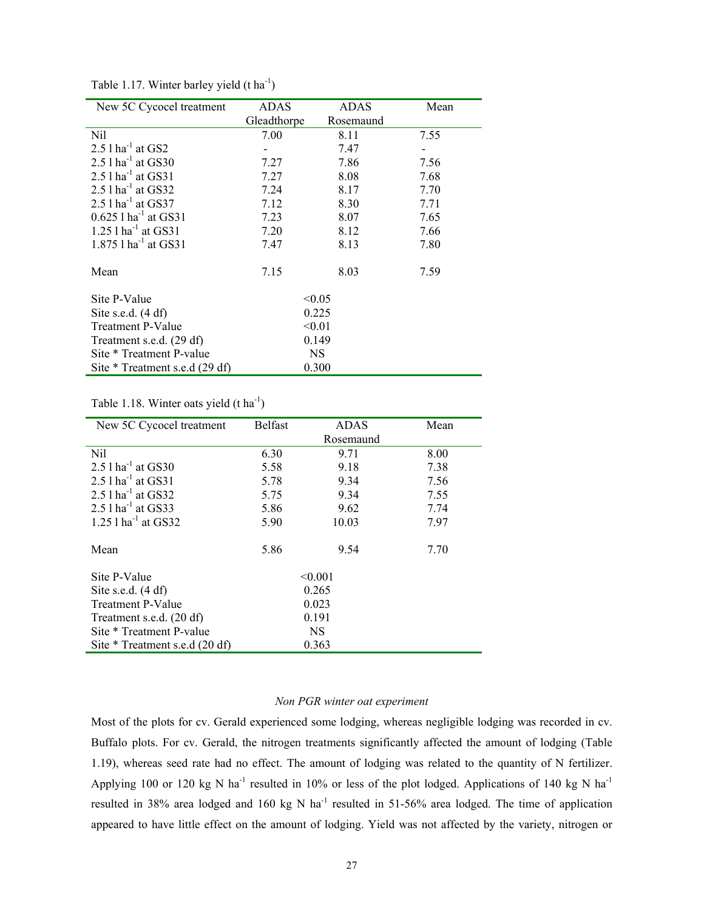Table 1.17. Winter barley yield (t $ha^{-1}$)

| New 5C Cycocel treatment | ADAS Gleadthorpe | ADAS Rosemaund | Mean |
|---|---|---|---|
| Nil | 7.00 | 8.11 | 7.55 |
| 2.5 l $ha^{-1}$ at GS2 | - | 7.47 | - |
| 2.5 l $ha^{-1}$ at GS30 | 7.27 | 7.86 | 7.56 |
| 2.5 l $ha^{-1}$ at GS31 | 7.27 | 8.08 | 7.68 |
| 2.5 l $ha^{-1}$ at GS32 | 7.24 | 8.17 | 7.70 |
| 2.5 l $ha^{-1}$ at GS37 | 7.12 | 8.30 | 7.71 |
| 0.625 l $ha^{-1}$ at GS31 | 7.23 | 8.07 | 7.65 |
| 1.25 l $ha^{-1}$ at GS31 | 7.20 | 8.12 | 7.66 |
| 1.875 l $ha^{-1}$ at GS31 | 7.47 | 8.13 | 7.80 |
| | | | |
| Mean | 7.15 | 8.03 | 7.59 |
| | | | |
| Site P-Value | <0.05 | | |
| Site s.e.d. (4 df) | 0.225 | | |
| Treatment P-Value | <0.01 | | |
| Treatment s.e.d. (29 df) | 0.149 | | |
| Site * Treatment P-value | NS | | |
| Site * Treatment s.e.d (29 df) | 0.300 | | |

Table 1.18. Winter oats yield (t $ha^{-1}$)

| New 5C Cycocel treatment | Belfast | ADAS Rosemaund | Mean |
|---|---|---|---|
| Nil | 6.30 | 9.71 | 8.00 |
| 2.5 l $ha^{-1}$ at GS30 | 5.58 | 9.18 | 7.38 |
| 2.5 l $ha^{-1}$ at GS31 | 5.78 | 9.34 | 7.56 |
| 2.5 l $ha^{-1}$ at GS32 | 5.75 | 9.34 | 7.55 |
| 2.5 l $ha^{-1}$ at GS33 | 5.86 | 9.62 | 7.74 |
| 1.25 l $ha^{-1}$ at GS32 | 5.90 | 10.03 | 7.97 |
| | | | |
| Mean | 5.86 | 9.54 | 7.70 |
| | | | |
| Site P-Value | <0.001 | | |
| Site s.e.d. (4 df) | 0.265 | | |
| Treatment P-Value | 0.023 | | |
| Treatment s.e.d. (20 df) | 0.191 | | |
| Site * Treatment P-value | NS | | |
| Site * Treatment s.e.d (20 df) | 0.363 | | |

*Non PGR winter oat experiment*

Most of the plots for cv. Gerald experienced some lodging, whereas negligible lodging was recorded in cv. Buffalo plots. For cv. Gerald, the nitrogen treatments significantly affected the amount of lodging (Table 1.19), whereas seed rate had no effect. The amount of lodging was related to the quantity of N fertilizer. Applying 100 or 120 kg N $ha^{-1}$ resulted in 10% or less of the plot lodged. Applications of 140 kg N $ha^{-1}$ resulted in 38% area lodged and 160 kg N $ha^{-1}$ resulted in 51-56% area lodged. The time of application appeared to have little effect on the amount of lodging. Yield was not affected by the variety, nitrogen or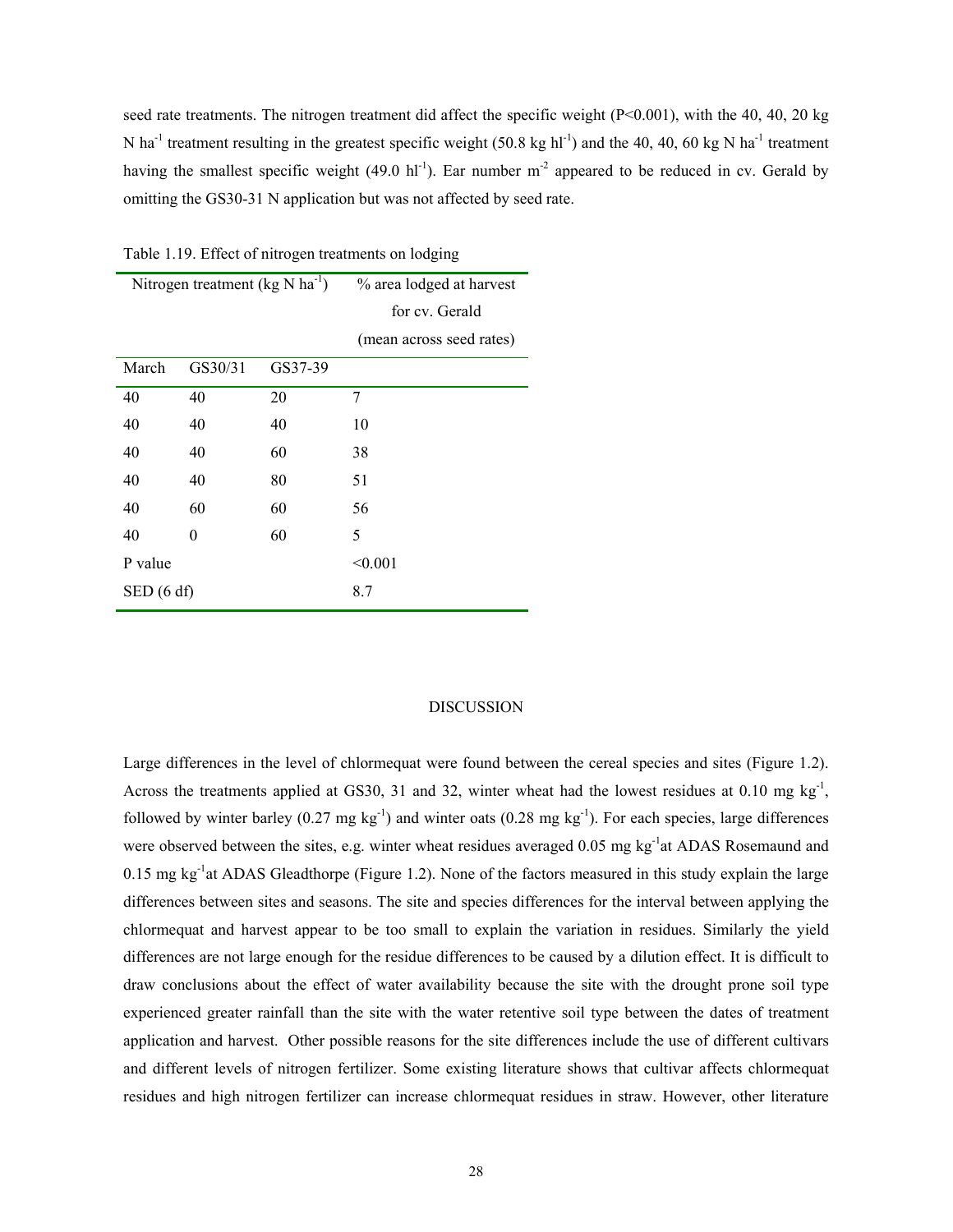seed rate treatments. The nitrogen treatment did affect the specific weight ($P<0.001$), with the 40, 40, 20 kg N $ha^{-1}$ treatment resulting in the greatest specific weight (50.8 kg $hl^{-1}$) and the 40, 40, 60 kg N $ha^{-1}$ treatment having the smallest specific weight (49.0 $hl^{-1}$). Ear number $m^{-2}$ appeared to be reduced in cv. Gerald by omitting the GS30-31 N application but was not affected by seed rate.

Table 1.19. Effect of nitrogen treatments on lodging

| Nitrogen treatment (kg N $ha^{-1}$) | | | % area lodged at harvest for cv. Gerald (mean across seed rates) |
|---|---|---|---|
| March | GS30/31 | GS37-39 | |
| 40 | 40 | 20 | 7 |
| 40 | 40 | 40 | 10 |
| 40 | 40 | 60 | 38 |
| 40 | 40 | 80 | 51 |
| 40 | 60 | 60 | 56 |
| 40 | 0 | 60 | 5 |
| P value | | | <0.001 |
| SED (6 df) | | | 8.7 |

## DISCUSSION

Large differences in the level of chlormequat were found between the cereal species and sites (Figure 1.2). Across the treatments applied at GS30, 31 and 32, winter wheat had the lowest residues at 0.10 mg $kg^{-1}$, followed by winter barley (0.27 mg $kg^{-1}$) and winter oats (0.28 mg $kg^{-1}$). For each species, large differences were observed between the sites, e.g. winter wheat residues averaged 0.05 mg $kg^{-1}$at ADAS Rosemaund and 0.15 mg $kg^{-1}$at ADAS Gleadthorpe (Figure 1.2). None of the factors measured in this study explain the large differences between sites and seasons. The site and species differences for the interval between applying the chlormequat and harvest appear to be too small to explain the variation in residues. Similarly the yield differences are not large enough for the residue differences to be caused by a dilution effect. It is difficult to draw conclusions about the effect of water availability because the site with the drought prone soil type experienced greater rainfall than the site with the water retentive soil type between the dates of treatment application and harvest. Other possible reasons for the site differences include the use of different cultivars and different levels of nitrogen fertilizer. Some existing literature shows that cultivar affects chlormequat residues and high nitrogen fertilizer can increase chlormequat residues in straw. However, other literature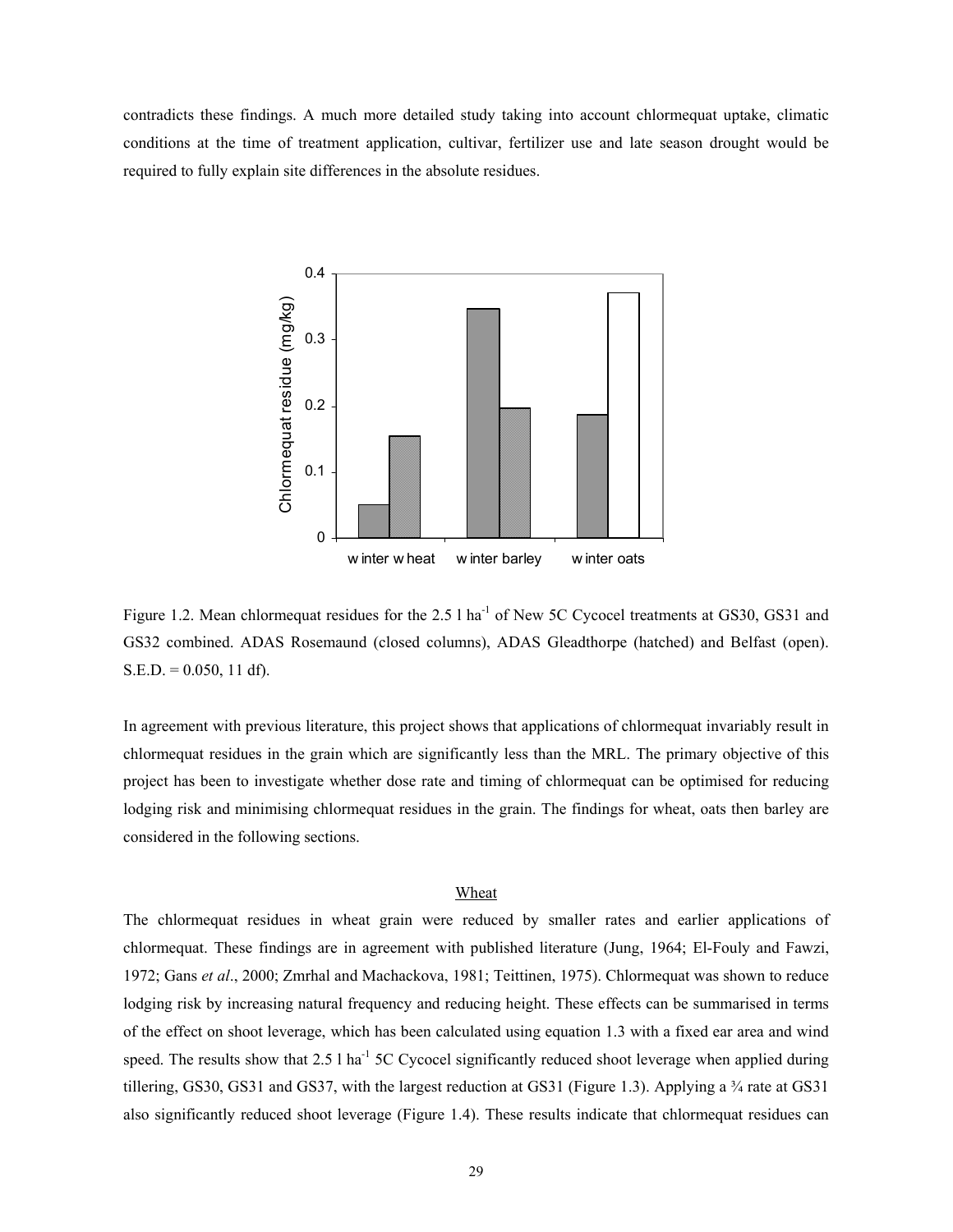contradicts these findings. A much more detailed study taking into account chlormequat uptake, climatic conditions at the time of treatment application, cultivar, fertilizer use and late season drought would be required to fully explain site differences in the absolute residues.

Figure 1.2. Mean chlormequat residues for the 2.5 l ha$^{-1}$ of New 5C Cycocel treatments at GS30, GS31 and GS32 combined. ADAS Rosemaund (closed columns), ADAS Gleadthorpe (hatched) and Belfast (open). S.E.D. = 0.050, 11 df).

In agreement with previous literature, this project shows that applications of chlormequat invariably result in chlormequat residues in the grain which are significantly less than the MRL. The primary objective of this project has been to investigate whether dose rate and timing of chlormequat can be optimised for reducing lodging risk and minimising chlormequat residues in the grain. The findings for wheat, oats then barley are considered in the following sections.

## Wheat

The chlormequat residues in wheat grain were reduced by smaller rates and earlier applications of chlormequat. These findings are in agreement with published literature (Jung, 1964; El-Fouly and Fawzi, 1972; Gans *et al*., 2000; Zmrhal and Machackova, 1981; Teittinen, 1975). Chlormequat was shown to reduce lodging risk by increasing natural frequency and reducing height. These effects can be summarised in terms of the effect on shoot leverage, which has been calculated using equation 1.3 with a fixed ear area and wind speed. The results show that 2.5 l ha$^{-1}$ 5C Cycocel significantly reduced shoot leverage when applied during tillering, GS30, GS31 and GS37, with the largest reduction at GS31 (Figure 1.3). Applying a ¾ rate at GS31 also significantly reduced shoot leverage (Figure 1.4). These results indicate that chlormequat residues can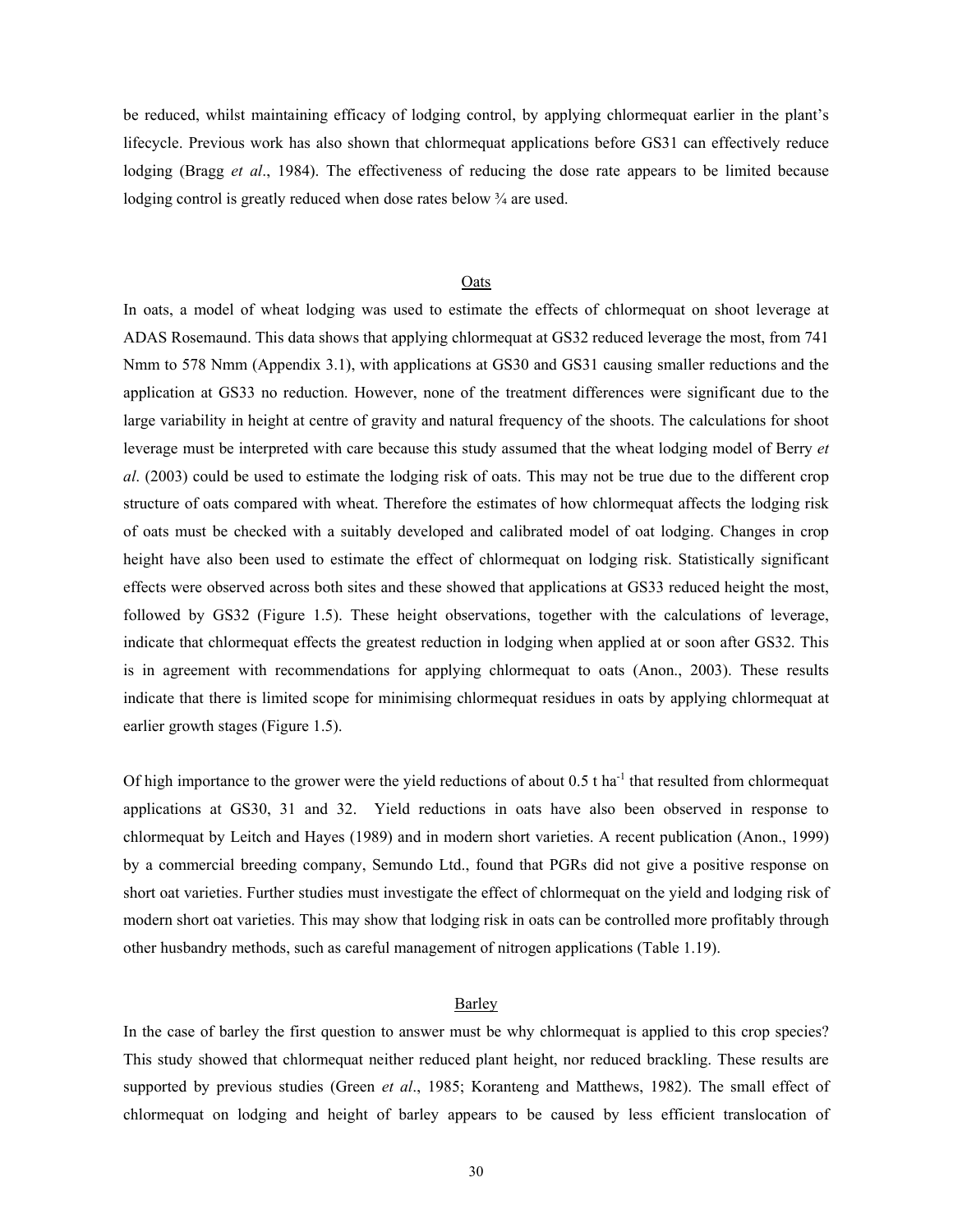be reduced, whilst maintaining efficacy of lodging control, by applying chlormequat earlier in the plant's lifecycle. Previous work has also shown that chlormequat applications before GS31 can effectively reduce lodging (Bragg *et al*., 1984). The effectiveness of reducing the dose rate appears to be limited because lodging control is greatly reduced when dose rates below ¾ are used.

## Oats

In oats, a model of wheat lodging was used to estimate the effects of chlormequat on shoot leverage at ADAS Rosemaund. This data shows that applying chlormequat at GS32 reduced leverage the most, from 741 Nmm to 578 Nmm (Appendix 3.1), with applications at GS30 and GS31 causing smaller reductions and the application at GS33 no reduction. However, none of the treatment differences were significant due to the large variability in height at centre of gravity and natural frequency of the shoots. The calculations for shoot leverage must be interpreted with care because this study assumed that the wheat lodging model of Berry *et al*. (2003) could be used to estimate the lodging risk of oats. This may not be true due to the different crop structure of oats compared with wheat. Therefore the estimates of how chlormequat affects the lodging risk of oats must be checked with a suitably developed and calibrated model of oat lodging. Changes in crop height have also been used to estimate the effect of chlormequat on lodging risk. Statistically significant effects were observed across both sites and these showed that applications at GS33 reduced height the most, followed by GS32 (Figure 1.5). These height observations, together with the calculations of leverage, indicate that chlormequat effects the greatest reduction in lodging when applied at or soon after GS32. This is in agreement with recommendations for applying chlormequat to oats (Anon., 2003). These results indicate that there is limited scope for minimising chlormequat residues in oats by applying chlormequat at earlier growth stages (Figure 1.5).

Of high importance to the grower were the yield reductions of about 0.5 t $ha^{-1}$ that resulted from chlormequat applications at GS30, 31 and 32. Yield reductions in oats have also been observed in response to chlormequat by Leitch and Hayes (1989) and in modern short varieties. A recent publication (Anon., 1999) by a commercial breeding company, Semundo Ltd., found that PGRs did not give a positive response on short oat varieties. Further studies must investigate the effect of chlormequat on the yield and lodging risk of modern short oat varieties. This may show that lodging risk in oats can be controlled more profitably through other husbandry methods, such as careful management of nitrogen applications (Table 1.19).

## Barley

In the case of barley the first question to answer must be why chlormequat is applied to this crop species? This study showed that chlormequat neither reduced plant height, nor reduced brackling. These results are supported by previous studies (Green *et al*., 1985; Koranteng and Matthews, 1982). The small effect of chlormequat on lodging and height of barley appears to be caused by less efficient translocation of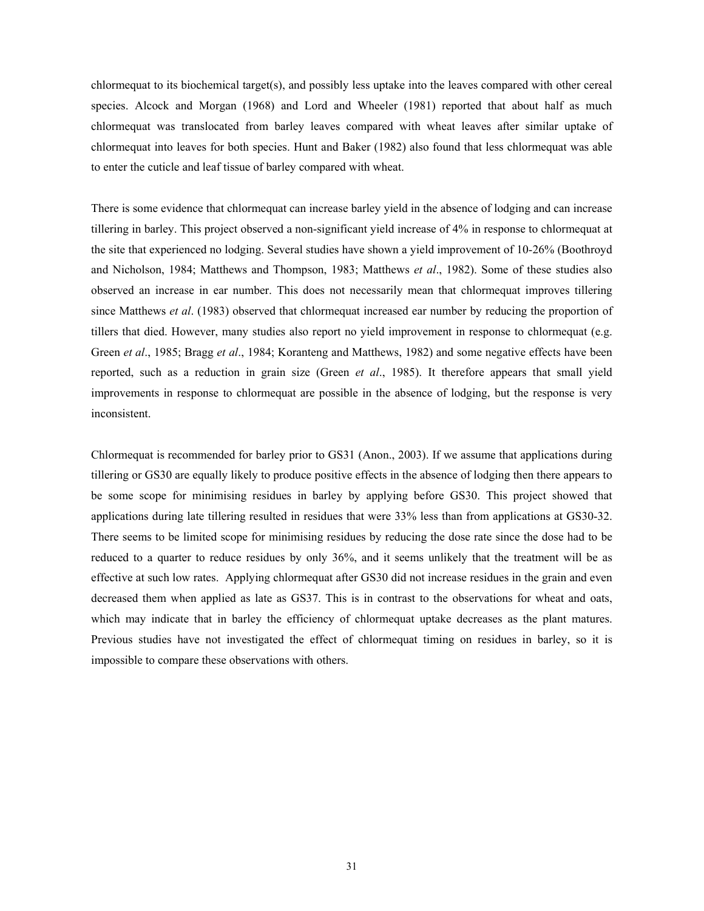chlormequat to its biochemical target(s), and possibly less uptake into the leaves compared with other cereal species. Alcock and Morgan (1968) and Lord and Wheeler (1981) reported that about half as much chlormequat was translocated from barley leaves compared with wheat leaves after similar uptake of chlormequat into leaves for both species. Hunt and Baker (1982) also found that less chlormequat was able to enter the cuticle and leaf tissue of barley compared with wheat.

There is some evidence that chlormequat can increase barley yield in the absence of lodging and can increase tillering in barley. This project observed a non-significant yield increase of 4% in response to chlormequat at the site that experienced no lodging. Several studies have shown a yield improvement of 10-26% (Boothroyd and Nicholson, 1984; Matthews and Thompson, 1983; Matthews *et al*., 1982). Some of these studies also observed an increase in ear number. This does not necessarily mean that chlormequat improves tillering since Matthews *et al*. (1983) observed that chlormequat increased ear number by reducing the proportion of tillers that died. However, many studies also report no yield improvement in response to chlormequat (e.g. Green *et al*., 1985; Bragg *et al*., 1984; Koranteng and Matthews, 1982) and some negative effects have been reported, such as a reduction in grain size (Green *et al*., 1985). It therefore appears that small yield improvements in response to chlormequat are possible in the absence of lodging, but the response is very inconsistent.

Chlormequat is recommended for barley prior to GS31 (Anon., 2003). If we assume that applications during tillering or GS30 are equally likely to produce positive effects in the absence of lodging then there appears to be some scope for minimising residues in barley by applying before GS30. This project showed that applications during late tillering resulted in residues that were 33% less than from applications at GS30-32. There seems to be limited scope for minimising residues by reducing the dose rate since the dose had to be reduced to a quarter to reduce residues by only 36%, and it seems unlikely that the treatment will be as effective at such low rates. Applying chlormequat after GS30 did not increase residues in the grain and even decreased them when applied as late as GS37. This is in contrast to the observations for wheat and oats, which may indicate that in barley the efficiency of chlormequat uptake decreases as the plant matures. Previous studies have not investigated the effect of chlormequat timing on residues in barley, so it is impossible to compare these observations with others.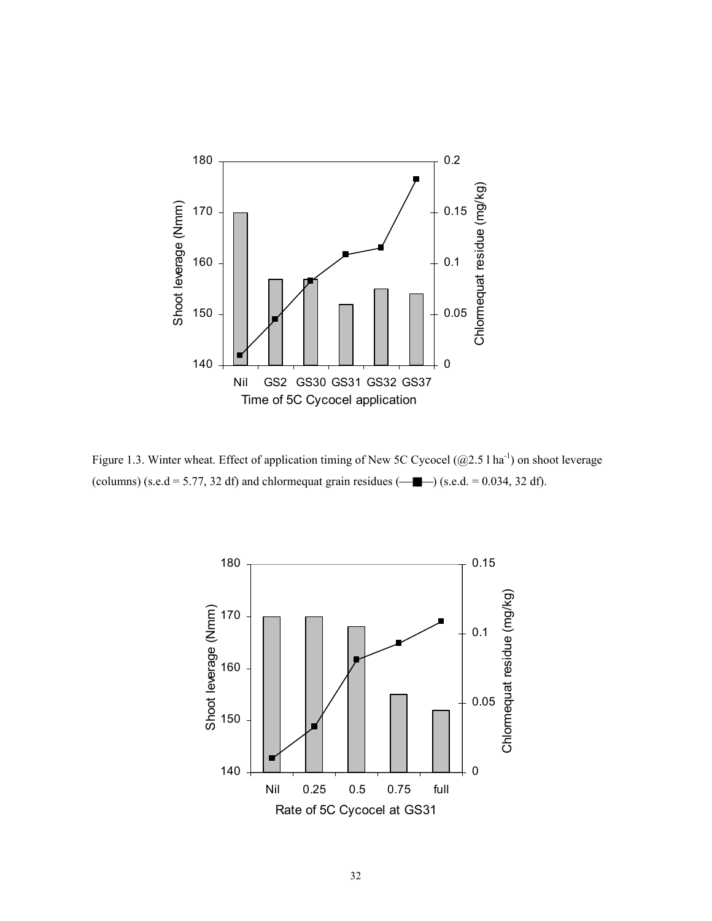Figure 1.3. Winter wheat. Effect of application timing of New 5C Cycocel (@2.5 l ha$^{-1}$) on shoot leverage (columns) (s.e.d = 5.77, 32 df) and chlormequat grain residues (—■—) (s.e.d. = 0.034, 32 df).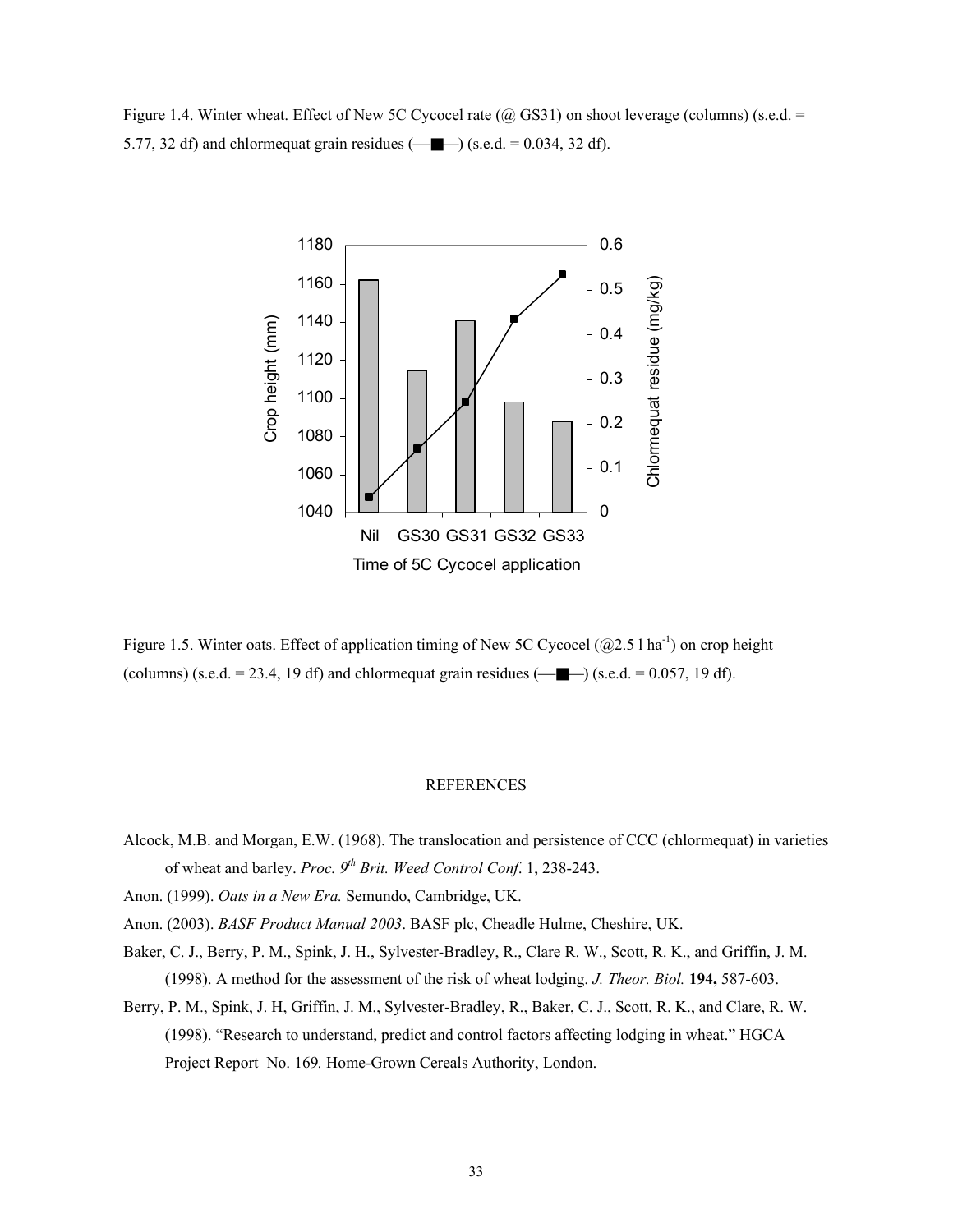Figure 1.4. Winter wheat. Effect of New 5C Cycocel rate (@ GS31) on shoot leverage (columns) (s.e.d. = 5.77, 32 df) and chlormequat grain residues (—■—) (s.e.d. = 0.034, 32 df).

Figure 1.5. Winter oats. Effect of application timing of New 5C Cycocel (@2.5 l ha$^{-1}$) on crop height (columns) (s.e.d. = 23.4, 19 df) and chlormequat grain residues (—■—) (s.e.d. = 0.057, 19 df).

## REFERENCES

Alcock, M.B. and Morgan, E.W. (1968). The translocation and persistence of CCC (chlormequat) in varieties of wheat and barley. *Proc. 9th Brit. Weed Control Conf.* 1, 238-243.

Anon. (1999). *Oats in a New Era.* Semundo, Cambridge, UK.

Anon. (2003). *BASF Product Manual 2003*. BASF plc, Cheadle Hulme, Cheshire, UK.

Baker, C. J., Berry, P. M., Spink, J. H., Sylvester-Bradley, R., Clare R. W., Scott, R. K., and Griffin, J. M. (1998). A method for the assessment of the risk of wheat lodging. *J. Theor. Biol.* **194,** 587-603.

Berry, P. M., Spink, J. H, Griffin, J. M., Sylvester-Bradley, R., Baker, C. J., Scott, R. K., and Clare, R. W. (1998). "Research to understand, predict and control factors affecting lodging in wheat." HGCA Project Report No. 169*.* Home-Grown Cereals Authority, London.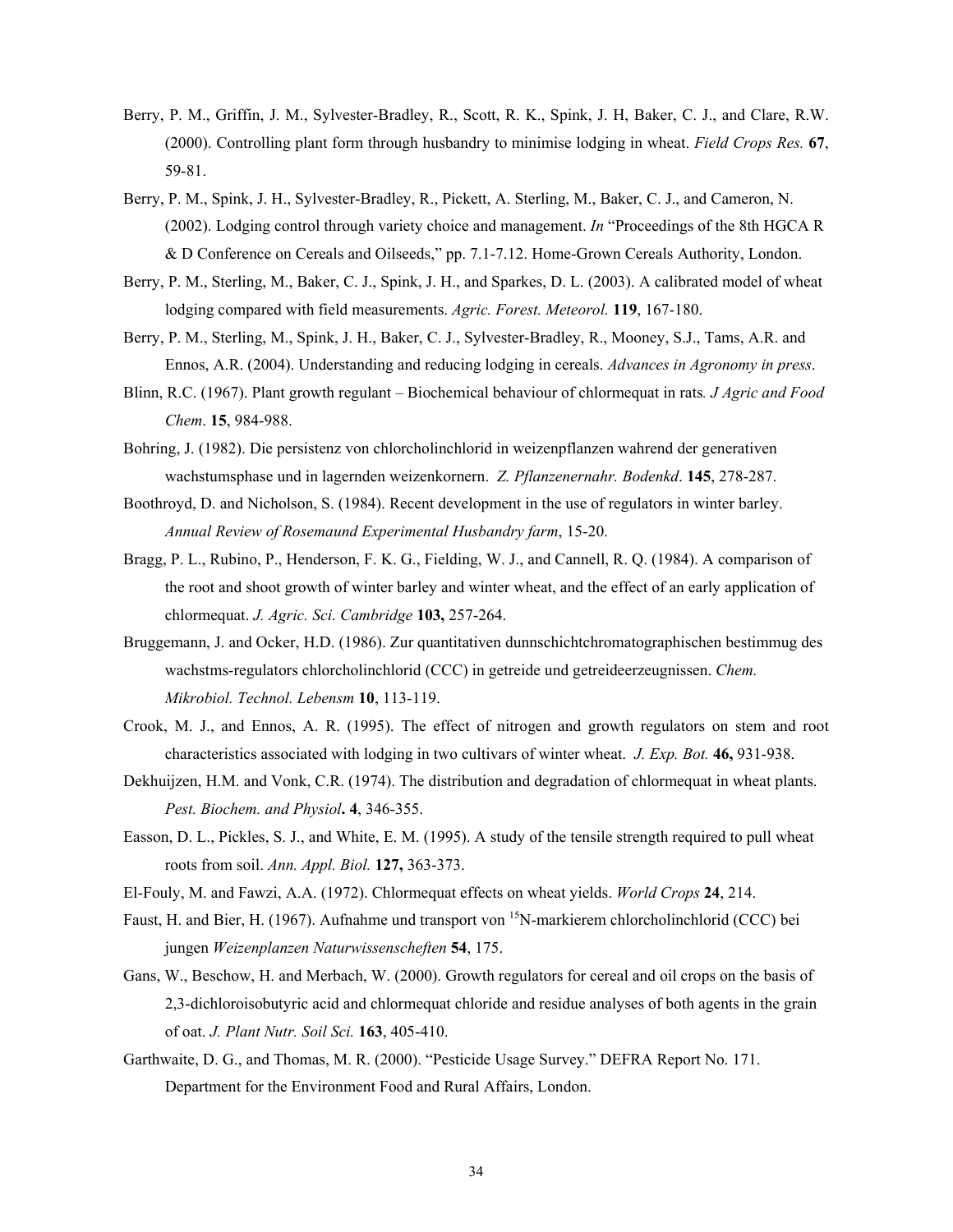Berry, P. M., Griffin, J. M., Sylvester-Bradley, R., Scott, R. K., Spink, J. H, Baker, C. J., and Clare, R.W. (2000). Controlling plant form through husbandry to minimise lodging in wheat. *Field Crops Res.* **67**, 59-81.

Berry, P. M., Spink, J. H., Sylvester-Bradley, R., Pickett, A. Sterling, M., Baker, C. J., and Cameron, N. (2002). Lodging control through variety choice and management. *In* "Proceedings of the 8th HGCA R & D Conference on Cereals and Oilseeds," pp. 7.1-7.12. Home-Grown Cereals Authority, London.

Berry, P. M., Sterling, M., Baker, C. J., Spink, J. H., and Sparkes, D. L. (2003). A calibrated model of wheat lodging compared with field measurements. *Agric. Forest. Meteorol.* **119**, 167-180.

Berry, P. M., Sterling, M., Spink, J. H., Baker, C. J., Sylvester-Bradley, R., Mooney, S.J., Tams, A.R. and Ennos, A.R. (2004). Understanding and reducing lodging in cereals. *Advances in Agronomy in press*.

Blinn, R.C. (1967). Plant growth regulant – Biochemical behaviour of chlormequat in rats*. J Agric and Food Chem*. **15**, 984-988.

Bohring, J. (1982). Die persistenz von chlorcholinchlorid in weizenpflanzen wahrend der generativen wachstumsphase und in lagernden weizenkornern. *Z. Pflanzenernahr. Bodenkd*. **145**, 278-287.

Boothroyd, D. and Nicholson, S. (1984). Recent development in the use of regulators in winter barley. *Annual Review of Rosemaund Experimental Husbandry farm*, 15-20.

Bragg, P. L., Rubino, P., Henderson, F. K. G., Fielding, W. J., and Cannell, R. Q. (1984). A comparison of the root and shoot growth of winter barley and winter wheat, and the effect of an early application of chlormequat. *J. Agric. Sci. Cambridge* **103,** 257-264.

Bruggemann, J. and Ocker, H.D. (1986). Zur quantitativen dunnschichtchromatographischen bestimmug des wachstms-regulators chlorcholinchlorid (CCC) in getreide und getreideerzeugnissen. *Chem. Mikrobiol. Technol. Lebensm* **10**, 113-119.

Crook, M. J., and Ennos, A. R. (1995). The effect of nitrogen and growth regulators on stem and root characteristics associated with lodging in two cultivars of winter wheat. *J. Exp. Bot.* **46,** 931-938.

Dekhuijzen, H.M. and Vonk, C.R. (1974). The distribution and degradation of chlormequat in wheat plants. *Pest. Biochem. and Physiol***. 4**, 346-355.

Easson, D. L., Pickles, S. J., and White, E. M. (1995). A study of the tensile strength required to pull wheat roots from soil. *Ann. Appl. Biol.* **127,** 363-373.

El-Fouly, M. and Fawzi, A.A. (1972). Chlormequat effects on wheat yields. *World Crops* **24**, 214.

Faust, H. and Bier, H. (1967). Aufnahme und transport von $^{15}$N-markierem chlorcholinchlorid (CCC) bei jungen *Weizenplanzen Naturwissenscheften* **54**, 175.

Gans, W., Beschow, H. and Merbach, W. (2000). Growth regulators for cereal and oil crops on the basis of 2,3-dichloroisobutyric acid and chlormequat chloride and residue analyses of both agents in the grain of oat. *J. Plant Nutr. Soil Sci.* **163**, 405-410.

Garthwaite, D. G., and Thomas, M. R. (2000). "Pesticide Usage Survey." DEFRA Report No. 171. Department for the Environment Food and Rural Affairs, London.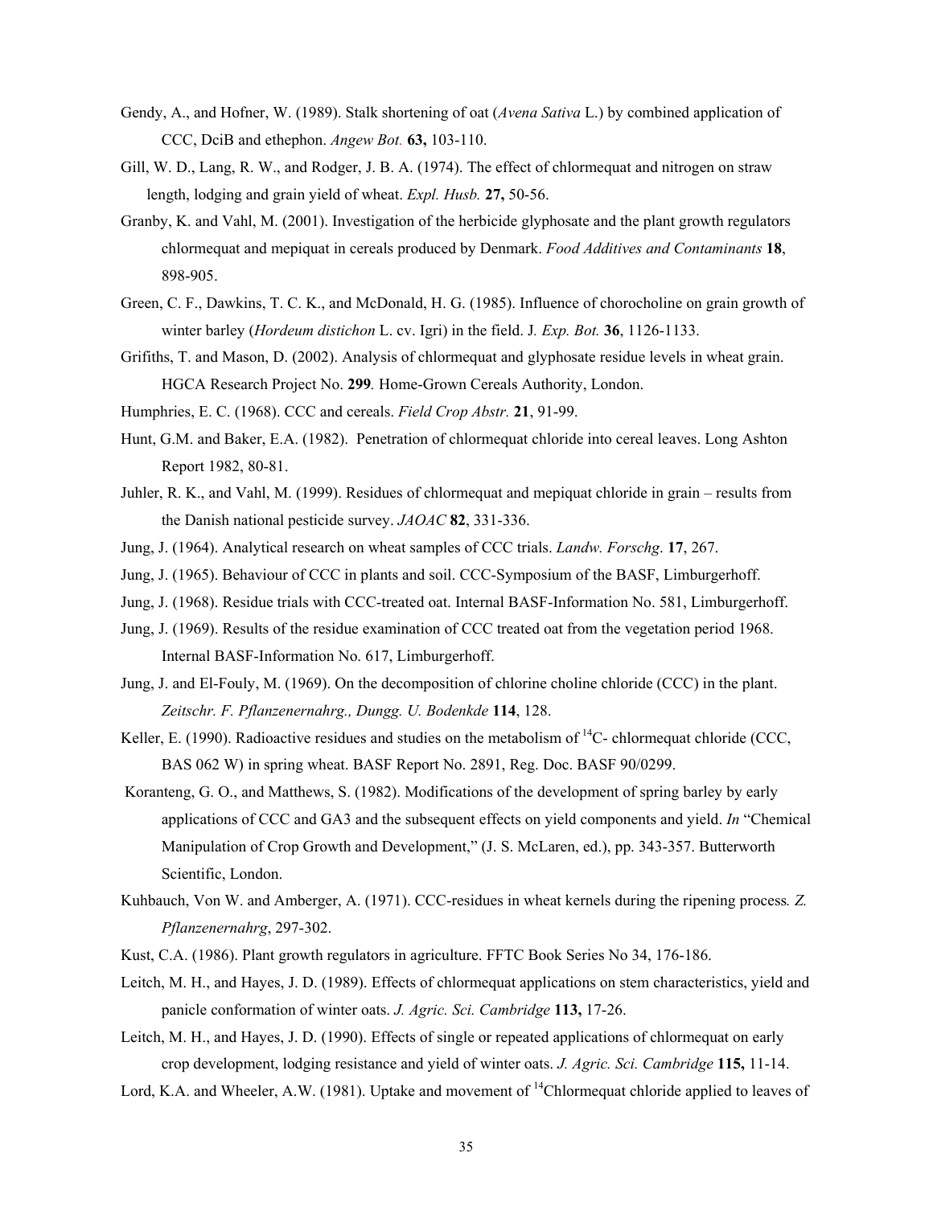Gendy, A., and Hofner, W. (1989). Stalk shortening of oat (*Avena Sativa* L.) by combined application of CCC, DciB and ethephon. *Angew Bot.* **63,** 103-110.

Gill, W. D., Lang, R. W., and Rodger, J. B. A. (1974). The effect of chlormequat and nitrogen on straw length, lodging and grain yield of wheat. *Expl. Husb.* **27,** 50-56.

Granby, K. and Vahl, M. (2001). Investigation of the herbicide glyphosate and the plant growth regulators chlormequat and mepiquat in cereals produced by Denmark. *Food Additives and Contaminants* **18**, 898-905.

Green, C. F., Dawkins, T. C. K., and McDonald, H. G. (1985). Influence of chorocholine on grain growth of winter barley (*Hordeum distichon* L. cv. Igri) in the field. J*. Exp. Bot.* **36**, 1126-1133.

Grifiths, T. and Mason, D. (2002). Analysis of chlormequat and glyphosate residue levels in wheat grain. HGCA Research Project No. **299***.* Home-Grown Cereals Authority, London.

Humphries, E. C. (1968). CCC and cereals. *Field Crop Abstr.* **21**, 91-99.

Hunt, G.M. and Baker, E.A. (1982). Penetration of chlormequat chloride into cereal leaves. Long Ashton Report 1982, 80-81.

Juhler, R. K., and Vahl, M. (1999). Residues of chlormequat and mepiquat chloride in grain – results from the Danish national pesticide survey. *JAOAC* **82**, 331-336.

Jung, J. (1964). Analytical research on wheat samples of CCC trials. *Landw. Forschg*. **17**, 267.

Jung, J. (1965). Behaviour of CCC in plants and soil. CCC-Symposium of the BASF, Limburgerhoff.

Jung, J. (1968). Residue trials with CCC-treated oat. Internal BASF-Information No. 581, Limburgerhoff.

Jung, J. (1969). Results of the residue examination of CCC treated oat from the vegetation period 1968. Internal BASF-Information No. 617, Limburgerhoff.

Jung, J. and El-Fouly, M. (1969). On the decomposition of chlorine choline chloride (CCC) in the plant. *Zeitschr. F. Pflanzenernahrg., Dungg. U. Bodenkde* **114**, 128.

Keller, E. (1990). Radioactive residues and studies on the metabolism of $^{14}$C- chlormequat chloride (CCC, BAS 062 W) in spring wheat. BASF Report No. 2891, Reg. Doc. BASF 90/0299.

Koranteng, G. O., and Matthews, S. (1982). Modifications of the development of spring barley by early applications of CCC and GA3 and the subsequent effects on yield components and yield. *In* "Chemical Manipulation of Crop Growth and Development," (J. S. McLaren, ed.), pp. 343-357. Butterworth Scientific, London.

Kuhbauch, Von W. and Amberger, A. (1971). CCC-residues in wheat kernels during the ripening process*. Z. Pflanzenernahrg*, 297-302.

Kust, C.A. (1986). Plant growth regulators in agriculture. FFTC Book Series No 34, 176-186.

Leitch, M. H., and Hayes, J. D. (1989). Effects of chlormequat applications on stem characteristics, yield and panicle conformation of winter oats. *J. Agric. Sci. Cambridge* **113,** 17-26.

Leitch, M. H., and Hayes, J. D. (1990). Effects of single or repeated applications of chlormequat on early crop development, lodging resistance and yield of winter oats. *J. Agric. Sci. Cambridge* **115,** 11-14.

Lord, K.A. and Wheeler, A.W. (1981). Uptake and movement of $^{14}$Chlormequat chloride applied to leaves of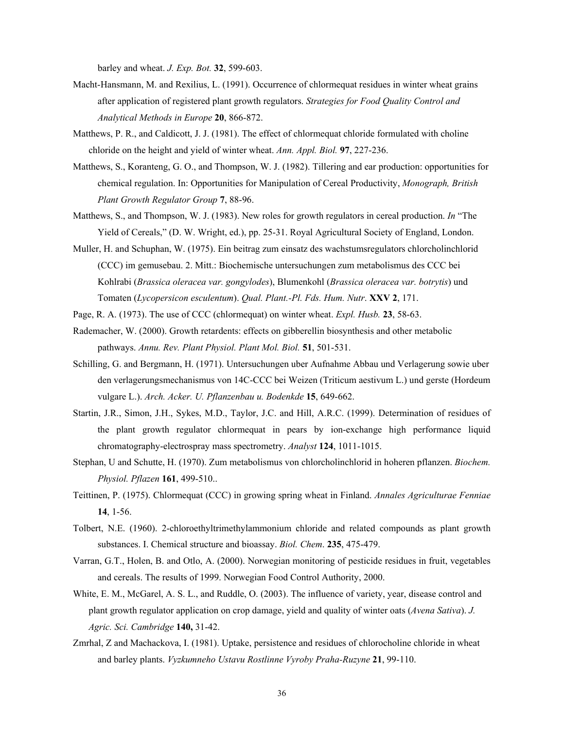barley and wheat. *J. Exp. Bot.* **32**, 599-603.

Macht-Hansmann, M. and Rexilius, L. (1991). Occurrence of chlormequat residues in winter wheat grains after application of registered plant growth regulators. *Strategies for Food Quality Control and Analytical Methods in Europe* **20**, 866-872.

Matthews, P. R., and Caldicott, J. J. (1981). The effect of chlormequat chloride formulated with choline chloride on the height and yield of winter wheat. *Ann. Appl. Biol.* **97**, 227-236.

Matthews, S., Koranteng, G. O., and Thompson, W. J. (1982). Tillering and ear production: opportunities for chemical regulation. In: Opportunities for Manipulation of Cereal Productivity, *Monograph, British Plant Growth Regulator Group* **7**, 88-96.

Matthews, S., and Thompson, W. J. (1983). New roles for growth regulators in cereal production. *In* "The Yield of Cereals," (D. W. Wright, ed.), pp. 25-31. Royal Agricultural Society of England, London.

Muller, H. and Schuphan, W. (1975). Ein beitrag zum einsatz des wachstumsregulators chlorcholinchlorid (CCC) im gemusebau. 2. Mitt.: Biochemische untersuchungen zum metabolismus des CCC bei Kohlrabi (*Brassica oleracea var. gongylodes*), Blumenkohl (*Brassica oleracea var. botrytis*) und Tomaten (*Lycopersicon esculentum*). *Qual. Plant.-Pl. Fds. Hum. Nutr*. **XXV 2**, 171.

Page, R. A. (1973). The use of CCC (chlormequat) on winter wheat. *Expl. Husb.* **23**, 58-63.

Rademacher, W. (2000). Growth retardents: effects on gibberellin biosynthesis and other metabolic pathways. *Annu. Rev. Plant Physiol. Plant Mol. Biol.* **51**, 501-531.

Schilling, G. and Bergmann, H. (1971). Untersuchungen uber Aufnahme Abbau und Verlagerung sowie uber den verlagerungsmechanismus von 14C-CCC bei Weizen (Triticum aestivum L.) und gerste (Hordeum vulgare L.). *Arch. Acker. U. Pflanzenbau u. Bodenkde* **15**, 649-662.

Startin, J.R., Simon, J.H., Sykes, M.D., Taylor, J.C. and Hill, A.R.C. (1999). Determination of residues of the plant growth regulator chlormequat in pears by ion-exchange high performance liquid chromatography-electrospray mass spectrometry. *Analyst* **124**, 1011-1015.

Stephan, U and Schutte, H. (1970). Zum metabolismus von chlorcholinchlorid in hoheren pflanzen. *Biochem. Physiol. Pflazen* **161**, 499-510..

Teittinen, P. (1975). Chlormequat (CCC) in growing spring wheat in Finland. *Annales Agriculturae Fenniae* **14**, 1-56.

Tolbert, N.E. (1960). 2-chloroethyltrimethylammonium chloride and related compounds as plant growth substances. I. Chemical structure and bioassay. *Biol. Chem*. **235**, 475-479.

Varran, G.T., Holen, B. and Otlo, A. (2000). Norwegian monitoring of pesticide residues in fruit, vegetables and cereals. The results of 1999. Norwegian Food Control Authority, 2000.

White, E. M., McGarel, A. S. L., and Ruddle, O. (2003). The influence of variety, year, disease control and plant growth regulator application on crop damage, yield and quality of winter oats (*Avena Sativa*). *J. Agric. Sci. Cambridge* **140,** 31-42.

Zmrhal, Z and Machackova, I. (1981). Uptake, persistence and residues of chlorocholine chloride in wheat and barley plants. *Vyzkumneho Ustavu Rostlinne Vyroby Praha-Ruzyne* **21**, 99-110.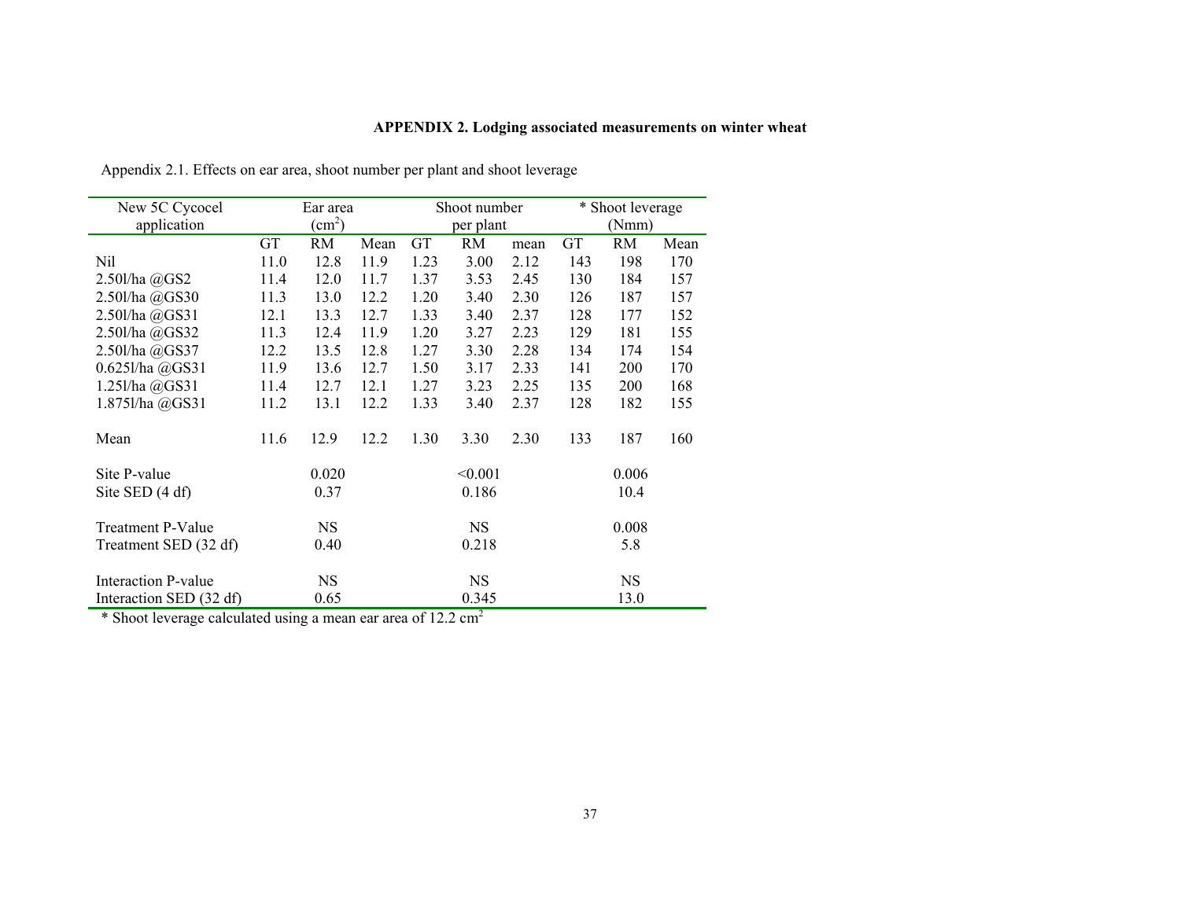**APPENDIX 2. Lodging associated measurements on winter wheat**

Appendix 2.1. Effects on ear area, shoot number per plant and shoot leverage

| New 5C Cycocel application | Ear area ($cm^2$) | | | Shoot number per plant | | | * Shoot leverage (Nmm) | | |
|---|---|---|---|---|---|---|---|---|---|
| | GT | RM | Mean | GT | RM | mean | GT | RM | Mean |
| Nil | 11.0 | 12.8 | 11.9 | 1.23 | 3.00 | 2.12 | 143 | 198 | 170 |
| 2.50l/ha @GS2 | 11.4 | 12.0 | 11.7 | 1.37 | 3.53 | 2.45 | 130 | 184 | 157 |
| 2.50l/ha @GS30 | 11.3 | 13.0 | 12.2 | 1.20 | 3.40 | 2.30 | 126 | 187 | 157 |
| 2.50l/ha @GS31 | 12.1 | 13.3 | 12.7 | 1.33 | 3.40 | 2.37 | 128 | 177 | 152 |
| 2.50l/ha @GS32 | 11.3 | 12.4 | 11.9 | 1.20 | 3.27 | 2.23 | 129 | 181 | 155 |
| 2.50l/ha @GS37 | 12.2 | 13.5 | 12.8 | 1.27 | 3.30 | 2.28 | 134 | 174 | 154 |
| 0.625l/ha @GS31 | 11.9 | 13.6 | 12.7 | 1.50 | 3.17 | 2.33 | 141 | 200 | 170 |
| 1.25l/ha @GS31 | 11.4 | 12.7 | 12.1 | 1.27 | 3.23 | 2.25 | 135 | 200 | 168 |
| 1.875l/ha @GS31 | 11.2 | 13.1 | 12.2 | 1.33 | 3.40 | 2.37 | 128 | 182 | 155 |
| Mean | 11.6 | 12.9 | 12.2 | 1.30 | 3.30 | 2.30 | 133 | 187 | 160 |
| Site P-value | | 0.020 | | | <0.001 | | | 0.006 | |
| Site SED (4 df) | | 0.37 | | | 0.186 | | | 10.4 | |
| Treatment P-Value | | NS | | | NS | | | 0.008 | |
| Treatment SED (32 df) | | 0.40 | | | 0.218 | | | 5.8 | |
| Interaction P-value | | NS | | | NS | | | NS | |
| Interaction SED (32 df) | | 0.65 | | | 0.345 | | | 13.0 | |

\* Shoot leverage calculated using a mean ear area of 12.2 $cm^2$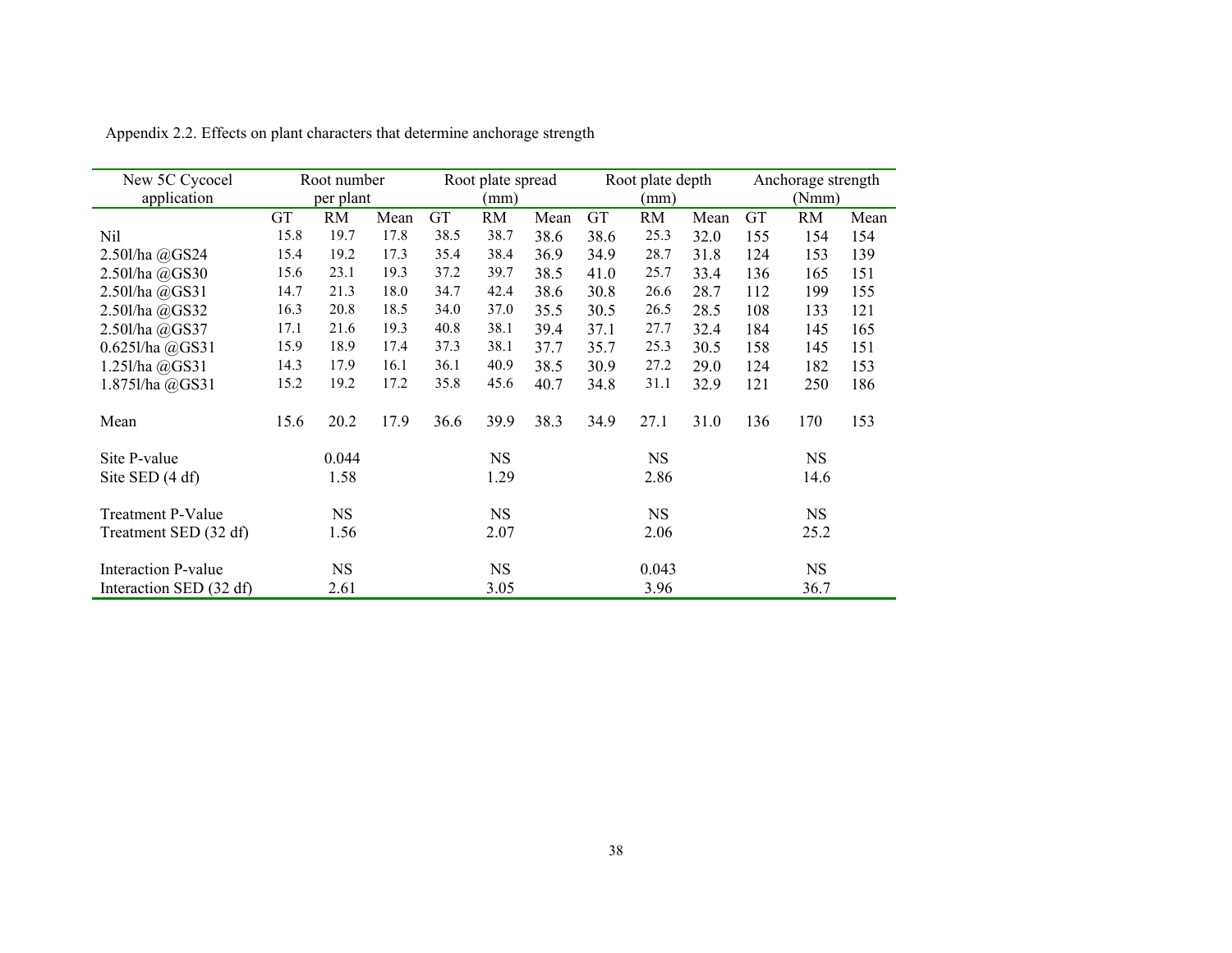Appendix 2.2. Effects on plant characters that determine anchorage strength

| New 5C Cycocel application | Root number per plant | | | Root plate spread (mm) | | | Root plate depth (mm) | | | Anchorage strength (Nmm) | | |
|---|---|---|---|---|---|---|---|---|---|---|---|---|
| | GT | RM | Mean | GT | RM | Mean | GT | RM | Mean | GT | RM | Mean |
| Nil | 15.8 | 19.7 | 17.8 | 38.5 | 38.7 | 38.6 | 38.6 | 25.3 | 32.0 | 155 | 154 | 154 |
| 2.50l/ha @GS24 | 15.4 | 19.2 | 17.3 | 35.4 | 38.4 | 36.9 | 34.9 | 28.7 | 31.8 | 124 | 153 | 139 |
| 2.50l/ha @GS30 | 15.6 | 23.1 | 19.3 | 37.2 | 39.7 | 38.5 | 41.0 | 25.7 | 33.4 | 136 | 165 | 151 |
| 2.50l/ha @GS31 | 14.7 | 21.3 | 18.0 | 34.7 | 42.4 | 38.6 | 30.8 | 26.6 | 28.7 | 112 | 199 | 155 |
| 2.50l/ha @GS32 | 16.3 | 20.8 | 18.5 | 34.0 | 37.0 | 35.5 | 30.5 | 26.5 | 28.5 | 108 | 133 | 121 |
| 2.50l/ha @GS37 | 17.1 | 21.6 | 19.3 | 40.8 | 38.1 | 39.4 | 37.1 | 27.7 | 32.4 | 184 | 145 | 165 |
| 0.625l/ha @GS31 | 15.9 | 18.9 | 17.4 | 37.3 | 38.1 | 37.7 | 35.7 | 25.3 | 30.5 | 158 | 145 | 151 |
| 1.25l/ha @GS31 | 14.3 | 17.9 | 16.1 | 36.1 | 40.9 | 38.5 | 30.9 | 27.2 | 29.0 | 124 | 182 | 153 |
| 1.875l/ha @GS31 | 15.2 | 19.2 | 17.2 | 35.8 | 45.6 | 40.7 | 34.8 | 31.1 | 32.9 | 121 | 250 | 186 |
| Mean | 15.6 | 20.2 | 17.9 | 36.6 | 39.9 | 38.3 | 34.9 | 27.1 | 31.0 | 136 | 170 | 153 |
| Site P-value | | 0.044 | | | NS | | | NS | | | NS | |
| Site SED (4 df) | | 1.58 | | | 1.29 | | | 2.86 | | | 14.6 | |
| Treatment P-Value | | NS | | | NS | | | NS | | | NS | |
| Treatment SED (32 df) | | 1.56 | | | 2.07 | | | 2.06 | | | 25.2 | |
| Interaction P-value | | NS | | | NS | | | 0.043 | | | NS | |
| Interaction SED (32 df) | | 2.61 | | | 3.05 | | | 3.96 | | | 36.7 | |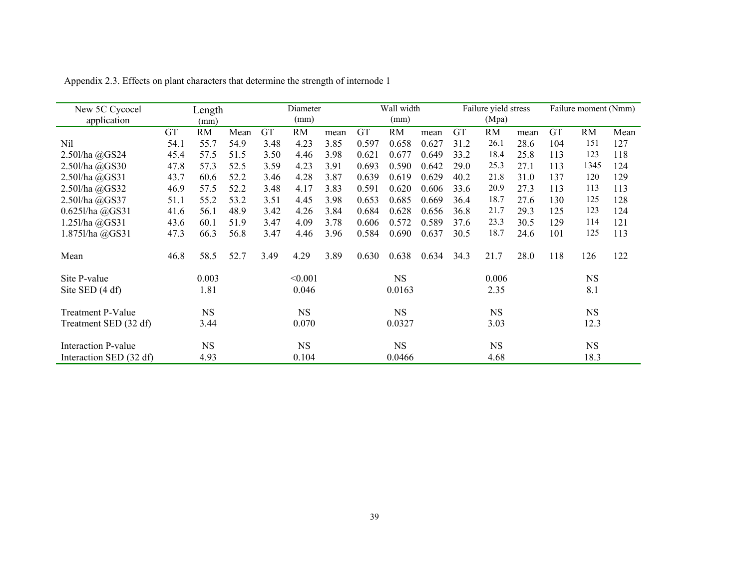Appendix 2.3. Effects on plant characters that determine the strength of internode 1

| New 5C Cycocel application | Length (mm) | | | Diameter (mm) | | | Wall width (mm) | | | Failure yield stress (Mpa) | | | Failure moment (Nmm) | | |
|---|---|---|---|---|---|---|---|---|---|---|---|---|---|---|---|
| | GT | RM | Mean | GT | RM | mean | GT | RM | mean | GT | RM | mean | GT | RM | Mean |
| Nil | 54.1 | 55.7 | 54.9 | 3.48 | 4.23 | 3.85 | 0.597 | 0.658 | 0.627 | 31.2 | 26.1 | 28.6 | 104 | 151 | 127 |
| 2.50l/ha @GS24 | 45.4 | 57.5 | 51.5 | 3.50 | 4.46 | 3.98 | 0.621 | 0.677 | 0.649 | 33.2 | 18.4 | 25.8 | 113 | 123 | 118 |
| 2.50l/ha @GS30 | 47.8 | 57.3 | 52.5 | 3.59 | 4.23 | 3.91 | 0.693 | 0.590 | 0.642 | 29.0 | 25.3 | 27.1 | 113 | 1345 | 124 |
| 2.50l/ha @GS31 | 43.7 | 60.6 | 52.2 | 3.46 | 4.28 | 3.87 | 0.639 | 0.619 | 0.629 | 40.2 | 21.8 | 31.0 | 137 | 120 | 129 |
| 2.50l/ha @GS32 | 46.9 | 57.5 | 52.2 | 3.48 | 4.17 | 3.83 | 0.591 | 0.620 | 0.606 | 33.6 | 20.9 | 27.3 | 113 | 113 | 113 |
| 2.50l/ha @GS37 | 51.1 | 55.2 | 53.2 | 3.51 | 4.45 | 3.98 | 0.653 | 0.685 | 0.669 | 36.4 | 18.7 | 27.6 | 130 | 125 | 128 |
| 0.625l/ha @GS31 | 41.6 | 56.1 | 48.9 | 3.42 | 4.26 | 3.84 | 0.684 | 0.628 | 0.656 | 36.8 | 21.7 | 29.3 | 125 | 123 | 124 |
| 1.25l/ha @GS31 | 43.6 | 60.1 | 51.9 | 3.47 | 4.09 | 3.78 | 0.606 | 0.572 | 0.589 | 37.6 | 23.3 | 30.5 | 129 | 114 | 121 |
| 1.875l/ha @GS31 | 47.3 | 66.3 | 56.8 | 3.47 | 4.46 | 3.96 | 0.584 | 0.690 | 0.637 | 30.5 | 18.7 | 24.6 | 101 | 125 | 113 |
| Mean | 46.8 | 58.5 | 52.7 | 3.49 | 4.29 | 3.89 | 0.630 | 0.638 | 0.634 | 34.3 | 21.7 | 28.0 | 118 | 126 | 122 |
| Site P-value | | 0.003 | | | <0.001 | | | NS | | | 0.006 | | | NS | |
| Site SED (4 df) | | 1.81 | | | 0.046 | | | 0.0163 | | | 2.35 | | | 8.1 | |
| Treatment P-Value | | NS | | | NS | | | NS | | | NS | | | NS | |
| Treatment SED (32 df) | | 3.44 | | | 0.070 | | | 0.0327 | | | 3.03 | | | 12.3 | |
| Interaction P-value | | NS | | | NS | | | NS | | | NS | | | NS | |
| Interaction SED (32 df) | | 4.93 | | | 0.104 | | | 0.0466 | | | 4.68 | | | 18.3 | |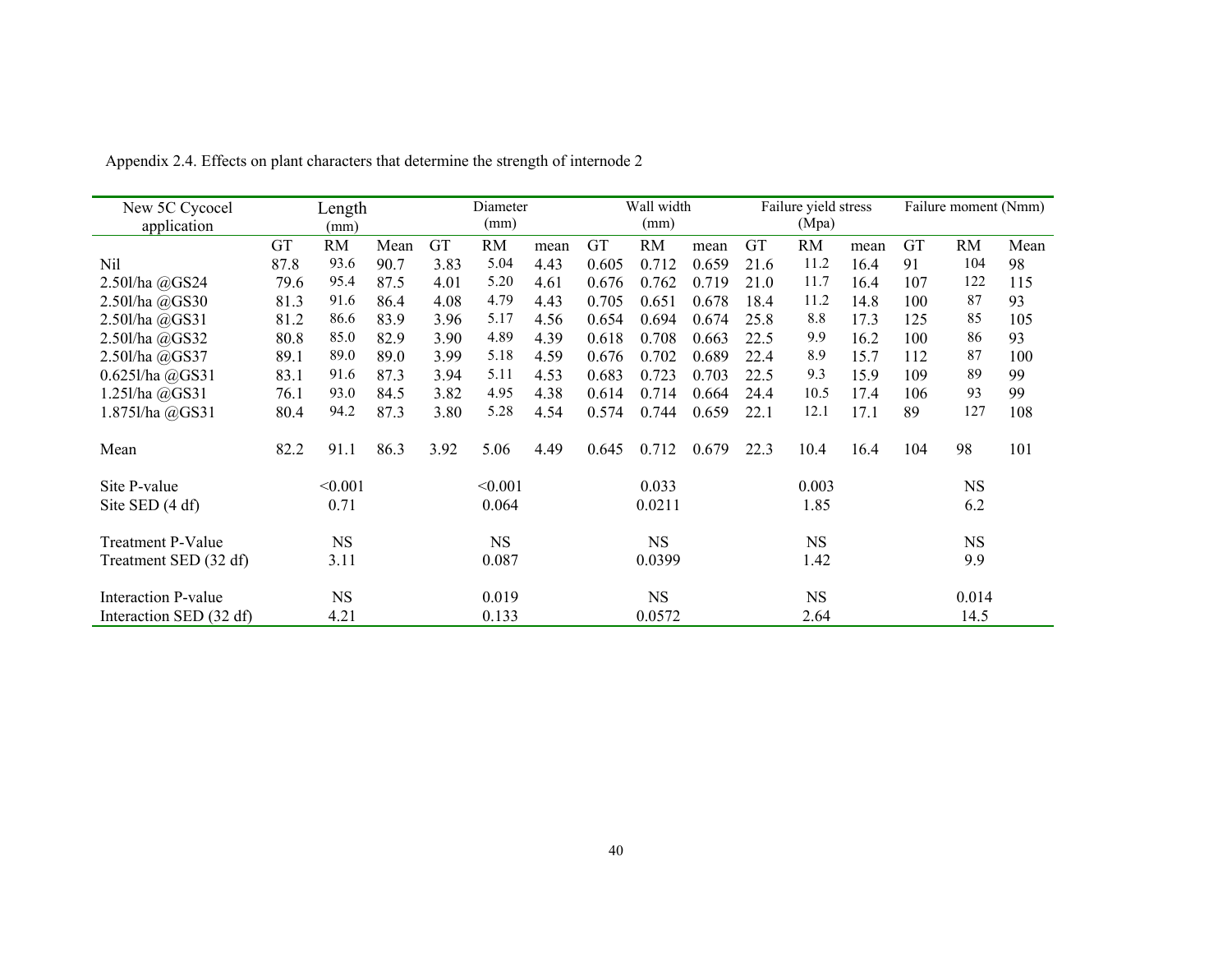Appendix 2.4. Effects on plant characters that determine the strength of internode 2

| New 5C Cycocel application | Length (mm) | | | Diameter (mm) | | | Wall width (mm) | | | Failure yield stress (Mpa) | | | Failure moment (Nmm) | | |
|---|---|---|---|---|---|---|---|---|---|---|---|---|---|---|---|
| | GT | RM | Mean | GT | RM | mean | GT | RM | mean | GT | RM | mean | GT | RM | Mean |
| Nil | 87.8 | 93.6 | 90.7 | 3.83 | 5.04 | 4.43 | 0.605 | 0.712 | 0.659 | 21.6 | 11.2 | 16.4 | 91 | 104 | 98 |
| 2.50l/ha @GS24 | 79.6 | 95.4 | 87.5 | 4.01 | 5.20 | 4.61 | 0.676 | 0.762 | 0.719 | 21.0 | 11.7 | 16.4 | 107 | 122 | 115 |
| 2.50l/ha @GS30 | 81.3 | 91.6 | 86.4 | 4.08 | 4.79 | 4.43 | 0.705 | 0.651 | 0.678 | 18.4 | 11.2 | 14.8 | 100 | 87 | 93 |
| 2.50l/ha @GS31 | 81.2 | 86.6 | 83.9 | 3.96 | 5.17 | 4.56 | 0.654 | 0.694 | 0.674 | 25.8 | 8.8 | 17.3 | 125 | 85 | 105 |
| 2.50l/ha @GS32 | 80.8 | 85.0 | 82.9 | 3.90 | 4.89 | 4.39 | 0.618 | 0.708 | 0.663 | 22.5 | 9.9 | 16.2 | 100 | 86 | 93 |
| 2.50l/ha @GS37 | 89.1 | 89.0 | 89.0 | 3.99 | 5.18 | 4.59 | 0.676 | 0.702 | 0.689 | 22.4 | 8.9 | 15.7 | 112 | 87 | 100 |
| 0.625l/ha @GS31 | 83.1 | 91.6 | 87.3 | 3.94 | 5.11 | 4.53 | 0.683 | 0.723 | 0.703 | 22.5 | 9.3 | 15.9 | 109 | 89 | 99 |
| 1.25l/ha @GS31 | 76.1 | 93.0 | 84.5 | 3.82 | 4.95 | 4.38 | 0.614 | 0.714 | 0.664 | 24.4 | 10.5 | 17.4 | 106 | 93 | 99 |
| 1.875l/ha @GS31 | 80.4 | 94.2 | 87.3 | 3.80 | 5.28 | 4.54 | 0.574 | 0.744 | 0.659 | 22.1 | 12.1 | 17.1 | 89 | 127 | 108 |
| Mean | 82.2 | 91.1 | 86.3 | 3.92 | 5.06 | 4.49 | 0.645 | 0.712 | 0.679 | 22.3 | 10.4 | 16.4 | 104 | 98 | 101 |
| Site P-value | | <0.001 | | | <0.001 | | | 0.033 | | | 0.003 | | | NS | |
| Site SED (4 df) | | 0.71 | | | 0.064 | | | 0.0211 | | | 1.85 | | | 6.2 | |
| Treatment P-Value | | NS | | | NS | | | NS | | | NS | | | NS | |
| Treatment SED (32 df) | | 3.11 | | | 0.087 | | | 0.0399 | | | 1.42 | | | 9.9 | |
| Interaction P-value | | NS | | | 0.019 | | | NS | | | NS | | | 0.014 | |
| Interaction SED (32 df) | | 4.21 | | | 0.133 | | | 0.0572 | | | 2.64 | | | 14.5 | |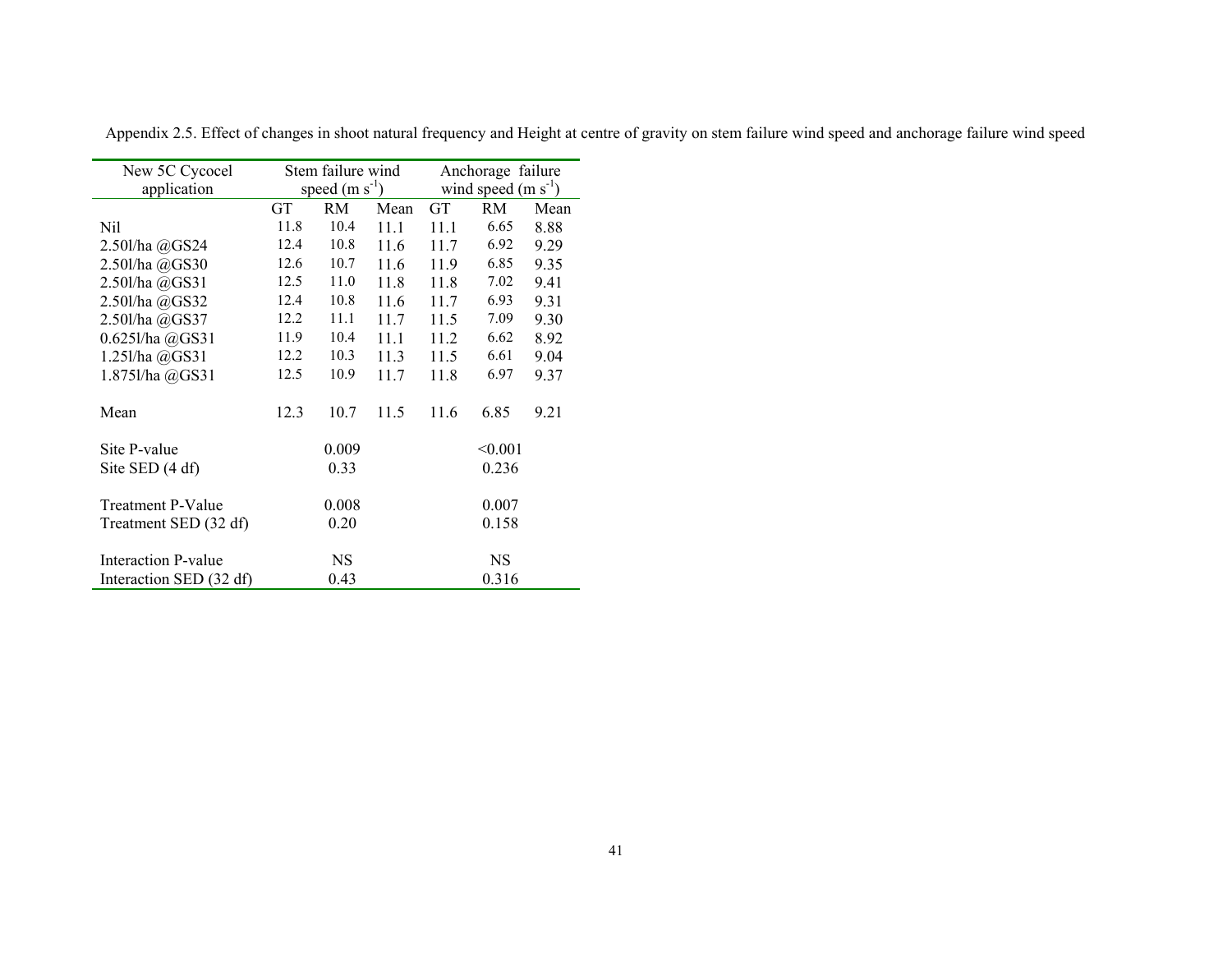Appendix 2.5. Effect of changes in shoot natural frequency and Height at centre of gravity on stem failure wind speed and anchorage failure wind speed

| New 5C Cycocel application | Stem failure wind speed (m $s^{-1}$) | | | Anchorage failure wind speed (m $s^{-1}$) | | |
|---|---|---|---|---|---|---|
| | GT | RM | Mean | GT | RM | Mean |
| Nil | 11.8 | 10.4 | 11.1 | 11.1 | 6.65 | 8.88 |
| 2.50l/ha @GS24 | 12.4 | 10.8 | 11.6 | 11.7 | 6.92 | 9.29 |
| 2.50l/ha @GS30 | 12.6 | 10.7 | 11.6 | 11.9 | 6.85 | 9.35 |
| 2.50l/ha @GS31 | 12.5 | 11.0 | 11.8 | 11.8 | 7.02 | 9.41 |
| 2.50l/ha @GS32 | 12.4 | 10.8 | 11.6 | 11.7 | 6.93 | 9.31 |
| 2.50l/ha @GS37 | 12.2 | 11.1 | 11.7 | 11.5 | 7.09 | 9.30 |
| 0.625l/ha @GS31 | 11.9 | 10.4 | 11.1 | 11.2 | 6.62 | 8.92 |
| 1.25l/ha @GS31 | 12.2 | 10.3 | 11.3 | 11.5 | 6.61 | 9.04 |
| 1.875l/ha @GS31 | 12.5 | 10.9 | 11.7 | 11.8 | 6.97 | 9.37 |
| Mean | 12.3 | 10.7 | 11.5 | 11.6 | 6.85 | 9.21 |
| Site P-value | | 0.009 | | | <0.001 | |
| Site SED (4 df) | | 0.33 | | | 0.236 | |
| Treatment P-Value | | 0.008 | | | 0.007 | |
| Treatment SED (32 df) | | 0.20 | | | 0.158 | |
| Interaction P-value | | NS | | | NS | |
| Interaction SED (32 df) | | 0.43 | | | 0.316 | |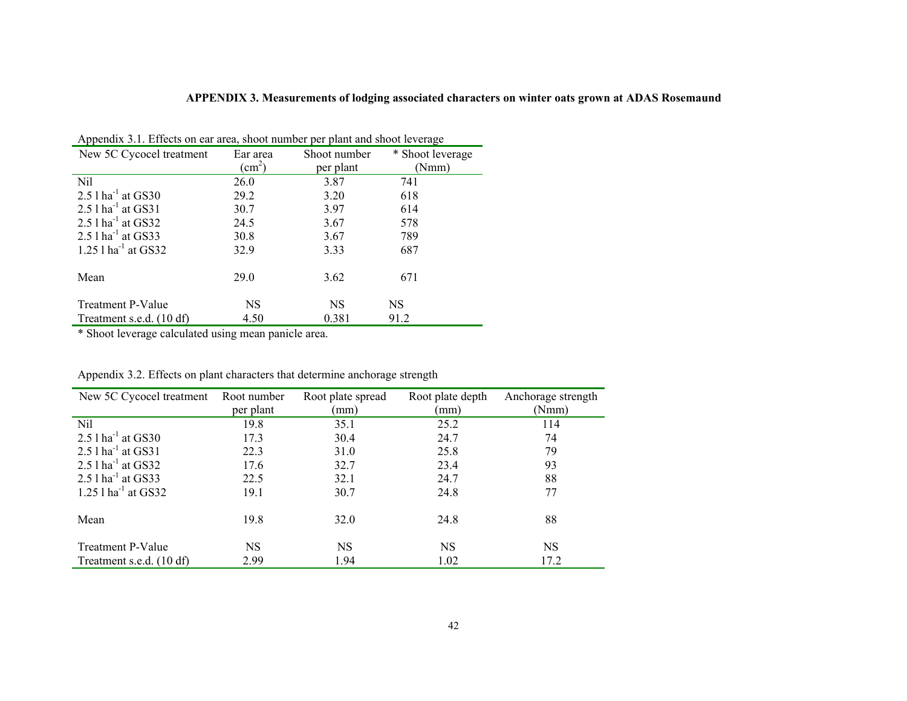**APPENDIX 3. Measurements of lodging associated characters on winter oats grown at ADAS Rosemaund**

Appendix 3.1. Effects on ear area, shoot number per plant and shoot leverage

| New 5C Cycocel treatment | Ear area ($cm^2$) | Shoot number per plant | * Shoot leverage (Nmm) |
|---|---|---|---|
| Nil | 26.0 | 3.87 | 741 |
| 2.5 l $ha^{-1}$ at GS30 | 29.2 | 3.20 | 618 |
| 2.5 l $ha^{-1}$ at GS31 | 30.7 | 3.97 | 614 |
| 2.5 l $ha^{-1}$ at GS32 | 24.5 | 3.67 | 578 |
| 2.5 l $ha^{-1}$ at GS33 | 30.8 | 3.67 | 789 |
| 1.25 l $ha^{-1}$ at GS32 | 32.9 | 3.33 | 687 |
| | | | |
| Mean | 29.0 | 3.62 | 671 |
| | | | |
| Treatment P-Value | NS | NS | NS |
| Treatment s.e.d. (10 df) | 4.50 | 0.381 | 91.2 |

* Shoot leverage calculated using mean panicle area.

Appendix 3.2. Effects on plant characters that determine anchorage strength

| New 5C Cycocel treatment | Root number per plant | Root plate spread (mm) | Root plate depth (mm) | Anchorage strength (Nmm) |
|---|---|---|---|---|
| Nil | 19.8 | 35.1 | 25.2 | 114 |
| 2.5 l $ha^{-1}$ at GS30 | 17.3 | 30.4 | 24.7 | 74 |
| 2.5 l $ha^{-1}$ at GS31 | 22.3 | 31.0 | 25.8 | 79 |
| 2.5 l $ha^{-1}$ at GS32 | 17.6 | 32.7 | 23.4 | 93 |
| 2.5 l $ha^{-1}$ at GS33 | 22.5 | 32.1 | 24.7 | 88 |
| 1.25 l $ha^{-1}$ at GS32 | 19.1 | 30.7 | 24.8 | 77 |
| | | | | |
| Mean | 19.8 | 32.0 | 24.8 | 88 |
| | | | | |
| Treatment P-Value | NS | NS | NS | NS |
| Treatment s.e.d. (10 df) | 2.99 | 1.94 | 1.02 | 17.2 |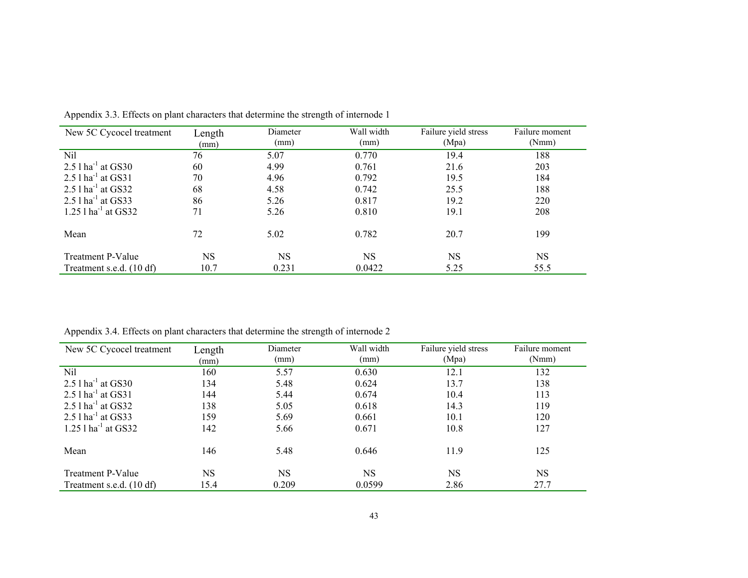Appendix 3.3. Effects on plant characters that determine the strength of internode 1

| New 5C Cycocel treatment | Length (mm) | Diameter (mm) | Wall width (mm) | Failure yield stress (Mpa) | Failure moment (Nmm) |
|---|---|---|---|---|---|
| Nil | 76 | 5.07 | 0.770 | 19.4 | 188 |
| 2.5 l ha$^{-1}$ at GS30 | 60 | 4.99 | 0.761 | 21.6 | 203 |
| 2.5 l ha$^{-1}$ at GS31 | 70 | 4.96 | 0.792 | 19.5 | 184 |
| 2.5 l ha$^{-1}$ at GS32 | 68 | 4.58 | 0.742 | 25.5 | 188 |
| 2.5 l ha$^{-1}$ at GS33 | 86 | 5.26 | 0.817 | 19.2 | 220 |
| 1.25 l ha$^{-1}$ at GS32 | 71 | 5.26 | 0.810 | 19.1 | 208 |
| Mean | 72 | 5.02 | 0.782 | 20.7 | 199 |
| Treatment P-Value | NS | NS | NS | NS | NS |
| Treatment s.e.d. (10 df) | 10.7 | 0.231 | 0.0422 | 5.25 | 55.5 |

Appendix 3.4. Effects on plant characters that determine the strength of internode 2

| New 5C Cycocel treatment | Length (mm) | Diameter (mm) | Wall width (mm) | Failure yield stress (Mpa) | Failure moment (Nmm) |
|---|---|---|---|---|---|
| Nil | 160 | 5.57 | 0.630 | 12.1 | 132 |
| 2.5 l ha$^{-1}$ at GS30 | 134 | 5.48 | 0.624 | 13.7 | 138 |
| 2.5 l ha$^{-1}$ at GS31 | 144 | 5.44 | 0.674 | 10.4 | 113 |
| 2.5 l ha$^{-1}$ at GS32 | 138 | 5.05 | 0.618 | 14.3 | 119 |
| 2.5 l ha$^{-1}$ at GS33 | 159 | 5.69 | 0.661 | 10.1 | 120 |
| 1.25 l ha$^{-1}$ at GS32 | 142 | 5.66 | 0.671 | 10.8 | 127 |
| Mean | 146 | 5.48 | 0.646 | 11.9 | 125 |
| Treatment P-Value | NS | NS | NS | NS | NS |
| Treatment s.e.d. (10 df) | 15.4 | 0.209 | 0.0599 | 2.86 | 27.7 |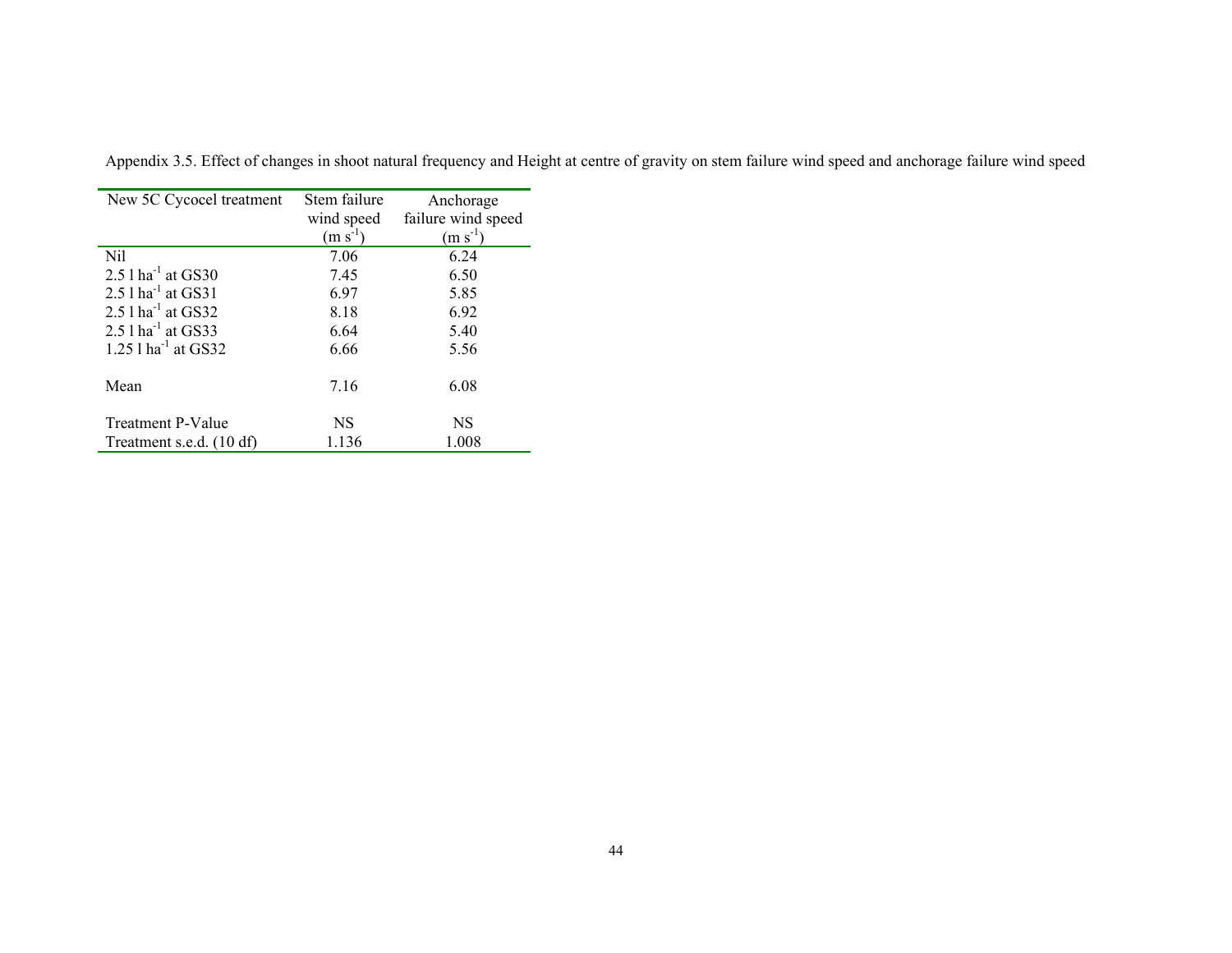Appendix 3.5. Effect of changes in shoot natural frequency and Height at centre of gravity on stem failure wind speed and anchorage failure wind speed

| New 5C Cycocel treatment | Stem failure wind speed ($m\ s^{-1}$) | Anchorage failure wind speed ($m\ s^{-1}$) |
|---|---|---|
| Nil | 7.06 | 6.24 |
| 2.5 l $ha^{-1}$ at GS30 | 7.45 | 6.50 |
| 2.5 l $ha^{-1}$ at GS31 | 6.97 | 5.85 |
| 2.5 l $ha^{-1}$ at GS32 | 8.18 | 6.92 |
| 2.5 l $ha^{-1}$ at GS33 | 6.64 | 5.40 |
| 1.25 l $ha^{-1}$ at GS32 | 6.66 | 5.56 |
| | | |
| Mean | 7.16 | 6.08 |
| | | |
| Treatment P-Value | NS | NS |
| Treatment s.e.d. (10 df) | 1.136 | 1.008 |